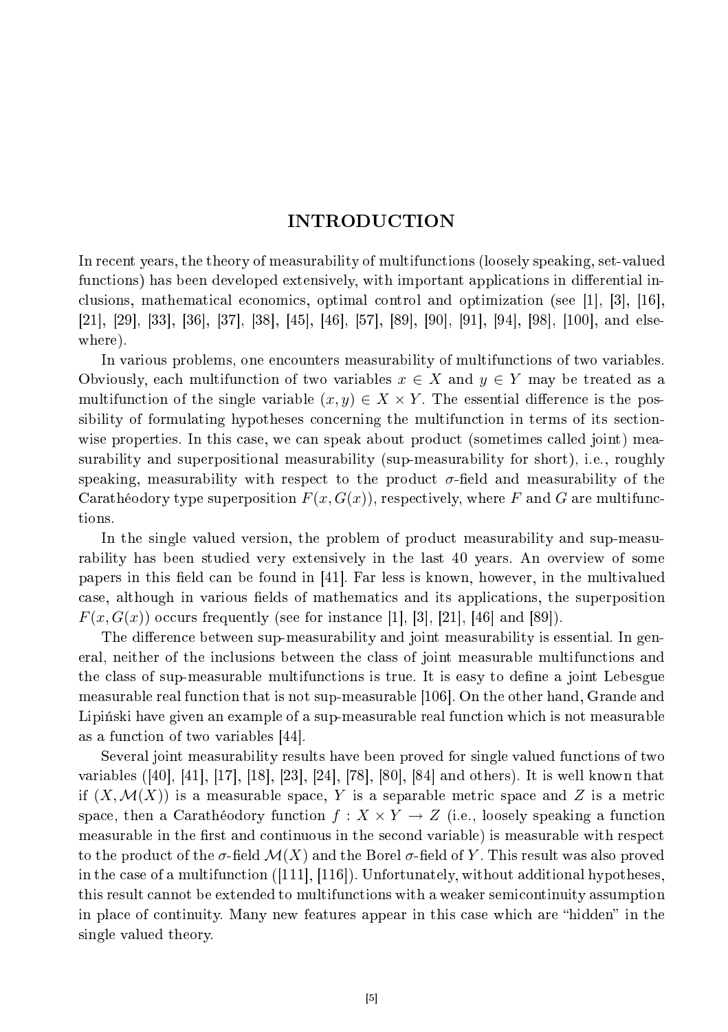# INTRODUCTION

In recent years, the theory of measurability of multifunctions (loosely speaking, set-valued functions) has been developed extensively, with important applications in differential inclusions, mathematical economics, optimal control and optimization (see [1], [3], [16], [21], [29], [33], [36], [37], [38], [45], [46], [57], [89], [90], [91], [94], [98], [100], and elsewhere).

In various problems, one encounters measurability of multifunctions of two variables. Obviously, each multifunction of two variables $x \in X$ and $y \in Y$ may be treated as a multifunction of the single variable $(x, y) \in X \times Y$. The essential difference is the possibility of formulating hypotheses concerning the multifunction in terms of its sectionwise properties. In this case, we can speak about product (sometimes called joint) measurability and superpositional measurability (sup-measurability for short), i.e., roughly speaking, measurability with respect to the product $\sigma$-field and measurability of the Carathéodory type superposition $F(x, G(x))$, respectively, where $F$ and $G$ are multifunctions.

In the single valued version, the problem of product measurability and sup-measurability has been studied very extensively in the last 40 years. An overview of some papers in this field can be found in [41]. Far less is known, however, in the multivalued case, although in various fields of mathematics and its applications, the superposition $F(x, G(x))$ occurs frequently (see for instance [1], [3], [21], [46] and [89]).

The difference between sup-measurability and joint measurability is essential. In general, neither of the inclusions between the class of joint measurable multifunctions and the class of sup-measurable multifunctions is true. It is easy to define a joint Lebesgue measurable real function that is not sup-measurable [106]. On the other hand, Grande and Lipiński have given an example of a sup-measurable real function which is not measurable as a function of two variables [44].

Several joint measurability results have been proved for single valued functions of two variables ([40], [41], [17], [18], [23], [24], [78], [80], [84] and others). It is well known that if $(X, \mathcal{M}(X))$ is a measurable space, $Y$ is a separable metric space and $Z$ is a metric space, then a Carathéodory function $f : X \times Y \to Z$ (i.e., loosely speaking a function measurable in the first and continuous in the second variable) is measurable with respect to the product of the $\sigma$-field $\mathcal{M}(X)$ and the Borel $\sigma$-field of $Y$. This result was also proved in the case of a multifunction ([111], [116]). Unfortunately, without additional hypotheses, this result cannot be extended to multifunctions with a weaker semicontinuity assumption in place of continuity. Many new features appear in this case which are "hidden" in the single valued theory.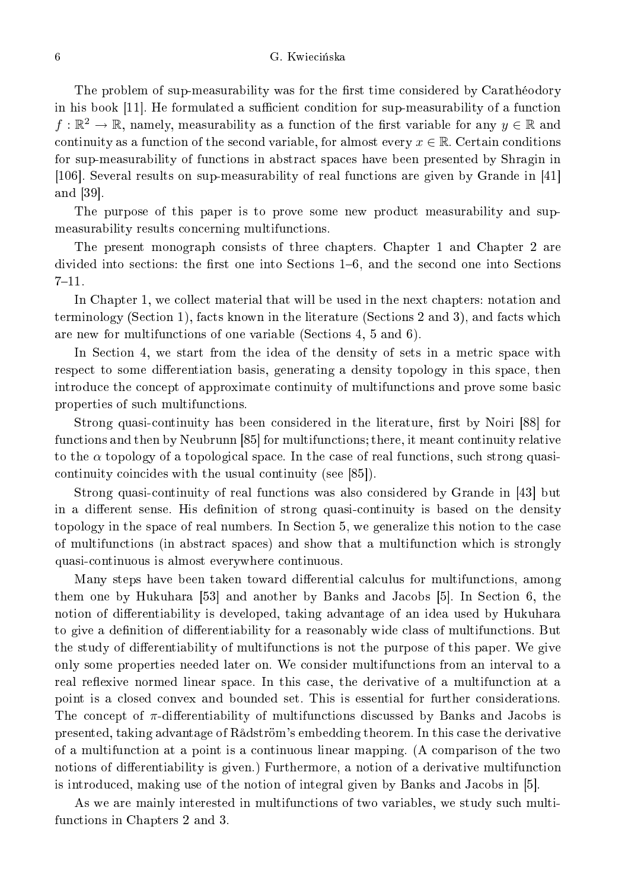The problem of sup-measurability was for the first time considered by Carathéodory in his book [11]. He formulated a sufficient condition for sup-measurability of a function $f : \mathbb{R}^2 \to \mathbb{R}$, namely, measurability as a function of the first variable for any $y \in \mathbb{R}$ and continuity as a function of the second variable, for almost every $x \in \mathbb{R}$. Certain conditions for sup-measurability of functions in abstract spaces have been presented by Shragin in [106]. Several results on sup-measurability of real functions are given by Grande in [41] and [39].

The purpose of this paper is to prove some new product measurability and sup-measurability results concerning multifunctions.

The present monograph consists of three chapters. Chapter 1 and Chapter 2 are divided into sections: the first one into Sections 1–6, and the second one into Sections 7–11.

In Chapter 1, we collect material that will be used in the next chapters: notation and terminology (Section 1), facts known in the literature (Sections 2 and 3), and facts which are new for multifunctions of one variable (Sections 4, 5 and 6).

In Section 4, we start from the idea of the density of sets in a metric space with respect to some differentiation basis, generating a density topology in this space, then introduce the concept of approximate continuity of multifunctions and prove some basic properties of such multifunctions.

Strong quasi-continuity has been considered in the literature, first by Noiri [88] for functions and then by Neubrunn [85] for multifunctions; there, it meant continuity relative to the $\alpha$ topology of a topological space. In the case of real functions, such strong quasi-continuity coincides with the usual continuity (see [85]).

Strong quasi-continuity of real functions was also considered by Grande in [43] but in a different sense. His definition of strong quasi-continuity is based on the density topology in the space of real numbers. In Section 5, we generalize this notion to the case of multifunctions (in abstract spaces) and show that a multifunction which is strongly quasi-continuous is almost everywhere continuous.

Many steps have been taken toward differential calculus for multifunctions, among them one by Hukuhara [53] and another by Banks and Jacobs [5]. In Section 6, the notion of differentiability is developed, taking advantage of an idea used by Hukuhara to give a definition of differentiability for a reasonably wide class of multifunctions. But the study of differentiability of multifunctions is not the purpose of this paper. We give only some properties needed later on. We consider multifunctions from an interval to a real reflexive normed linear space. In this case, the derivative of a multifunction at a point is a closed convex and bounded set. This is essential for further considerations. The concept of $\pi$-differentiability of multifunctions discussed by Banks and Jacobs is presented, taking advantage of Rådström's embedding theorem. In this case the derivative of a multifunction at a point is a continuous linear mapping. (A comparison of the two notions of differentiability is given.) Furthermore, a notion of a derivative multifunction is introduced, making use of the notion of integral given by Banks and Jacobs in [5].

As we are mainly interested in multifunctions of two variables, we study such multifunctions in Chapters 2 and 3.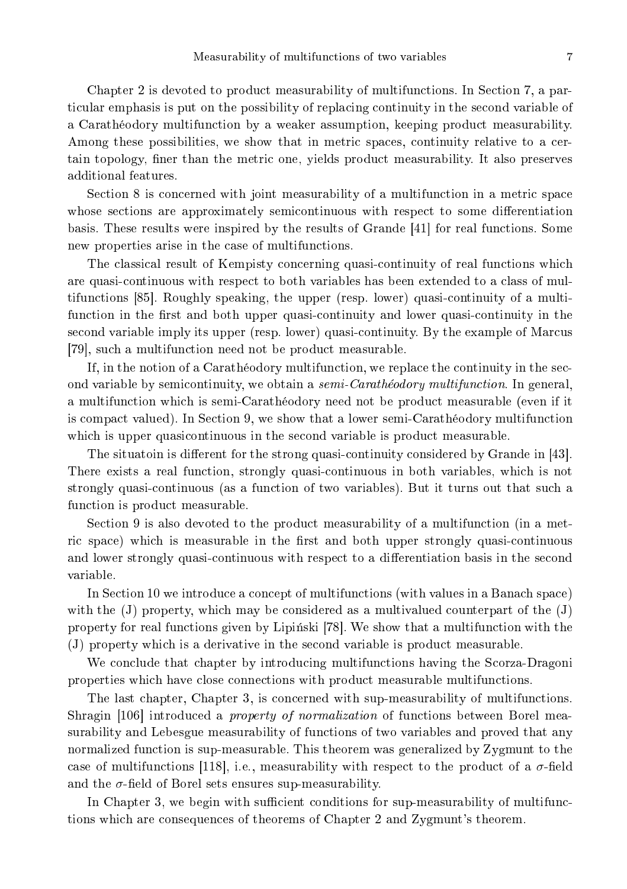Chapter 2 is devoted to product measurability of multifunctions. In Section 7, a particular emphasis is put on the possibility of replacing continuity in the second variable of a Carathéodory multifunction by a weaker assumption, keeping product measurability. Among these possibilities, we show that in metric spaces, continuity relative to a certain topology, finer than the metric one, yields product measurability. It also preserves additional features.

Section 8 is concerned with joint measurability of a multifunction in a metric space whose sections are approximately semicontinuous with respect to some differentiation basis. These results were inspired by the results of Grande [41] for real functions. Some new properties arise in the case of multifunctions.

The classical result of Kempisty concerning quasi-continuity of real functions which are quasi-continuous with respect to both variables has been extended to a class of multifunctions [85]. Roughly speaking, the upper (resp. lower) quasi-continuity of a multifunction in the first and both upper quasi-continuity and lower quasi-continuity in the second variable imply its upper (resp. lower) quasi-continuity. By the example of Marcus [79], such a multifunction need not be product measurable.

If, in the notion of a Carathéodory multifunction, we replace the continuity in the second variable by semicontinuity, we obtain a *semi-Carathéodory multifunction*. In general, a multifunction which is semi-Carathéodory need not be product measurable (even if it is compact valued). In Section 9, we show that a lower semi-Carathéodory multifunction which is upper quasicontinuous in the second variable is product measurable.

The situatoin is different for the strong quasi-continuity considered by Grande in [43]. There exists a real function, strongly quasi-continuous in both variables, which is not strongly quasi-continuous (as a function of two variables). But it turns out that such a function is product measurable.

Section 9 is also devoted to the product measurability of a multifunction (in a metric space) which is measurable in the first and both upper strongly quasi-continuous and lower strongly quasi-continuous with respect to a differentiation basis in the second variable.

In Section 10 we introduce a concept of multifunctions (with values in a Banach space) with the (J) property, which may be considered as a multivalued counterpart of the (J) property for real functions given by Lipiński [78]. We show that a multifunction with the (J) property which is a derivative in the second variable is product measurable.

We conclude that chapter by introducing multifunctions having the Scorza-Dragoni properties which have close connections with product measurable multifunctions.

The last chapter, Chapter 3, is concerned with sup-measurability of multifunctions. Shragin [106] introduced a *property of normalization* of functions between Borel measurability and Lebesgue measurability of functions of two variables and proved that any normalized function is sup-measurable. This theorem was generalized by Zygmunt to the case of multifunctions [118], i.e., measurability with respect to the product of a $\sigma$-field and the $\sigma$-field of Borel sets ensures sup-measurability.

In Chapter 3, we begin with sufficient conditions for sup-measurability of multifunctions which are consequences of theorems of Chapter 2 and Zygmunt's theorem.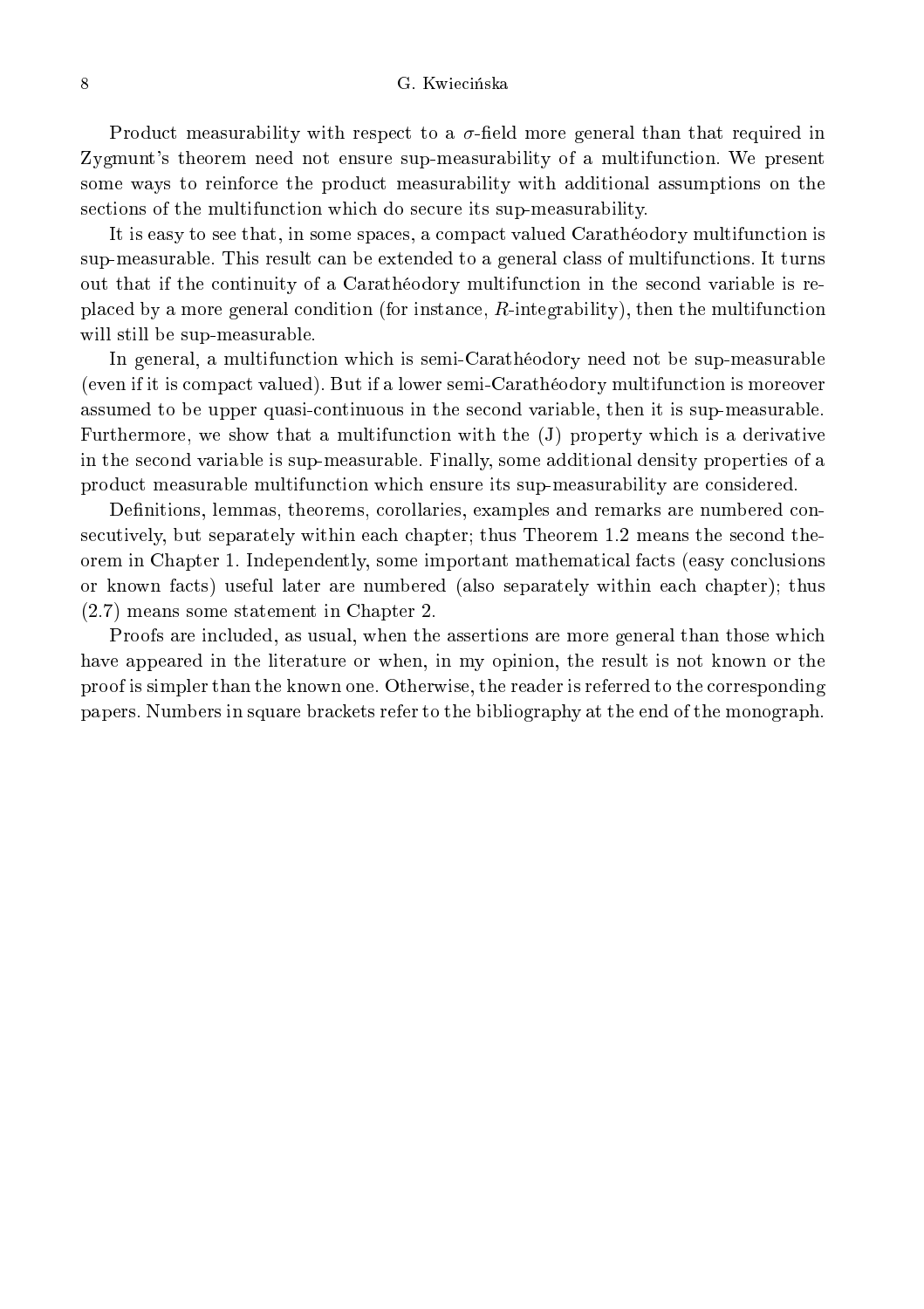Product measurability with respect to a $\sigma$-field more general than that required in Zygmunt's theorem need not ensure sup-measurability of a multifunction. We present some ways to reinforce the product measurability with additional assumptions on the sections of the multifunction which do secure its sup-measurability.

It is easy to see that, in some spaces, a compact valued Carathéodory multifunction is sup-measurable. This result can be extended to a general class of multifunctions. It turns out that if the continuity of a Carathéodory multifunction in the second variable is replaced by a more general condition (for instance, $R$-integrability), then the multifunction will still be sup-measurable.

In general, a multifunction which is semi-Carathéodory need not be sup-measurable (even if it is compact valued). But if a lower semi-Carathéodory multifunction is moreover assumed to be upper quasi-continuous in the second variable, then it is sup-measurable. Furthermore, we show that a multifunction with the (J) property which is a derivative in the second variable is sup-measurable. Finally, some additional density properties of a product measurable multifunction which ensure its sup-measurability are considered.

Definitions, lemmas, theorems, corollaries, examples and remarks are numbered consecutively, but separately within each chapter; thus Theorem 1.2 means the second theorem in Chapter 1. Independently, some important mathematical facts (easy conclusions or known facts) useful later are numbered (also separately within each chapter); thus (2.7) means some statement in Chapter 2.

Proofs are included, as usual, when the assertions are more general than those which have appeared in the literature or when, in my opinion, the result is not known or the proof is simpler than the known one. Otherwise, the reader is referred to the corresponding papers. Numbers in square brackets refer to the bibliography at the end of the monograph.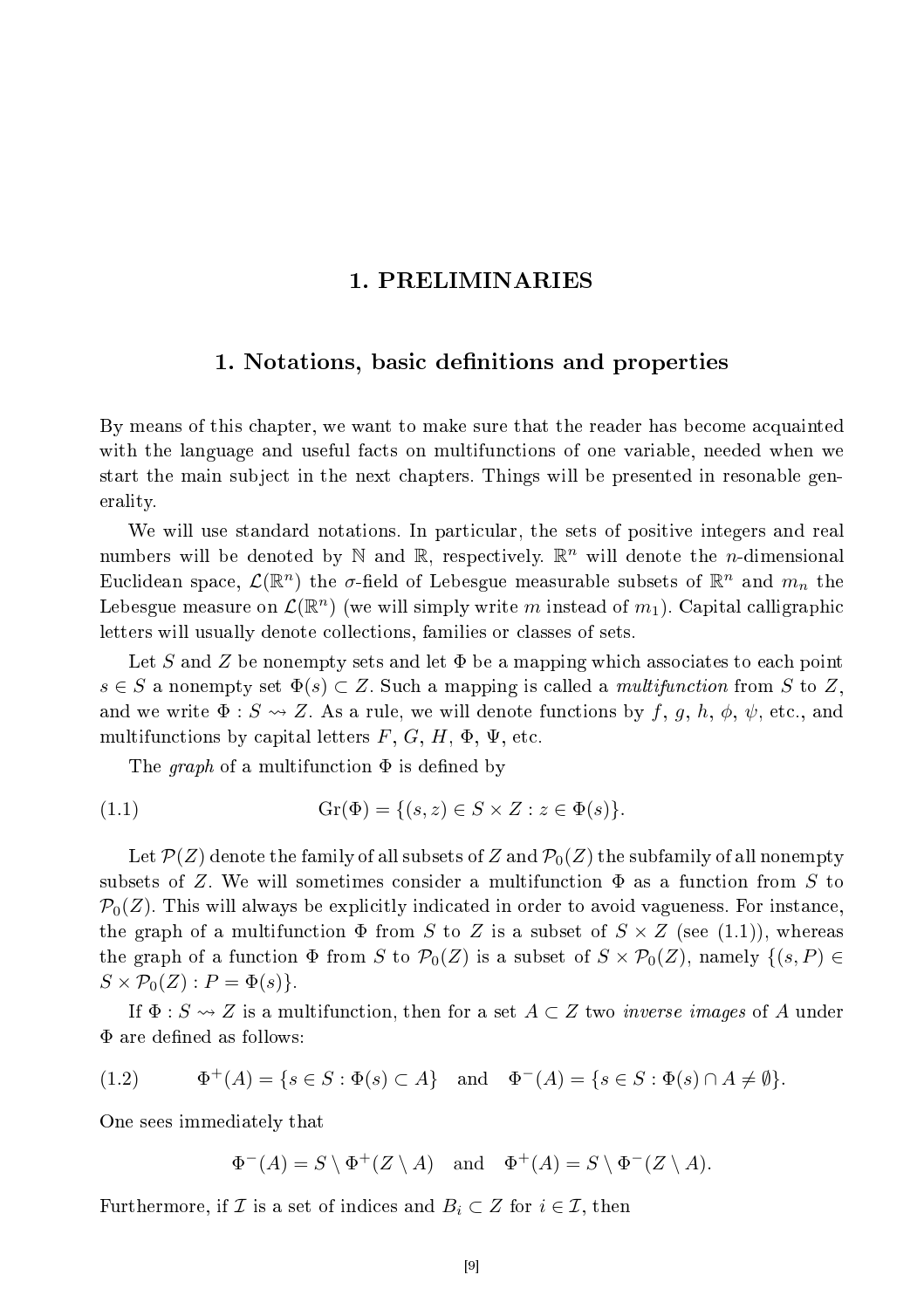# 1. PRELIMINARIES

## 1. Notations, basic definitions and properties

By means of this chapter, we want to make sure that the reader has become acquainted with the language and useful facts on multifunctions of one variable, needed when we start the main subject in the next chapters. Things will be presented in resonable generality.

We will use standard notations. In particular, the sets of positive integers and real numbers will be denoted by $\mathbb{N}$ and $\mathbb{R}$, respectively. $\mathbb{R}^n$ will denote the $n$-dimensional Euclidean space, $\mathcal{L}(\mathbb{R}^n)$ the $\sigma$-field of Lebesgue measurable subsets of $\mathbb{R}^n$ and $m_n$ the Lebesgue measure on $\mathcal{L}(\mathbb{R}^n)$ (we will simply write $m$ instead of $m_1$). Capital calligraphic letters will usually denote collections, families or classes of sets.

Let $S$ and $Z$ be nonempty sets and let $\Phi$ be a mapping which associates to each point $s \in S$ a nonempty set $\Phi(s) \subset Z$. Such a mapping is called a *multifunction* from $S$ to $Z$, and we write $\Phi : S \rightsquigarrow Z$. As a rule, we will denote functions by $f$, $g$, $h$, $\phi$, $\psi$, etc., and multifunctions by capital letters $F$, $G$, $H$, $\Phi$, $\Psi$, etc.

The *graph* of a multifunction $\Phi$ is defined by

$$\text{(1.1)} \qquad \mathrm{Gr}(\Phi) = \{(s, z) \in S \times Z : z \in \Phi(s)\}.$$

Let $\mathcal{P}(Z)$ denote the family of all subsets of $Z$ and $\mathcal{P}_0(Z)$ the subfamily of all nonempty subsets of $Z$. We will sometimes consider a multifunction $\Phi$ as a function from $S$ to $\mathcal{P}_0(Z)$. This will always be explicitly indicated in order to avoid vagueness. For instance, the graph of a multifunction $\Phi$ from $S$ to $Z$ is a subset of $S \times Z$ (see (1.1)), whereas the graph of a function $\Phi$ from $S$ to $\mathcal{P}_0(Z)$ is a subset of $S \times \mathcal{P}_0(Z)$, namely $\{(s, P) \in S \times \mathcal{P}_0(Z) : P = \Phi(s)\}$.

If $\Phi : S \rightsquigarrow Z$ is a multifunction, then for a set $A \subset Z$ two *inverse images* of $A$ under $\Phi$ are defined as follows:

$$\text{(1.2)} \qquad \Phi^+(A) = \{s \in S : \Phi(s) \subset A\} \quad \text{and} \quad \Phi^-(A) = \{s \in S : \Phi(s) \cap A \neq \emptyset\}.$$

One sees immediately that

$$\Phi^-(A) = S \setminus \Phi^+(Z \setminus A) \quad \text{and} \quad \Phi^+(A) = S \setminus \Phi^-(Z \setminus A).$$

Furthermore, if $\mathcal{I}$ is a set of indices and $B_i \subset Z$ for $i \in \mathcal{I}$, then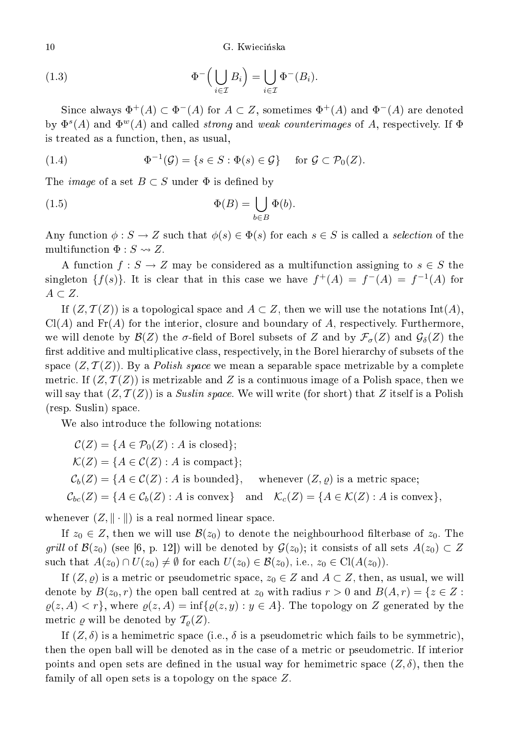$$\Phi^-\Big(\bigcup_{i\in\mathcal{I}} B_i\Big) = \bigcup_{i\in\mathcal{I}} \Phi^-(B_i). \tag{1.3}$$

Since always $\Phi^+(A) \subset \Phi^-(A)$ for $A \subset Z$, sometimes $\Phi^+(A)$ and $\Phi^-(A)$ are denoted by $\Phi^s(A)$ and $\Phi^w(A)$ and called *strong* and *weak counterimages* of $A$, respectively. If $\Phi$ is treated as a function, then, as usual,

$$\Phi^{-1}(\mathcal{G}) = \{s \in S : \Phi(s) \in \mathcal{G}\} \quad \text{for } \mathcal{G} \subset \mathcal{P}_0(Z). \tag{1.4}$$

The *image* of a set $B \subset S$ under $\Phi$ is defined by

$$\Phi(B) = \bigcup_{b\in B} \Phi(b). \tag{1.5}$$

Any function $\phi : S \to Z$ such that $\phi(s) \in \Phi(s)$ for each $s \in S$ is called a *selection* of the multifunction $\Phi : S \rightsquigarrow Z$.

A function $f : S \to Z$ may be considered as a multifunction assigning to $s \in S$ the singleton $\{f(s)\}$. It is clear that in this case we have $f^+(A) = f^-(A) = f^{-1}(A)$ for $A \subset Z$.

If $(Z, \mathcal{T}(Z))$ is a topological space and $A \subset Z$, then we will use the notations $\mathrm{Int}(A)$, $\mathrm{Cl}(A)$ and $\mathrm{Fr}(A)$ for the interior, closure and boundary of $A$, respectively. Furthermore, we will denote by $\mathcal{B}(Z)$ the $\sigma$-field of Borel subsets of $Z$ and by $\mathcal{F}_\sigma(Z)$ and $\mathcal{G}_\delta(Z)$ the first additive and multiplicative class, respectively, in the Borel hierarchy of subsets of the space $(Z, \mathcal{T}(Z))$. By a *Polish space* we mean a separable space metrizable by a complete metric. If $(Z, \mathcal{T}(Z))$ is metrizable and $Z$ is a continuous image of a Polish space, then we will say that $(Z, \mathcal{T}(Z))$ is a *Suslin space*. We will write (for short) that $Z$ itself is a Polish (resp. Suslin) space.

We also introduce the following notations:

$\mathcal{C}(Z) = \{A \in \mathcal{P}_0(Z) : A \text{ is closed}\}$;

$\mathcal{K}(Z) = \{A \in \mathcal{C}(Z) : A \text{ is compact}\}$;

$\mathcal{C}_b(Z) = \{A \in \mathcal{C}(Z) : A \text{ is bounded}\}$, whenever $(Z, \varrho)$ is a metric space;

$\mathcal{C}_{bc}(Z) = \{A \in \mathcal{C}_b(Z) : A \text{ is convex}\}$ and $\mathcal{K}_c(Z) = \{A \in \mathcal{K}(Z) : A \text{ is convex}\}$,

whenever $(Z, \|\cdot\|)$ is a real normed linear space.

If $z_0 \in Z$, then we will use $\mathcal{B}(z_0)$ to denote the neighbourhood filterbase of $z_0$. The *grill* of $\mathcal{B}(z_0)$ (see [6, p. 12]) will be denoted by $\mathcal{G}(z_0)$; it consists of all sets $A(z_0) \subset Z$ such that $A(z_0) \cap U(z_0) \neq \emptyset$ for each $U(z_0) \in \mathcal{B}(z_0)$, i.e., $z_0 \in \mathrm{Cl}(A(z_0))$.

If $(Z, \varrho)$ is a metric or pseudometric space, $z_0 \in Z$ and $A \subset Z$, then, as usual, we will denote by $B(z_0, r)$ the open ball centred at $z_0$ with radius $r > 0$ and $B(A, r) = \{z \in Z : \varrho(z, A) < r\}$, where $\varrho(z, A) = \inf\{\varrho(z, y) : y \in A\}$. The topology on $Z$ generated by the metric $\varrho$ will be denoted by $\mathcal{T}_\varrho(Z)$.

If $(Z, \delta)$ is a hemimetric space (i.e., $\delta$ is a pseudometric which fails to be symmetric), then the open ball will be denoted as in the case of a metric or pseudometric. If interior points and open sets are defined in the usual way for hemimetric space $(Z, \delta)$, then the family of all open sets is a topology on the space $Z$.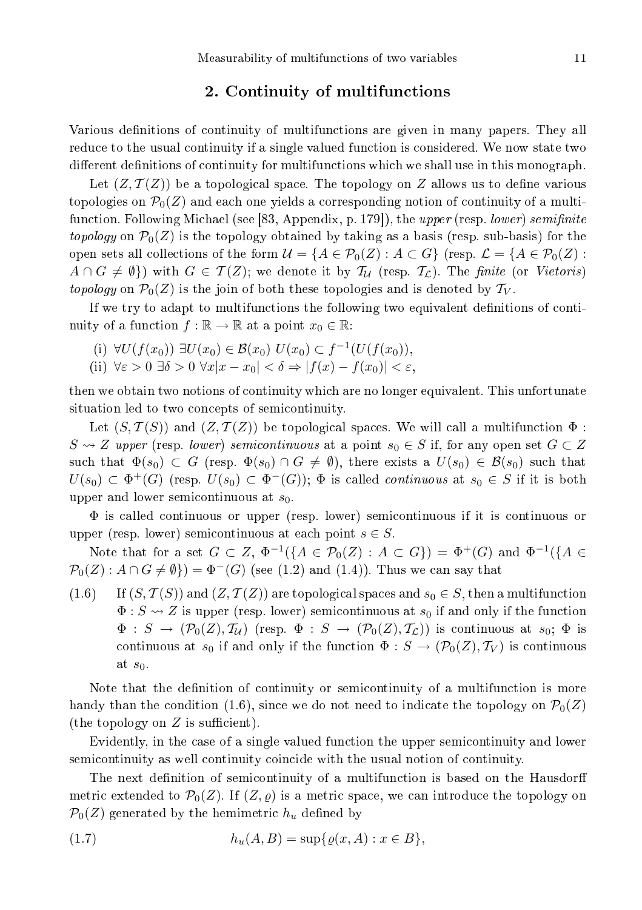## 2. Continuity of multifunctions

Various definitions of continuity of multifunctions are given in many papers. They all reduce to the usual continuity if a single valued function is considered. We now state two different definitions of continuity for multifunctions which we shall use in this monograph.

Let $(Z, \mathcal{T}(Z))$ be a topological space. The topology on $Z$ allows us to define various topologies on $\mathcal{P}_0(Z)$ and each one yields a corresponding notion of continuity of a multifunction. Following Michael (see [83, Appendix, p. 179]), the *upper* (resp. *lower*) *semifinite topology* on $\mathcal{P}_0(Z)$ is the topology obtained by taking as a basis (resp. sub-basis) for the open sets all collections of the form $\mathcal{U} = \{A \in \mathcal{P}_0(Z) : A \subset G\}$ (resp. $\mathcal{L} = \{A \in \mathcal{P}_0(Z) : A \cap G \neq \emptyset\}$) with $G \in \mathcal{T}(Z)$; we denote it by $\mathcal{T}_{\mathcal{U}}$ (resp. $\mathcal{T}_{\mathcal{L}}$). The *finite* (or *Vietoris*) *topology* on $\mathcal{P}_0(Z)$ is the join of both these topologies and is denoted by $\mathcal{T}_V$.

If we try to adapt to multifunctions the following two equivalent definitions of continuity of a function $f : \mathbb{R} \to \mathbb{R}$ at a point $x_0 \in \mathbb{R}$:

(i) $\forall U(f(x_0))\ \exists U(x_0) \in \mathcal{B}(x_0)\ U(x_0) \subset f^{-1}(U(f(x_0)),$

(ii) $\forall \varepsilon > 0\ \exists \delta > 0\ \forall x |x - x_0| < \delta \Rightarrow |f(x) - f(x_0)| < \varepsilon,$

then we obtain two notions of continuity which are no longer equivalent. This unfortunate situation led to two concepts of semicontinuity.

Let $(S, \mathcal{T}(S))$ and $(Z, \mathcal{T}(Z))$ be topological spaces. We will call a multifunction $\Phi : S \rightsquigarrow Z$ *upper* (resp. *lower*) *semicontinuous* at a point $s_0 \in S$ if, for any open set $G \subset Z$ such that $\Phi(s_0) \subset G$ (resp. $\Phi(s_0) \cap G \neq \emptyset$), there exists a $U(s_0) \in \mathcal{B}(s_0)$ such that $U(s_0) \subset \Phi^+(G)$ (resp. $U(s_0) \subset \Phi^-(G)$); $\Phi$ is called *continuous* at $s_0 \in S$ if it is both upper and lower semicontinuous at $s_0$.

$\Phi$ is called continuous or upper (resp. lower) semicontinuous if it is continuous or upper (resp. lower) semicontinuous at each point $s \in S$.

Note that for a set $G \subset Z$, $\Phi^{-1}(\{A \in \mathcal{P}_0(Z) : A \subset G\}) = \Phi^+(G)$ and $\Phi^{-1}(\{A \in \mathcal{P}_0(Z) : A \cap G \neq \emptyset\}) = \Phi^-(G)$ (see (1.2) and (1.4)). Thus we can say that

(1.6) If $(S, \mathcal{T}(S))$ and $(Z, \mathcal{T}(Z))$ are topological spaces and $s_0 \in S$, then a multifunction $\Phi : S \rightsquigarrow Z$ is upper (resp. lower) semicontinuous at $s_0$ if and only if the function $\Phi : S \to (\mathcal{P}_0(Z), \mathcal{T}_{\mathcal{U}})$ (resp. $\Phi : S \to (\mathcal{P}_0(Z), \mathcal{T}_{\mathcal{L}})$) is continuous at $s_0$; $\Phi$ is continuous at $s_0$ if and only if the function $\Phi : S \to (\mathcal{P}_0(Z), \mathcal{T}_V)$ is continuous at $s_0$.

Note that the definition of continuity or semicontinuity of a multifunction is more handy than the condition (1.6), since we do not need to indicate the topology on $\mathcal{P}_0(Z)$ (the topology on $Z$ is sufficient).

Evidently, in the case of a single valued function the upper semicontinuity and lower semicontinuity as well continuity coincide with the usual notion of continuity.

The next definition of semicontinuity of a multifunction is based on the Hausdorff metric extended to $\mathcal{P}_0(Z)$. If $(Z, \varrho)$ is a metric space, we can introduce the topology on $\mathcal{P}_0(Z)$ generated by the hemimetric $h_u$ defined by

$$h_u(A, B) = \sup\{\varrho(x, A) : x \in B\}, \tag{1.7}$$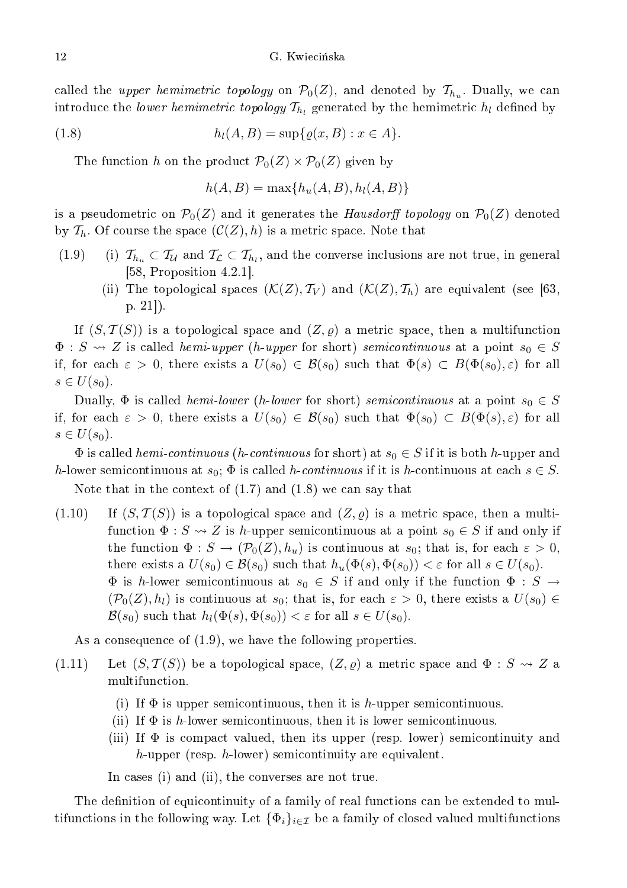called the *upper hemimetric topology* on $\mathcal{P}_0(Z)$, and denoted by $\mathcal{T}_{h_u}$. Dually, we can introduce the *lower hemimetric topology* $\mathcal{T}_{h_l}$ generated by the hemimetric $h_l$ defined by

$$h_l(A, B) = \sup\{\varrho(x, B) : x \in A\}. \tag{1.8}$$

The function $h$ on the product $\mathcal{P}_0(Z) \times \mathcal{P}_0(Z)$ given by

$$h(A, B) = \max\{h_u(A, B), h_l(A, B)\}$$

is a pseudometric on $\mathcal{P}_0(Z)$ and it generates the *Hausdorff topology* on $\mathcal{P}_0(Z)$ denoted by $\mathcal{T}_h$. Of course the space $(\mathcal{C}(Z), h)$ is a metric space. Note that

(1.9)
- (i) $\mathcal{T}_{h_u} \subset \mathcal{T}_{\mathcal{U}}$ and $\mathcal{T}_{\mathcal{L}} \subset \mathcal{T}_{h_l}$, and the converse inclusions are not true, in general [58, Proposition 4.2.1].
- (ii) The topological spaces $(\mathcal{K}(Z), \mathcal{T}_V)$ and $(\mathcal{K}(Z), \mathcal{T}_h)$ are equivalent (see [63, p. 21]).

If $(S, \mathcal{T}(S))$ is a topological space and $(Z, \varrho)$ a metric space, then a multifunction $\Phi : S \rightsquigarrow Z$ is called *hemi-upper* (*h-upper* for short) *semicontinuous* at a point $s_0 \in S$ if, for each $\varepsilon > 0$, there exists a $U(s_0) \in \mathcal{B}(s_0)$ such that $\Phi(s) \subset B(\Phi(s_0), \varepsilon)$ for all $s \in U(s_0)$.

Dually, $\Phi$ is called *hemi-lower* (*h-lower* for short) *semicontinuous* at a point $s_0 \in S$ if, for each $\varepsilon > 0$, there exists a $U(s_0) \in \mathcal{B}(s_0)$ such that $\Phi(s_0) \subset B(\Phi(s), \varepsilon)$ for all $s \in U(s_0)$.

$\Phi$ is called *hemi-continuous* (*h-continuous* for short) at $s_0 \in S$ if it is both $h$-upper and $h$-lower semicontinuous at $s_0$; $\Phi$ is called *h-continuous* if it is $h$-continuous at each $s \in S$.

Note that in the context of (1.7) and (1.8) we can say that

(1.10) If $(S, \mathcal{T}(S))$ is a topological space and $(Z, \varrho)$ is a metric space, then a multifunction $\Phi : S \rightsquigarrow Z$ is $h$-upper semicontinuous at a point $s_0 \in S$ if and only if the function $\Phi : S \to (\mathcal{P}_0(Z), h_u)$ is continuous at $s_0$; that is, for each $\varepsilon > 0$, there exists a $U(s_0) \in \mathcal{B}(s_0)$ such that $h_u(\Phi(s), \Phi(s_0)) < \varepsilon$ for all $s \in U(s_0)$.
$\Phi$ is $h$-lower semicontinuous at $s_0 \in S$ if and only if the function $\Phi : S \to (\mathcal{P}_0(Z), h_l)$ is continuous at $s_0$; that is, for each $\varepsilon > 0$, there exists a $U(s_0) \in \mathcal{B}(s_0)$ such that $h_l(\Phi(s), \Phi(s_0)) < \varepsilon$ for all $s \in U(s_0)$.

As a consequence of (1.9), we have the following properties.

(1.11) Let $(S, \mathcal{T}(S))$ be a topological space, $(Z, \varrho)$ a metric space and $\Phi : S \rightsquigarrow Z$ a multifunction.
- (i) If $\Phi$ is upper semicontinuous, then it is $h$-upper semicontinuous.
- (ii) If $\Phi$ is $h$-lower semicontinuous, then it is lower semicontinuous.
- (iii) If $\Phi$ is compact valued, then its upper (resp. lower) semicontinuity and $h$-upper (resp. $h$-lower) semicontinuity are equivalent.

In cases (i) and (ii), the converses are not true.

The definition of equicontinuity of a family of real functions can be extended to multifunctions in the following way. Let $\{\Phi_i\}_{i \in \mathcal{I}}$ be a family of closed valued multifunctions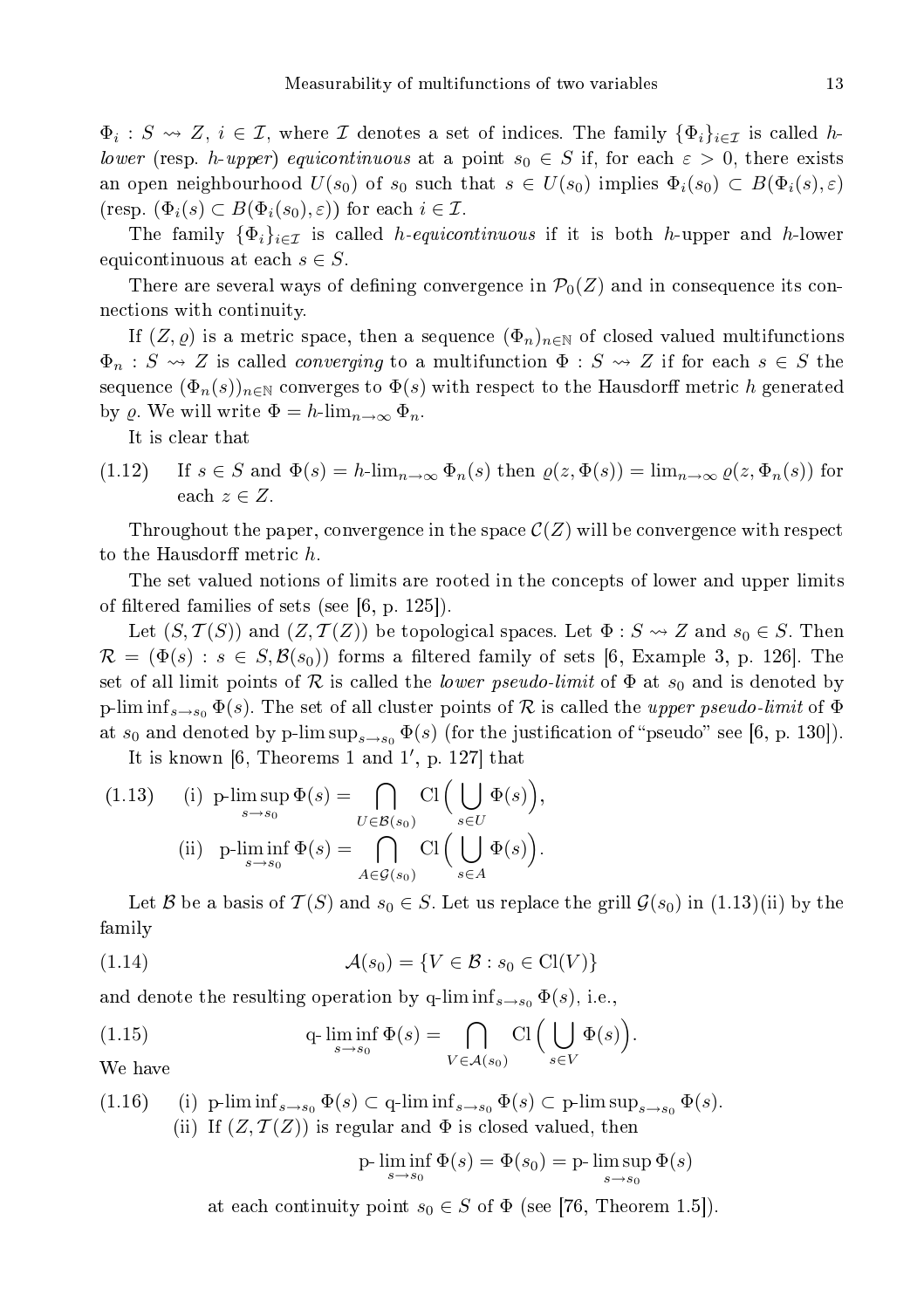$\Phi_i : S \rightsquigarrow Z$, $i \in \mathcal{I}$, where $\mathcal{I}$ denotes a set of indices. The family $\{\Phi_i\}_{i\in\mathcal{I}}$ is called *h-lower* (resp. *h-upper*) *equicontinuous* at a point $s_0 \in S$ if, for each $\varepsilon > 0$, there exists an open neighbourhood $U(s_0)$ of $s_0$ such that $s \in U(s_0)$ implies $\Phi_i(s_0) \subset B(\Phi_i(s), \varepsilon)$ (resp. $(\Phi_i(s) \subset B(\Phi_i(s_0), \varepsilon))$ for each $i \in \mathcal{I}$.

The family $\{\Phi_i\}_{i\in\mathcal{I}}$ is called *h-equicontinuous* if it is both $h$-upper and $h$-lower equicontinuous at each $s \in S$.

There are several ways of defining convergence in $\mathcal{P}_0(Z)$ and in consequence its connections with continuity.

If $(Z, \varrho)$ is a metric space, then a sequence $(\Phi_n)_{n\in\mathbb{N}}$ of closed valued multifunctions $\Phi_n : S \rightsquigarrow Z$ is called *converging* to a multifunction $\Phi : S \rightsquigarrow Z$ if for each $s \in S$ the sequence $(\Phi_n(s))_{n\in\mathbb{N}}$ converges to $\Phi(s)$ with respect to the Hausdorff metric $h$ generated by $\varrho$. We will write $\Phi = h\text{-}\lim_{n\to\infty} \Phi_n$.

It is clear that

(1.12) If $s \in S$ and $\Phi(s) = h\text{-}\lim_{n\to\infty} \Phi_n(s)$ then $\varrho(z, \Phi(s)) = \lim_{n\to\infty} \varrho(z, \Phi_n(s))$ for each $z \in Z$.

Throughout the paper, convergence in the space $\mathcal{C}(Z)$ will be convergence with respect to the Hausdorff metric $h$.

The set valued notions of limits are rooted in the concepts of lower and upper limits of filtered families of sets (see [6, p. 125]).

Let $(S, \mathcal{T}(S))$ and $(Z, \mathcal{T}(Z))$ be topological spaces. Let $\Phi : S \rightsquigarrow Z$ and $s_0 \in S$. Then $\mathcal{R} = (\Phi(s) : s \in S, \mathcal{B}(s_0))$ forms a filtered family of sets [6, Example 3, p. 126]. The set of all limit points of $\mathcal{R}$ is called the *lower pseudo-limit* of $\Phi$ at $s_0$ and is denoted by $\text{p-}\liminf_{s\to s_0} \Phi(s)$. The set of all cluster points of $\mathcal{R}$ is called the *upper pseudo-limit* of $\Phi$ at $s_0$ and denoted by $\text{p-}\limsup_{s\to s_0} \Phi(s)$ (for the justification of "pseudo" see [6, p. 130]).

It is known [6, Theorems 1 and 1′, p. 127] that

$$\text{(1.13)}\qquad \text{(i)}\ \ \text{p-}\limsup_{s\to s_0} \Phi(s) = \bigcap_{U\in\mathcal{B}(s_0)} \mathrm{Cl}\Big(\bigcup_{s\in U} \Phi(s)\Big),$$

$$\text{(ii)}\ \ \text{p-}\liminf_{s\to s_0} \Phi(s) = \bigcap_{A\in\mathcal{G}(s_0)} \mathrm{Cl}\Big(\bigcup_{s\in A} \Phi(s)\Big).$$

Let $\mathcal{B}$ be a basis of $\mathcal{T}(S)$ and $s_0 \in S$. Let us replace the grill $\mathcal{G}(s_0)$ in (1.13)(ii) by the family

$$\text{(1.14)}\qquad \mathcal{A}(s_0) = \{V \in \mathcal{B} : s_0 \in \mathrm{Cl}(V)\}$$

and denote the resulting operation by $\text{q-}\liminf_{s\to s_0} \Phi(s)$, i.e.,

$$\text{(1.15)}\qquad \text{q-}\liminf_{s\to s_0} \Phi(s) = \bigcap_{V\in\mathcal{A}(s_0)} \mathrm{Cl}\Big(\bigcup_{s\in V} \Phi(s)\Big).$$

We have

(1.16) (i) $\text{p-}\liminf_{s\to s_0} \Phi(s) \subset \text{q-}\liminf_{s\to s_0} \Phi(s) \subset \text{p-}\limsup_{s\to s_0} \Phi(s)$.

(ii) If $(Z, \mathcal{T}(Z))$ is regular and $\Phi$ is closed valued, then

$$\text{p-}\liminf_{s\to s_0} \Phi(s) = \Phi(s_0) = \text{p-}\limsup_{s\to s_0} \Phi(s)$$

at each continuity point $s_0 \in S$ of $\Phi$ (see [76, Theorem 1.5]).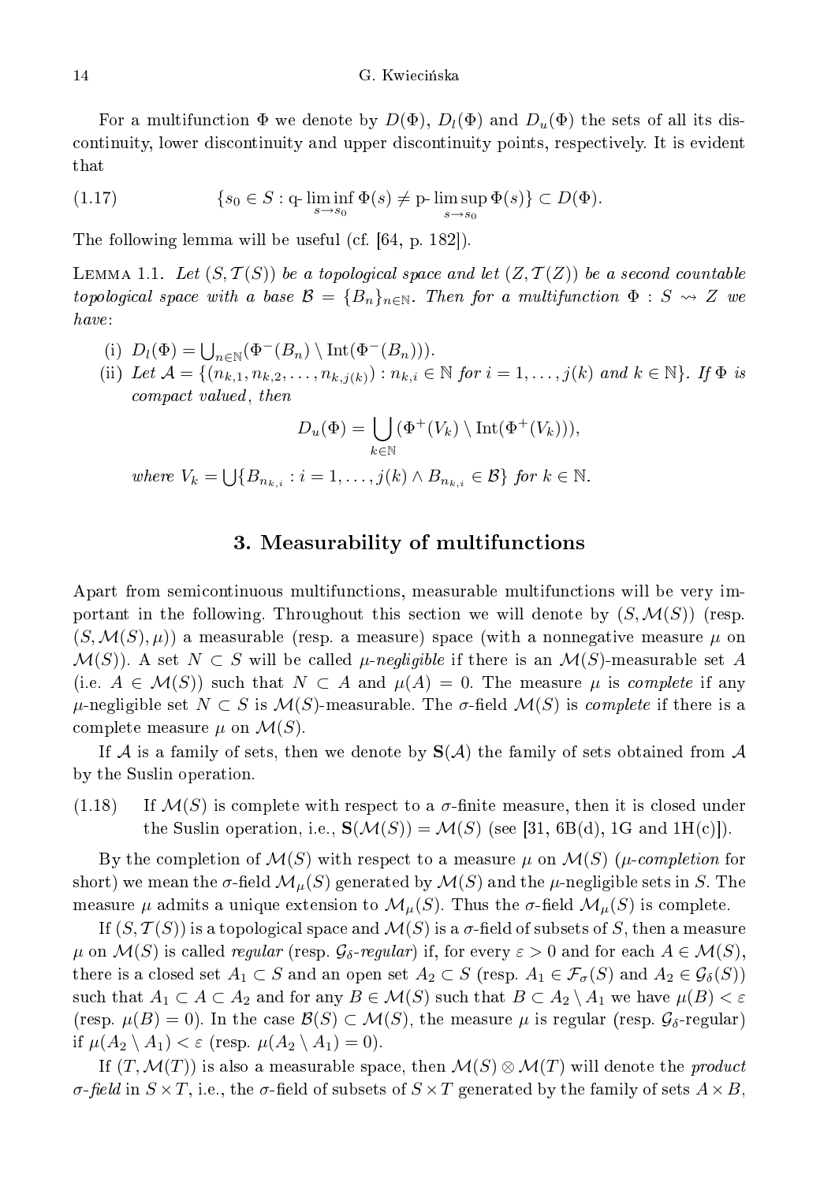For a multifunction $\Phi$ we denote by $D(\Phi)$, $D_l(\Phi)$ and $D_u(\Phi)$ the sets of all its discontinuity, lower discontinuity and upper discontinuity points, respectively. It is evident that

$$(1.17) \qquad \{s_0 \in S : \text{q-}\liminf_{s \to s_0} \Phi(s) \neq \text{p-}\limsup_{s \to s_0} \Phi(s)\} \subset D(\Phi).$$

The following lemma will be useful (cf. [64, p. 182]).

Lemma 1.1. *Let $(S, \mathcal{T}(S))$ be a topological space and let $(Z, \mathcal{T}(Z))$ be a second countable topological space with a base $\mathcal{B} = \{B_n\}_{n \in \mathbb{N}}$. Then for a multifunction $\Phi : S \rightsquigarrow Z$ we have*:

(i) $D_l(\Phi) = \bigcup_{n \in \mathbb{N}} (\Phi^-(B_n) \setminus \mathrm{Int}(\Phi^-(B_n)))$.

(ii) *Let $\mathcal{A} = \{(n_{k,1}, n_{k,2}, \ldots, n_{k,j(k)}) : n_{k,i} \in \mathbb{N}$ for $i = 1, \ldots, j(k)$ and $k \in \mathbb{N}\}$. If $\Phi$ is compact valued*, *then*

$$D_u(\Phi) = \bigcup_{k \in \mathbb{N}} (\Phi^+(V_k) \setminus \mathrm{Int}(\Phi^+(V_k))),$$

*where $V_k = \bigcup \{B_{n_{k,i}} : i = 1, \ldots, j(k) \wedge B_{n_{k,i}} \in \mathcal{B}\}$ for $k \in \mathbb{N}$.*

## 3. Measurability of multifunctions

Apart from semicontinuous multifunctions, measurable multifunctions will be very important in the following. Throughout this section we will denote by $(S, \mathcal{M}(S))$ (resp. $(S, \mathcal{M}(S), \mu)$) a measurable (resp. a measure) space (with a nonnegative measure $\mu$ on $\mathcal{M}(S)$). A set $N \subset S$ will be called *$\mu$-negligible* if there is an $\mathcal{M}(S)$-measurable set $A$ (i.e. $A \in \mathcal{M}(S)$) such that $N \subset A$ and $\mu(A) = 0$. The measure $\mu$ is *complete* if any $\mu$-negligible set $N \subset S$ is $\mathcal{M}(S)$-measurable. The $\sigma$-field $\mathcal{M}(S)$ is *complete* if there is a complete measure $\mu$ on $\mathcal{M}(S)$.

If $\mathcal{A}$ is a family of sets, then we denote by $\mathbf{S}(\mathcal{A})$ the family of sets obtained from $\mathcal{A}$ by the Suslin operation.

(1.18) If $\mathcal{M}(S)$ is complete with respect to a $\sigma$-finite measure, then it is closed under the Suslin operation, i.e., $\mathbf{S}(\mathcal{M}(S)) = \mathcal{M}(S)$ (see [31, 6B(d), 1G and 1H(c)]).

By the completion of $\mathcal{M}(S)$ with respect to a measure $\mu$ on $\mathcal{M}(S)$ (*$\mu$-completion* for short) we mean the $\sigma$-field $\mathcal{M}_\mu(S)$ generated by $\mathcal{M}(S)$ and the $\mu$-negligible sets in $S$. The measure $\mu$ admits a unique extension to $\mathcal{M}_\mu(S)$. Thus the $\sigma$-field $\mathcal{M}_\mu(S)$ is complete.

If $(S, \mathcal{T}(S))$ is a topological space and $\mathcal{M}(S)$ is a $\sigma$-field of subsets of $S$, then a measure $\mu$ on $\mathcal{M}(S)$ is called *regular* (resp. *$\mathcal{G}_\delta$-regular*) if, for every $\varepsilon > 0$ and for each $A \in \mathcal{M}(S)$, there is a closed set $A_1 \subset S$ and an open set $A_2 \subset S$ (resp. $A_1 \in \mathcal{F}_\sigma(S)$ and $A_2 \in \mathcal{G}_\delta(S)$) such that $A_1 \subset A \subset A_2$ and for any $B \in \mathcal{M}(S)$ such that $B \subset A_2 \setminus A_1$ we have $\mu(B) < \varepsilon$ (resp. $\mu(B) = 0$). In the case $\mathcal{B}(S) \subset \mathcal{M}(S)$, the measure $\mu$ is regular (resp. $\mathcal{G}_\delta$-regular) if $\mu(A_2 \setminus A_1) < \varepsilon$ (resp. $\mu(A_2 \setminus A_1) = 0$).

If $(T, \mathcal{M}(T))$ is also a measurable space, then $\mathcal{M}(S) \otimes \mathcal{M}(T)$ will denote the *product $\sigma$-field* in $S \times T$, i.e., the $\sigma$-field of subsets of $S \times T$ generated by the family of sets $A \times B$,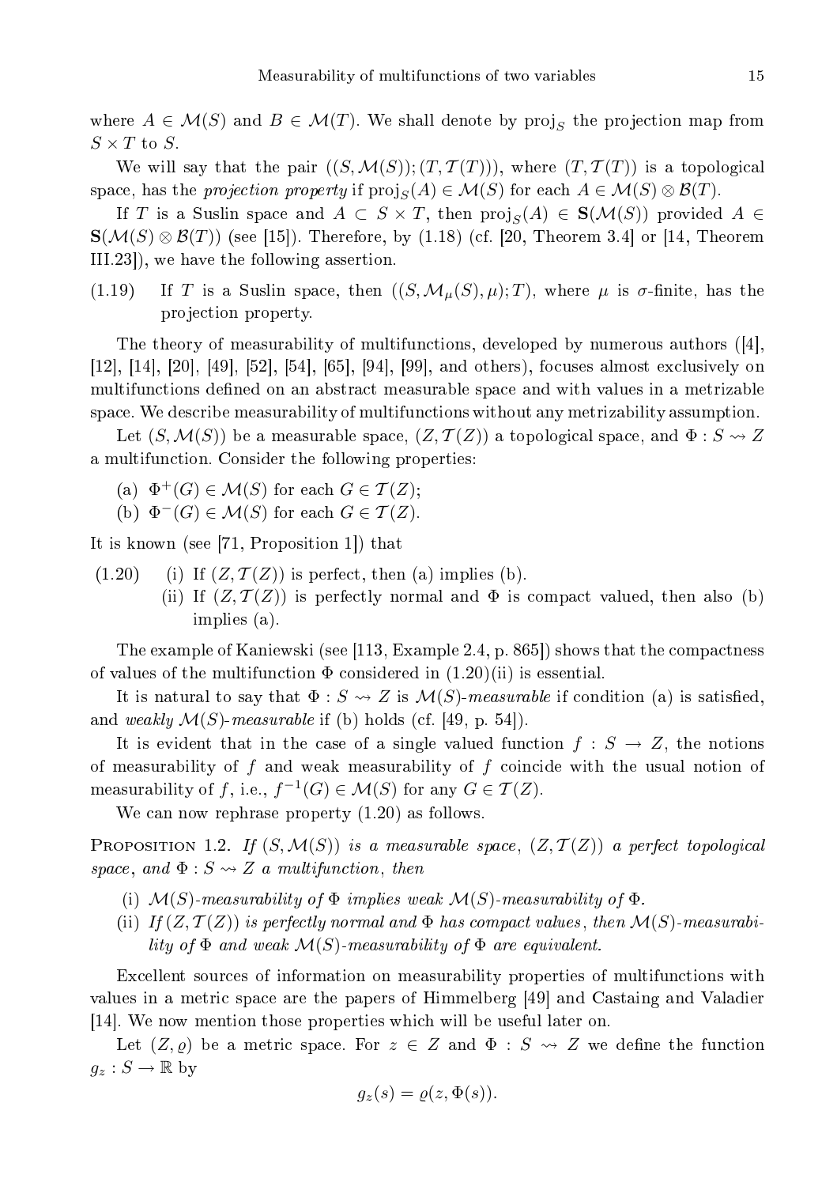where $A \in \mathcal{M}(S)$ and $B \in \mathcal{M}(T)$. We shall denote by $\mathrm{proj}_S$ the projection map from $S \times T$ to $S$.

We will say that the pair $((S, \mathcal{M}(S)); (T, \mathcal{T}(T)))$, where $(T, \mathcal{T}(T))$ is a topological space, has the *projection property* if $\mathrm{proj}_S(A) \in \mathcal{M}(S)$ for each $A \in \mathcal{M}(S) \otimes \mathcal{B}(T)$.

If $T$ is a Suslin space and $A \subset S \times T$, then $\mathrm{proj}_S(A) \in \mathbf{S}(\mathcal{M}(S))$ provided $A \in \mathbf{S}(\mathcal{M}(S) \otimes \mathcal{B}(T))$ (see [15]). Therefore, by (1.18) (cf. [20, Theorem 3.4] or [14, Theorem III.23]), we have the following assertion.

(1.19) If $T$ is a Suslin space, then $((S, \mathcal{M}_\mu(S), \mu); T)$, where $\mu$ is $\sigma$-finite, has the projection property.

The theory of measurability of multifunctions, developed by numerous authors ([4], [12], [14], [20], [49], [52], [54], [65], [94], [99], and others), focuses almost exclusively on multifunctions defined on an abstract measurable space and with values in a metrizable space. We describe measurability of multifunctions without any metrizability assumption.

Let $(S, \mathcal{M}(S))$ be a measurable space, $(Z, \mathcal{T}(Z))$ a topological space, and $\Phi : S \rightsquigarrow Z$ a multifunction. Consider the following properties:

(a) $\Phi^+(G) \in \mathcal{M}(S)$ for each $G \in \mathcal{T}(Z)$;

(b) $\Phi^-(G) \in \mathcal{M}(S)$ for each $G \in \mathcal{T}(Z)$.

It is known (see [71, Proposition 1]) that

(1.20) (i) If $(Z, \mathcal{T}(Z))$ is perfect, then (a) implies (b).

(ii) If $(Z, \mathcal{T}(Z))$ is perfectly normal and $\Phi$ is compact valued, then also (b) implies (a).

The example of Kaniewski (see [113, Example 2.4, p. 865]) shows that the compactness of values of the multifunction $\Phi$ considered in (1.20)(ii) is essential.

It is natural to say that $\Phi : S \rightsquigarrow Z$ is *$\mathcal{M}(S)$-measurable* if condition (a) is satisfied, and *weakly $\mathcal{M}(S)$-measurable* if (b) holds (cf. [49, p. 54]).

It is evident that in the case of a single valued function $f : S \to Z$, the notions of measurability of $f$ and weak measurability of $f$ coincide with the usual notion of measurability of $f$, i.e., $f^{-1}(G) \in \mathcal{M}(S)$ for any $G \in \mathcal{T}(Z)$.

We can now rephrase property (1.20) as follows.

Proposition 1.2. *If $(S, \mathcal{M}(S))$ is a measurable space, $(Z, \mathcal{T}(Z))$ a perfect topological space, and $\Phi : S \rightsquigarrow Z$ a multifunction, then*

(i) *$\mathcal{M}(S)$-measurability of $\Phi$ implies weak $\mathcal{M}(S)$-measurability of $\Phi$.*

(ii) *If $(Z, \mathcal{T}(Z))$ is perfectly normal and $\Phi$ has compact values, then $\mathcal{M}(S)$-measurability of $\Phi$ and weak $\mathcal{M}(S)$-measurability of $\Phi$ are equivalent.*

Excellent sources of information on measurability properties of multifunctions with values in a metric space are the papers of Himmelberg [49] and Castaing and Valadier [14]. We now mention those properties which will be useful later on.

Let $(Z, \varrho)$ be a metric space. For $z \in Z$ and $\Phi : S \rightsquigarrow Z$ we define the function $g_z : S \to \mathbb{R}$ by

$$g_z(s) = \varrho(z, \Phi(s)).$$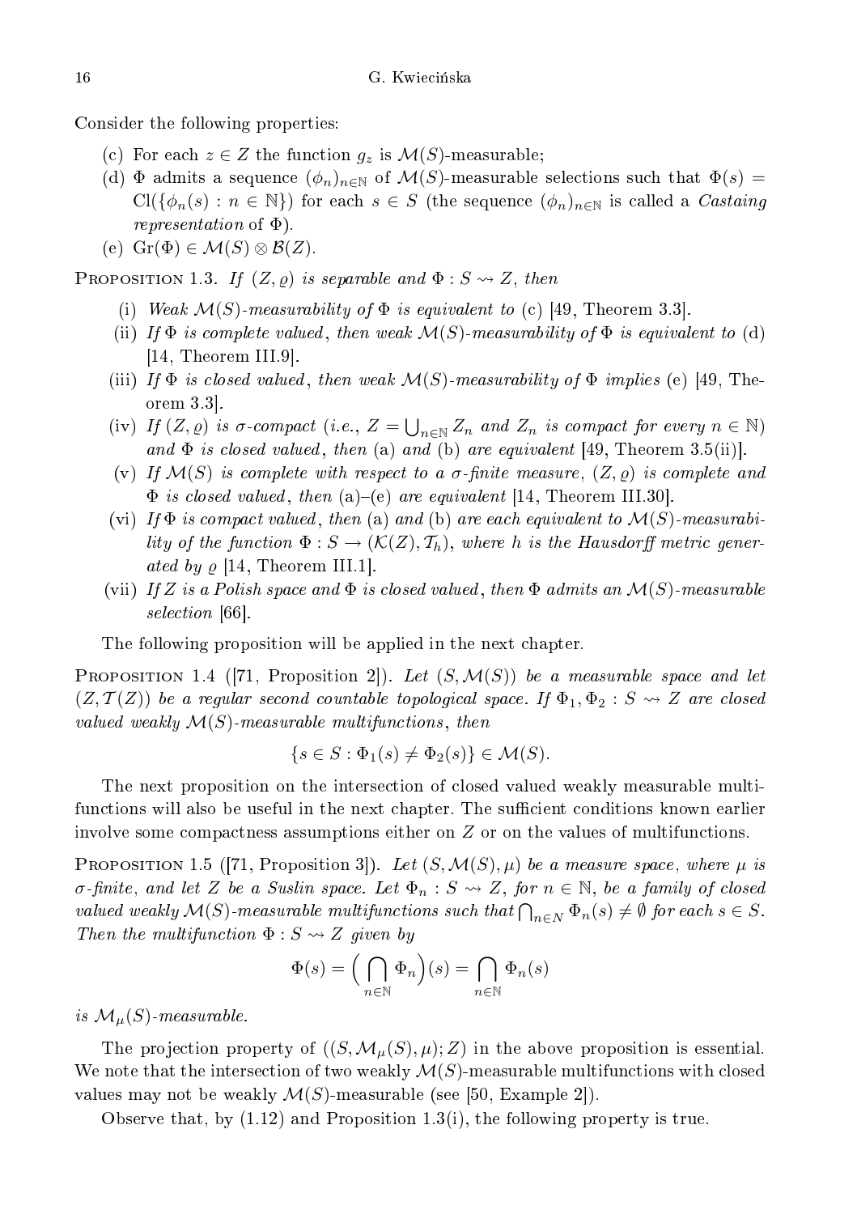Consider the following properties:

(c) For each $z \in Z$ the function $g_z$ is $\mathcal{M}(S)$-measurable;

(d) $\Phi$ admits a sequence $(\phi_n)_{n\in\mathbb{N}}$ of $\mathcal{M}(S)$-measurable selections such that $\Phi(s) = \mathrm{Cl}(\{\phi_n(s) : n \in \mathbb{N}\})$ for each $s \in S$ (the sequence $(\phi_n)_{n\in\mathbb{N}}$ is called a *Castaing representation* of $\Phi$).

(e) $\mathrm{Gr}(\Phi) \in \mathcal{M}(S) \otimes \mathcal{B}(Z)$.

Proposition 1.3. *If $(Z, \varrho)$ is separable and $\Phi : S \rightsquigarrow Z$, then*

(i) *Weak $\mathcal{M}(S)$-measurability of $\Phi$ is equivalent to* (c) [49, Theorem 3.3].

(ii) *If $\Phi$ is complete valued, then weak $\mathcal{M}(S)$-measurability of $\Phi$ is equivalent to* (d) [14, Theorem III.9].

(iii) *If $\Phi$ is closed valued, then weak $\mathcal{M}(S)$-measurability of $\Phi$ implies* (e) [49, Theorem 3.3].

(iv) *If $(Z, \varrho)$ is $\sigma$-compact (i.e., $Z = \bigcup_{n\in\mathbb{N}} Z_n$ and $Z_n$ is compact for every $n \in \mathbb{N}$) and $\Phi$ is closed valued, then* (a) *and* (b) *are equivalent* [49, Theorem 3.5(ii)].

(v) *If $\mathcal{M}(S)$ is complete with respect to a $\sigma$-finite measure, $(Z, \varrho)$ is complete and $\Phi$ is closed valued, then* (a)–(e) *are equivalent* [14, Theorem III.30].

(vi) *If $\Phi$ is compact valued, then* (a) *and* (b) *are each equivalent to $\mathcal{M}(S)$-measurability of the function $\Phi : S \to (\mathcal{K}(Z), \mathcal{T}_h)$, where $h$ is the Hausdorff metric generated by $\varrho$* [14, Theorem III.1].

(vii) *If $Z$ is a Polish space and $\Phi$ is closed valued, then $\Phi$ admits an $\mathcal{M}(S)$-measurable selection* [66].

The following proposition will be applied in the next chapter.

Proposition 1.4 ([71, Proposition 2]). *Let $(S, \mathcal{M}(S))$ be a measurable space and let $(Z, \mathcal{T}(Z))$ be a regular second countable topological space. If $\Phi_1, \Phi_2 : S \rightsquigarrow Z$ are closed valued weakly $\mathcal{M}(S)$-measurable multifunctions, then*

$$\{s \in S : \Phi_1(s) \neq \Phi_2(s)\} \in \mathcal{M}(S).$$

The next proposition on the intersection of closed valued weakly measurable multifunctions will also be useful in the next chapter. The sufficient conditions known earlier involve some compactness assumptions either on $Z$ or on the values of multifunctions.

Proposition 1.5 ([71, Proposition 3]). *Let $(S, \mathcal{M}(S), \mu)$ be a measure space, where $\mu$ is $\sigma$-finite, and let $Z$ be a Suslin space. Let $\Phi_n : S \rightsquigarrow Z$, for $n \in \mathbb{N}$, be a family of closed valued weakly $\mathcal{M}(S)$-measurable multifunctions such that $\bigcap_{n\in N} \Phi_n(s) \neq \emptyset$ for each $s \in S$. Then the multifunction $\Phi : S \rightsquigarrow Z$ given by*

$$\Phi(s) = \Big(\bigcap_{n\in\mathbb{N}} \Phi_n\Big)(s) = \bigcap_{n\in\mathbb{N}} \Phi_n(s)$$

*is $\mathcal{M}_\mu(S)$-measurable.*

The projection property of $((S, \mathcal{M}_\mu(S), \mu); Z)$ in the above proposition is essential. We note that the intersection of two weakly $\mathcal{M}(S)$-measurable multifunctions with closed values may not be weakly $\mathcal{M}(S)$-measurable (see [50, Example 2]).

Observe that, by (1.12) and Proposition 1.3(i), the following property is true.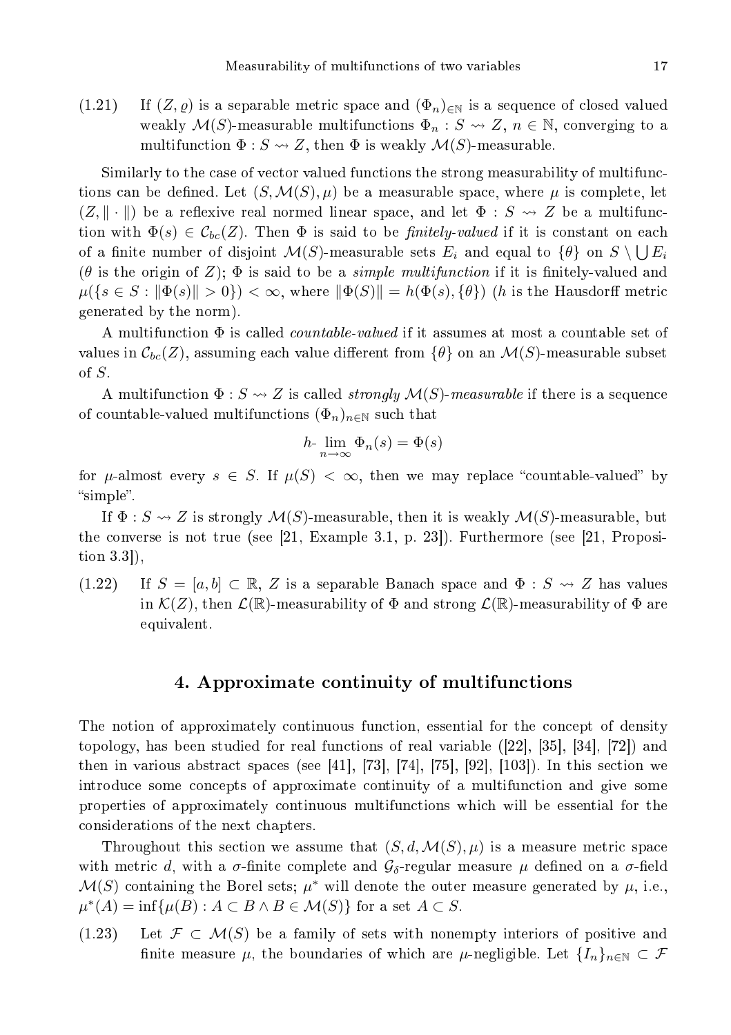(1.21) If $(Z, \varrho)$ is a separable metric space and $(\Phi_n)_{\in \mathbb{N}}$ is a sequence of closed valued weakly $\mathcal{M}(S)$-measurable multifunctions $\Phi_n : S \rightsquigarrow Z$, $n \in \mathbb{N}$, converging to a multifunction $\Phi : S \rightsquigarrow Z$, then $\Phi$ is weakly $\mathcal{M}(S)$-measurable.

Similarly to the case of vector valued functions the strong measurability of multifunctions can be defined. Let $(S, \mathcal{M}(S), \mu)$ be a measurable space, where $\mu$ is complete, let $(Z, \|\cdot\|)$ be a reflexive real normed linear space, and let $\Phi : S \rightsquigarrow Z$ be a multifunction with $\Phi(s) \in \mathcal{C}_{bc}(Z)$. Then $\Phi$ is said to be *finitely-valued* if it is constant on each of a finite number of disjoint $\mathcal{M}(S)$-measurable sets $E_i$ and equal to $\{\theta\}$ on $S \setminus \bigcup E_i$ ($\theta$ is the origin of $Z$); $\Phi$ is said to be a *simple multifunction* if it is finitely-valued and $\mu(\{s \in S : \|\Phi(s)\| > 0\}) < \infty$, where $\|\Phi(S)\| = h(\Phi(s), \{\theta\})$ ($h$ is the Hausdorff metric generated by the norm).

A multifunction $\Phi$ is called *countable-valued* if it assumes at most a countable set of values in $\mathcal{C}_{bc}(Z)$, assuming each value different from $\{\theta\}$ on an $\mathcal{M}(S)$-measurable subset of $S$.

A multifunction $\Phi : S \rightsquigarrow Z$ is called *strongly $\mathcal{M}(S)$-measurable* if there is a sequence of countable-valued multifunctions $(\Phi_n)_{n \in \mathbb{N}}$ such that

$$h\text{-} \lim_{n \to \infty} \Phi_n(s) = \Phi(s)$$

for $\mu$-almost every $s \in S$. If $\mu(S) < \infty$, then we may replace "countable-valued" by "simple".

If $\Phi : S \rightsquigarrow Z$ is strongly $\mathcal{M}(S)$-measurable, then it is weakly $\mathcal{M}(S)$-measurable, but the converse is not true (see [21, Example 3.1, p. 23]). Furthermore (see [21, Proposition 3.3]),

(1.22) If $S = [a, b] \subset \mathbb{R}$, $Z$ is a separable Banach space and $\Phi : S \rightsquigarrow Z$ has values in $\mathcal{K}(Z)$, then $\mathcal{L}(\mathbb{R})$-measurability of $\Phi$ and strong $\mathcal{L}(\mathbb{R})$-measurability of $\Phi$ are equivalent.

## 4. Approximate continuity of multifunctions

The notion of approximately continuous function, essential for the concept of density topology, has been studied for real functions of real variable ([22], [35], [34], [72]) and then in various abstract spaces (see [41], [73], [74], [75], [92], [103]). In this section we introduce some concepts of approximate continuity of a multifunction and give some properties of approximately continuous multifunctions which will be essential for the considerations of the next chapters.

Throughout this section we assume that $(S, d, \mathcal{M}(S), \mu)$ is a measure metric space with metric $d$, with a $\sigma$-finite complete and $\mathcal{G}_\delta$-regular measure $\mu$ defined on a $\sigma$-field $\mathcal{M}(S)$ containing the Borel sets; $\mu^*$ will denote the outer measure generated by $\mu$, i.e., $\mu^*(A) = \inf\{\mu(B) : A \subset B \wedge B \in \mathcal{M}(S)\}$ for a set $A \subset S$.

(1.23) Let $\mathcal{F} \subset \mathcal{M}(S)$ be a family of sets with nonempty interiors of positive and finite measure $\mu$, the boundaries of which are $\mu$-negligible. Let $\{I_n\}_{n \in \mathbb{N}} \subset \mathcal{F}$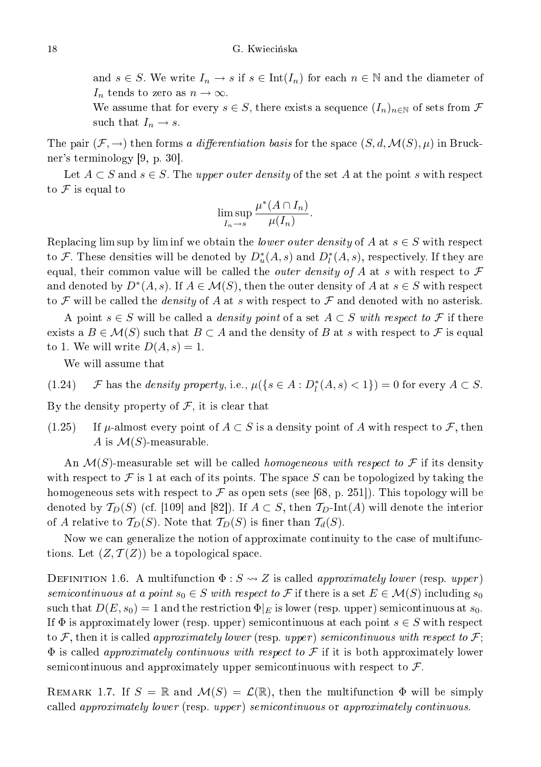and $s \in S$. We write $I_n \to s$ if $s \in \mathrm{Int}(I_n)$ for each $n \in \mathbb{N}$ and the diameter of $I_n$ tends to zero as $n \to \infty$.

We assume that for every $s \in S$, there exists a sequence $(I_n)_{n\in\mathbb{N}}$ of sets from $\mathcal{F}$ such that $I_n \to s$.

The pair $(\mathcal{F}, \to)$ then forms *a differentiation basis* for the space $(S, d, \mathcal{M}(S), \mu)$ in Bruckner's terminology [9, p. 30].

Let $A \subset S$ and $s \in S$. The *upper outer density* of the set $A$ at the point $s$ with respect to $\mathcal{F}$ is equal to

$$\limsup_{I_n \to s} \frac{\mu^*(A \cap I_n)}{\mu(I_n)}.$$

Replacing lim sup by lim inf we obtain the *lower outer density* of $A$ at $s \in S$ with respect to $\mathcal{F}$. These densities will be denoted by $D_u^*(A, s)$ and $D_l^*(A, s)$, respectively. If they are equal, their common value will be called the *outer density of* $A$ at $s$ with respect to $\mathcal{F}$ and denoted by $D^*(A, s)$. If $A \in \mathcal{M}(S)$, then the outer density of $A$ at $s \in S$ with respect to $\mathcal{F}$ will be called the *density* of $A$ at $s$ with respect to $\mathcal{F}$ and denoted with no asterisk.

A point $s \in S$ will be called a *density point* of a set $A \subset S$ *with respect to* $\mathcal{F}$ if there exists a $B \in \mathcal{M}(S)$ such that $B \subset A$ and the density of $B$ at $s$ with respect to $\mathcal{F}$ is equal to 1. We will write $D(A, s) = 1$.

We will assume that

(1.24) $\mathcal{F}$ has the *density property*, i.e., $\mu(\{s \in A : D_l^*(A, s) < 1\}) = 0$ for every $A \subset S$.

By the density property of $\mathcal{F}$, it is clear that

(1.25) If $\mu$-almost every point of $A \subset S$ is a density point of $A$ with respect to $\mathcal{F}$, then $A$ is $\mathcal{M}(S)$-measurable.

An $\mathcal{M}(S)$-measurable set will be called *homogeneous with respect to* $\mathcal{F}$ if its density with respect to $\mathcal{F}$ is 1 at each of its points. The space $S$ can be topologized by taking the homogeneous sets with respect to $\mathcal{F}$ as open sets (see [68, p. 251]). This topology will be denoted by $\mathcal{T}_D(S)$ (cf. [109] and [82]). If $A \subset S$, then $\mathcal{T}_D$-$\mathrm{Int}(A)$ will denote the interior of $A$ relative to $\mathcal{T}_D(S)$. Note that $\mathcal{T}_D(S)$ is finer than $\mathcal{T}_d(S)$.

Now we can generalize the notion of approximate continuity to the case of multifunctions. Let $(Z, \mathcal{T}(Z))$ be a topological space.

Definition 1.6. A multifunction $\Phi : S \rightsquigarrow Z$ is called *approximately lower* (resp. *upper*) *semicontinuous at a point* $s_0 \in S$ *with respect to* $\mathcal{F}$ if there is a set $E \in \mathcal{M}(S)$ including $s_0$ such that $D(E, s_0) = 1$ and the restriction $\Phi|_E$ is lower (resp. upper) semicontinuous at $s_0$. If $\Phi$ is approximately lower (resp. upper) semicontinuous at each point $s \in S$ with respect to $\mathcal{F}$, then it is called *approximately lower* (resp. *upper*) *semicontinuous with respect to* $\mathcal{F}$; $\Phi$ is called *approximately continuous with respect to* $\mathcal{F}$ if it is both approximately lower semicontinuous and approximately upper semicontinuous with respect to $\mathcal{F}$.

Remark 1.7. If $S = \mathbb{R}$ and $\mathcal{M}(S) = \mathcal{L}(\mathbb{R})$, then the multifunction $\Phi$ will be simply called *approximately lower* (resp. *upper*) *semicontinuous* or *approximately continuous*.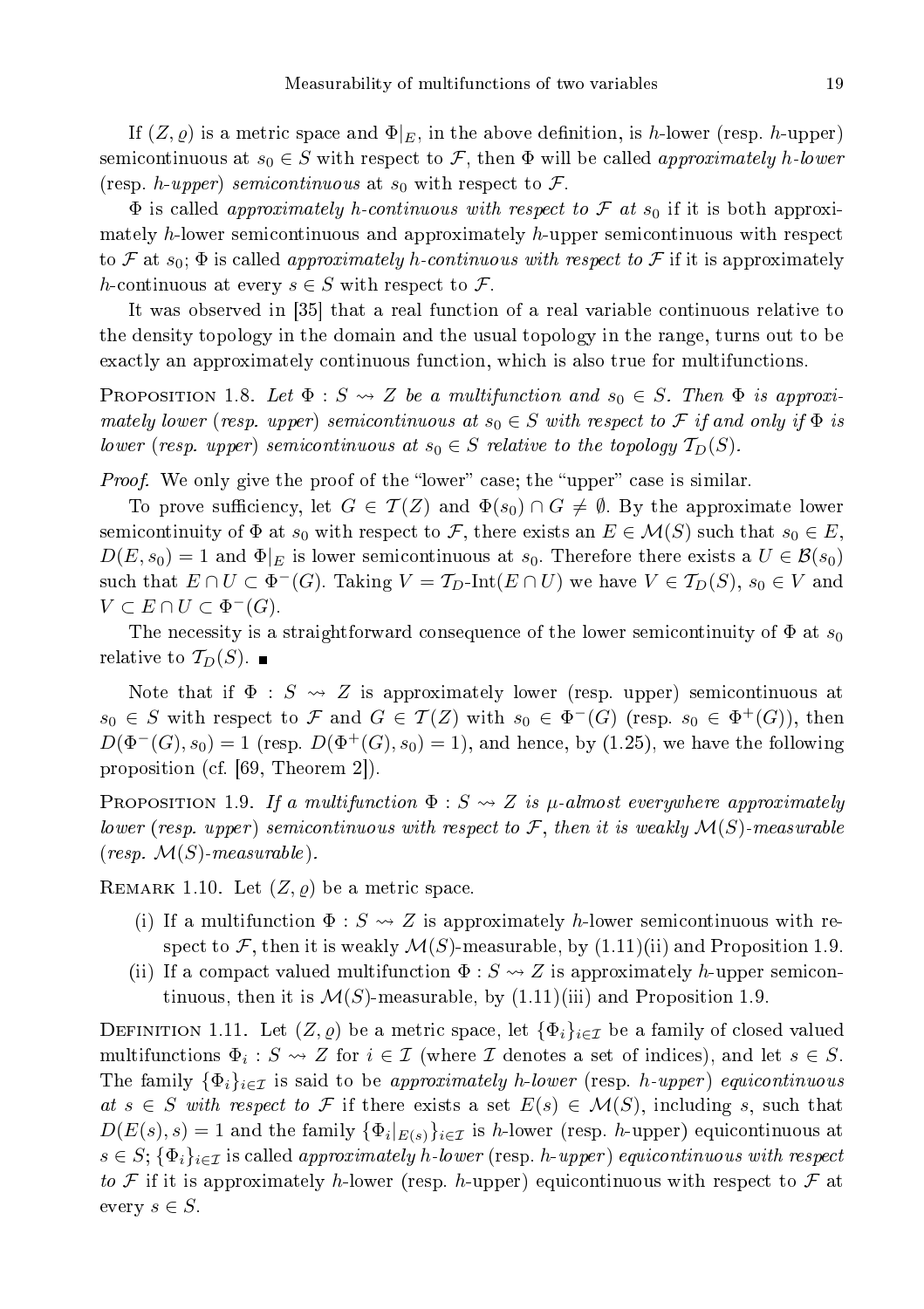If $(Z, \varrho)$ is a metric space and $\Phi|_E$, in the above definition, is $h$-lower (resp. $h$-upper) semicontinuous at $s_0 \in S$ with respect to $\mathcal{F}$, then $\Phi$ will be called *approximately $h$-lower* (resp. *$h$-upper*) *semicontinuous* at $s_0$ with respect to $\mathcal{F}$.

$\Phi$ is called *approximately $h$-continuous with respect to $\mathcal{F}$ at $s_0$* if it is both approximately $h$-lower semicontinuous and approximately $h$-upper semicontinuous with respect to $\mathcal{F}$ at $s_0$; $\Phi$ is called *approximately $h$-continuous with respect to $\mathcal{F}$* if it is approximately $h$-continuous at every $s \in S$ with respect to $\mathcal{F}$.

It was observed in [35] that a real function of a real variable continuous relative to the density topology in the domain and the usual topology in the range, turns out to be exactly an approximately continuous function, which is also true for multifunctions.

PROPOSITION 1.8. *Let $\Phi : S \rightsquigarrow Z$ be a multifunction and $s_0 \in S$. Then $\Phi$ is approximately lower* (*resp. upper*) *semicontinuous at $s_0 \in S$ with respect to $\mathcal{F}$ if and only if $\Phi$ is lower* (*resp. upper*) *semicontinuous at $s_0 \in S$ relative to the topology $\mathcal{T}_D(S)$.*

*Proof.* We only give the proof of the "lower" case; the "upper" case is similar.

To prove sufficiency, let $G \in \mathcal{T}(Z)$ and $\Phi(s_0) \cap G \neq \emptyset$. By the approximate lower semicontinuity of $\Phi$ at $s_0$ with respect to $\mathcal{F}$, there exists an $E \in \mathcal{M}(S)$ such that $s_0 \in E$, $D(E, s_0) = 1$ and $\Phi|_E$ is lower semicontinuous at $s_0$. Therefore there exists a $U \in \mathcal{B}(s_0)$ such that $E \cap U \subset \Phi^-(G)$. Taking $V = \mathcal{T}_D\text{-Int}(E \cap U)$ we have $V \in \mathcal{T}_D(S)$, $s_0 \in V$ and $V \subset E \cap U \subset \Phi^-(G)$.

The necessity is a straightforward consequence of the lower semicontinuity of $\Phi$ at $s_0$ relative to $\mathcal{T}_D(S)$. ∎

Note that if $\Phi : S \rightsquigarrow Z$ is approximately lower (resp. upper) semicontinuous at $s_0 \in S$ with respect to $\mathcal{F}$ and $G \in \mathcal{T}(Z)$ with $s_0 \in \Phi^-(G)$ (resp. $s_0 \in \Phi^+(G)$), then $D(\Phi^-(G), s_0) = 1$ (resp. $D(\Phi^+(G), s_0) = 1$), and hence, by (1.25), we have the following proposition (cf. [69, Theorem 2]).

PROPOSITION 1.9. *If a multifunction $\Phi : S \rightsquigarrow Z$ is $\mu$-almost everywhere approximately lower* (*resp. upper*) *semicontinuous with respect to $\mathcal{F}$, then it is weakly $\mathcal{M}(S)$-measurable* (*resp. $\mathcal{M}(S)$-measurable*).

REMARK 1.10. Let $(Z, \varrho)$ be a metric space.

- (i) If a multifunction $\Phi : S \rightsquigarrow Z$ is approximately $h$-lower semicontinuous with respect to $\mathcal{F}$, then it is weakly $\mathcal{M}(S)$-measurable, by (1.11)(ii) and Proposition 1.9.
- (ii) If a compact valued multifunction $\Phi : S \rightsquigarrow Z$ is approximately $h$-upper semicontinuous, then it is $\mathcal{M}(S)$-measurable, by (1.11)(iii) and Proposition 1.9.

DEFINITION 1.11. Let $(Z, \varrho)$ be a metric space, let $\{\Phi_i\}_{i \in \mathcal{I}}$ be a family of closed valued multifunctions $\Phi_i : S \rightsquigarrow Z$ for $i \in \mathcal{I}$ (where $\mathcal{I}$ denotes a set of indices), and let $s \in S$. The family $\{\Phi_i\}_{i \in \mathcal{I}}$ is said to be *approximately $h$-lower* (resp. *$h$-upper*) *equicontinuous at $s \in S$ with respect to $\mathcal{F}$* if there exists a set $E(s) \in \mathcal{M}(S)$, including $s$, such that $D(E(s), s) = 1$ and the family $\{\Phi_i|_{E(s)}\}_{i \in \mathcal{I}}$ is $h$-lower (resp. $h$-upper) equicontinuous at $s \in S$; $\{\Phi_i\}_{i \in \mathcal{I}}$ is called *approximately $h$-lower* (resp. *$h$-upper*) *equicontinuous with respect to $\mathcal{F}$* if it is approximately $h$-lower (resp. $h$-upper) equicontinuous with respect to $\mathcal{F}$ at every $s \in S$.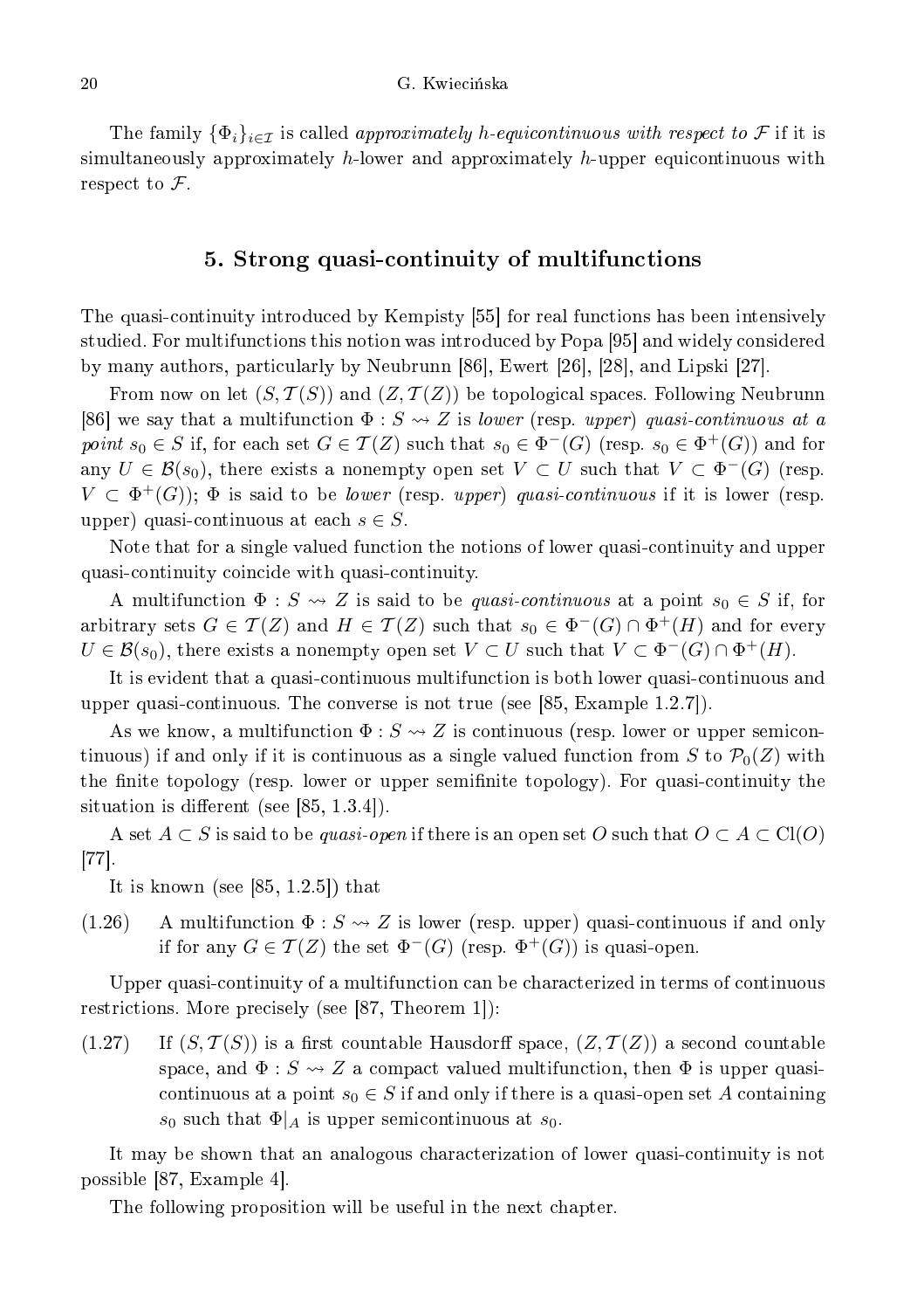The family $\{\Phi_i\}_{i\in\mathcal{I}}$ is called *approximately h-equicontinuous with respect to* $\mathcal{F}$ if it is simultaneously approximately $h$-lower and approximately $h$-upper equicontinuous with respect to $\mathcal{F}$.

## 5. Strong quasi-continuity of multifunctions

The quasi-continuity introduced by Kempisty [55] for real functions has been intensively studied. For multifunctions this notion was introduced by Popa [95] and widely considered by many authors, particularly by Neubrunn [86], Ewert [26], [28], and Lipski [27].

From now on let $(S,\mathcal{T}(S))$ and $(Z,\mathcal{T}(Z))$ be topological spaces. Following Neubrunn [86] we say that a multifunction $\Phi : S \rightsquigarrow Z$ is *lower* (resp. *upper*) *quasi-continuous at a point* $s_0 \in S$ if, for each set $G \in \mathcal{T}(Z)$ such that $s_0 \in \Phi^-(G)$ (resp. $s_0 \in \Phi^+(G)$) and for any $U \in \mathcal{B}(s_0)$, there exists a nonempty open set $V \subset U$ such that $V \subset \Phi^-(G)$ (resp. $V \subset \Phi^+(G)$); $\Phi$ is said to be *lower* (resp. *upper*) *quasi-continuous* if it is lower (resp. upper) quasi-continuous at each $s \in S$.

Note that for a single valued function the notions of lower quasi-continuity and upper quasi-continuity coincide with quasi-continuity.

A multifunction $\Phi : S \rightsquigarrow Z$ is said to be *quasi-continuous* at a point $s_0 \in S$ if, for arbitrary sets $G \in \mathcal{T}(Z)$ and $H \in \mathcal{T}(Z)$ such that $s_0 \in \Phi^-(G) \cap \Phi^+(H)$ and for every $U \in \mathcal{B}(s_0)$, there exists a nonempty open set $V \subset U$ such that $V \subset \Phi^-(G) \cap \Phi^+(H)$.

It is evident that a quasi-continuous multifunction is both lower quasi-continuous and upper quasi-continuous. The converse is not true (see [85, Example 1.2.7]).

As we know, a multifunction $\Phi : S \rightsquigarrow Z$ is continuous (resp. lower or upper semicontinuous) if and only if it is continuous as a single valued function from $S$ to $\mathcal{P}_0(Z)$ with the finite topology (resp. lower or upper semifinite topology). For quasi-continuity the situation is different (see [85, 1.3.4]).

A set $A \subset S$ is said to be *quasi-open* if there is an open set $O$ such that $O \subset A \subset \mathrm{Cl}(O)$ [77].

It is known (see [85, 1.2.5]) that

(1.26) A multifunction $\Phi : S \rightsquigarrow Z$ is lower (resp. upper) quasi-continuous if and only if for any $G \in \mathcal{T}(Z)$ the set $\Phi^-(G)$ (resp. $\Phi^+(G)$) is quasi-open.

Upper quasi-continuity of a multifunction can be characterized in terms of continuous restrictions. More precisely (see [87, Theorem 1]):

(1.27) If $(S,\mathcal{T}(S))$ is a first countable Hausdorff space, $(Z,\mathcal{T}(Z))$ a second countable space, and $\Phi : S \rightsquigarrow Z$ a compact valued multifunction, then $\Phi$ is upper quasi-continuous at a point $s_0 \in S$ if and only if there is a quasi-open set $A$ containing $s_0$ such that $\Phi|_A$ is upper semicontinuous at $s_0$.

It may be shown that an analogous characterization of lower quasi-continuity is not possible [87, Example 4].

The following proposition will be useful in the next chapter.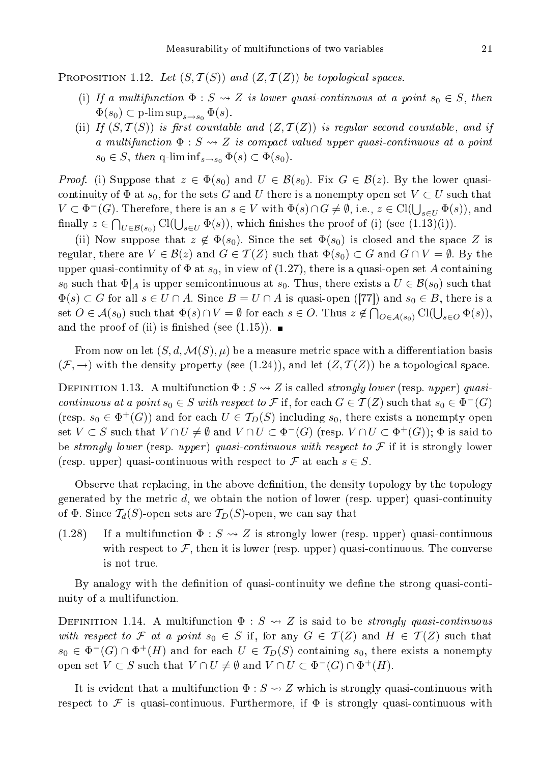**Proposition 1.12.** *Let $(S, \mathcal{T}(S))$ and $(Z, \mathcal{T}(Z))$ be topological spaces.*

- (i) *If a multifunction $\Phi : S \rightsquigarrow Z$ is lower quasi-continuous at a point $s_0 \in S$, then $\Phi(s_0) \subset \text{p-}\limsup_{s \to s_0} \Phi(s)$.*
- (ii) *If $(S, \mathcal{T}(S))$ is first countable and $(Z, \mathcal{T}(Z))$ is regular second countable, and if a multifunction $\Phi : S \rightsquigarrow Z$ is compact valued upper quasi-continuous at a point $s_0 \in S$, then $\text{q-}\liminf_{s \to s_0} \Phi(s) \subset \Phi(s_0)$.*

*Proof.* (i) Suppose that $z \in \Phi(s_0)$ and $U \in \mathcal{B}(s_0)$. Fix $G \in \mathcal{B}(z)$. By the lower quasi-continuity of $\Phi$ at $s_0$, for the sets $G$ and $U$ there is a nonempty open set $V \subset U$ such that $V \subset \Phi^-(G)$. Therefore, there is an $s \in V$ with $\Phi(s) \cap G \neq \emptyset$, i.e., $z \in \mathrm{Cl}(\bigcup_{s \in U} \Phi(s))$, and finally $z \in \bigcap_{U \in \mathcal{B}(s_0)} \mathrm{Cl}(\bigcup_{s \in U} \Phi(s))$, which finishes the proof of (i) (see (1.13)(i)).

(ii) Now suppose that $z \notin \Phi(s_0)$. Since the set $\Phi(s_0)$ is closed and the space $Z$ is regular, there are $V \in \mathcal{B}(z)$ and $G \in \mathcal{T}(Z)$ such that $\Phi(s_0) \subset G$ and $G \cap V = \emptyset$. By the upper quasi-continuity of $\Phi$ at $s_0$, in view of (1.27), there is a quasi-open set $A$ containing $s_0$ such that $\Phi|_A$ is upper semicontinuous at $s_0$. Thus, there exists a $U \in \mathcal{B}(s_0)$ such that $\Phi(s) \subset G$ for all $s \in U \cap A$. Since $B = U \cap A$ is quasi-open ([77]) and $s_0 \in B$, there is a set $O \in \mathcal{A}(s_0)$ such that $\Phi(s) \cap V = \emptyset$ for each $s \in O$. Thus $z \notin \bigcap_{O \in \mathcal{A}(s_0)} \mathrm{Cl}(\bigcup_{s \in O} \Phi(s))$, and the proof of (ii) is finished (see (1.15)). ∎

From now on let $(S, d, \mathcal{M}(S), \mu)$ be a measure metric space with a differentiation basis $(\mathcal{F}, \to)$ with the density property (see (1.24)), and let $(Z, \mathcal{T}(Z))$ be a topological space.

**Definition 1.13.** A multifunction $\Phi : S \rightsquigarrow Z$ is called *strongly lower* (resp. *upper*) *quasi-continuous at a point $s_0 \in S$ with respect to $\mathcal{F}$* if, for each $G \in \mathcal{T}(Z)$ such that $s_0 \in \Phi^-(G)$ (resp. $s_0 \in \Phi^+(G)$) and for each $U \in \mathcal{T}_D(S)$ including $s_0$, there exists a nonempty open set $V \subset S$ such that $V \cap U \neq \emptyset$ and $V \cap U \subset \Phi^-(G)$ (resp. $V \cap U \subset \Phi^+(G)$); $\Phi$ is said to be *strongly lower* (resp. *upper*) *quasi-continuous with respect to $\mathcal{F}$* if it is strongly lower (resp. upper) quasi-continuous with respect to $\mathcal{F}$ at each $s \in S$.

Observe that replacing, in the above definition, the density topology by the topology generated by the metric $d$, we obtain the notion of lower (resp. upper) quasi-continuity of $\Phi$. Since $\mathcal{T}_d(S)$-open sets are $\mathcal{T}_D(S)$-open, we can say that

(1.28) If a multifunction $\Phi : S \rightsquigarrow Z$ is strongly lower (resp. upper) quasi-continuous with respect to $\mathcal{F}$, then it is lower (resp. upper) quasi-continuous. The converse is not true.

By analogy with the definition of quasi-continuity we define the strong quasi-continuity of a multifunction.

**Definition 1.14.** A multifunction $\Phi : S \rightsquigarrow Z$ is said to be *strongly quasi-continuous with respect to $\mathcal{F}$ at a point $s_0 \in S$* if, for any $G \in \mathcal{T}(Z)$ and $H \in \mathcal{T}(Z)$ such that $s_0 \in \Phi^-(G) \cap \Phi^+(H)$ and for each $U \in \mathcal{T}_D(S)$ containing $s_0$, there exists a nonempty open set $V \subset S$ such that $V \cap U \neq \emptyset$ and $V \cap U \subset \Phi^-(G) \cap \Phi^+(H)$.

It is evident that a multifunction $\Phi : S \rightsquigarrow Z$ which is strongly quasi-continuous with respect to $\mathcal{F}$ is quasi-continuous. Furthermore, if $\Phi$ is strongly quasi-continuous with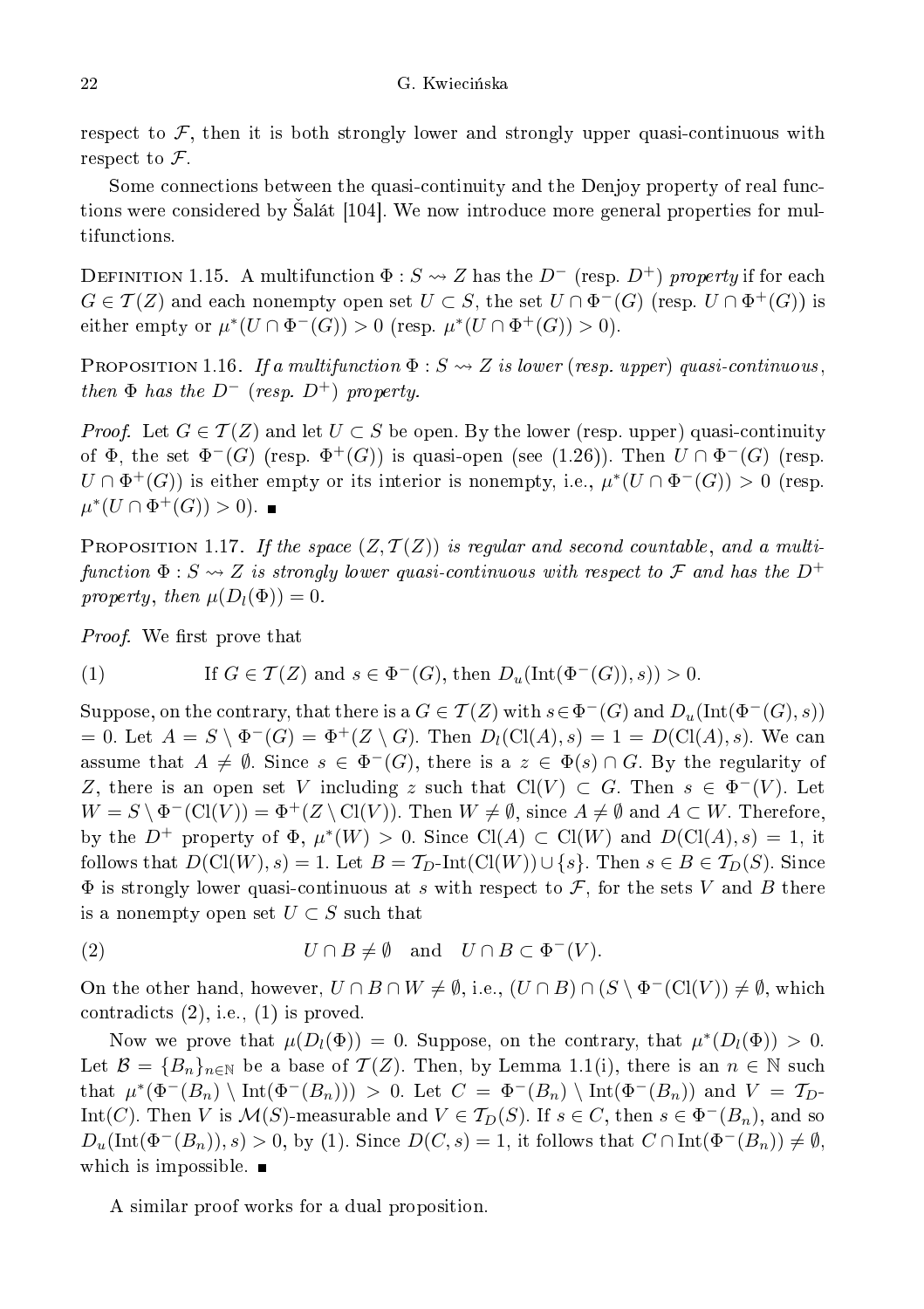respect to $\mathcal{F}$, then it is both strongly lower and strongly upper quasi-continuous with respect to $\mathcal{F}$.

Some connections between the quasi-continuity and the Denjoy property of real functions were considered by Šalát [104]. We now introduce more general properties for multifunctions.

Definition 1.15. A multifunction $\Phi : S \rightsquigarrow Z$ has the $D^-$ (resp. $D^+$) *property* if for each $G \in \mathcal{T}(Z)$ and each nonempty open set $U \subset S$, the set $U \cap \Phi^-(G)$ (resp. $U \cap \Phi^+(G)$) is either empty or $\mu^*(U \cap \Phi^-(G)) > 0$ (resp. $\mu^*(U \cap \Phi^+(G)) > 0$).

Proposition 1.16. *If a multifunction $\Phi : S \rightsquigarrow Z$ is lower (resp. upper) quasi-continuous, then $\Phi$ has the $D^-$ (resp. $D^+$) property.*

*Proof.* Let $G \in \mathcal{T}(Z)$ and let $U \subset S$ be open. By the lower (resp. upper) quasi-continuity of $\Phi$, the set $\Phi^-(G)$ (resp. $\Phi^+(G)$) is quasi-open (see (1.26)). Then $U \cap \Phi^-(G)$ (resp. $U \cap \Phi^+(G)$) is either empty or its interior is nonempty, i.e., $\mu^*(U \cap \Phi^-(G)) > 0$ (resp. $\mu^*(U \cap \Phi^+(G)) > 0$). ∎

Proposition 1.17. *If the space $(Z, \mathcal{T}(Z))$ is regular and second countable, and a multifunction $\Phi : S \rightsquigarrow Z$ is strongly lower quasi-continuous with respect to $\mathcal{F}$ and has the $D^+$ property, then $\mu(D_l(\Phi)) = 0$.*

*Proof.* We first prove that

$$\text{(1)} \qquad \text{If } G \in \mathcal{T}(Z) \text{ and } s \in \Phi^-(G), \text{ then } D_u(\mathrm{Int}(\Phi^-(G)), s)) > 0.$$

Suppose, on the contrary, that there is a $G \in \mathcal{T}(Z)$ with $s \in \Phi^-(G)$ and $D_u(\mathrm{Int}(\Phi^-(G), s)) = 0$. Let $A = S \setminus \Phi^-(G) = \Phi^+(Z \setminus G)$. Then $D_l(\mathrm{Cl}(A), s) = 1 = D(\mathrm{Cl}(A), s)$. We can assume that $A \neq \emptyset$. Since $s \in \Phi^-(G)$, there is a $z \in \Phi(s) \cap G$. By the regularity of $Z$, there is an open set $V$ including $z$ such that $\mathrm{Cl}(V) \subset G$. Then $s \in \Phi^-(V)$. Let $W = S \setminus \Phi^-(\mathrm{Cl}(V)) = \Phi^+(Z \setminus \mathrm{Cl}(V))$. Then $W \neq \emptyset$, since $A \neq \emptyset$ and $A \subset W$. Therefore, by the $D^+$ property of $\Phi$, $\mu^*(W) > 0$. Since $\mathrm{Cl}(A) \subset \mathrm{Cl}(W)$ and $D(\mathrm{Cl}(A), s) = 1$, it follows that $D(\mathrm{Cl}(W), s) = 1$. Let $B = \mathcal{T}_D\text{-}\mathrm{Int}(\mathrm{Cl}(W)) \cup \{s\}$. Then $s \in B \in \mathcal{T}_D(S)$. Since $\Phi$ is strongly lower quasi-continuous at $s$ with respect to $\mathcal{F}$, for the sets $V$ and $B$ there is a nonempty open set $U \subset S$ such that

$$\text{(2)} \qquad U \cap B \neq \emptyset \quad \text{and} \quad U \cap B \subset \Phi^-(V).$$

On the other hand, however, $U \cap B \cap W \neq \emptyset$, i.e., $(U \cap B) \cap (S \setminus \Phi^-(\mathrm{Cl}(V)) \neq \emptyset$, which contradicts (2), i.e., (1) is proved.

Now we prove that $\mu(D_l(\Phi)) = 0$. Suppose, on the contrary, that $\mu^*(D_l(\Phi)) > 0$. Let $\mathcal{B} = \{B_n\}_{n \in \mathbb{N}}$ be a base of $\mathcal{T}(Z)$. Then, by Lemma 1.1(i), there is an $n \in \mathbb{N}$ such that $\mu^*(\Phi^-(B_n) \setminus \mathrm{Int}(\Phi^-(B_n))) > 0$. Let $C = \Phi^-(B_n) \setminus \mathrm{Int}(\Phi^-(B_n))$ and $V = \mathcal{T}_D\text{-}\mathrm{Int}(C)$. Then $V$ is $\mathcal{M}(S)$-measurable and $V \in \mathcal{T}_D(S)$. If $s \in C$, then $s \in \Phi^-(B_n)$, and so $D_u(\mathrm{Int}(\Phi^-(B_n)), s) > 0$, by (1). Since $D(C, s) = 1$, it follows that $C \cap \mathrm{Int}(\Phi^-(B_n)) \neq \emptyset$, which is impossible. ∎

A similar proof works for a dual proposition.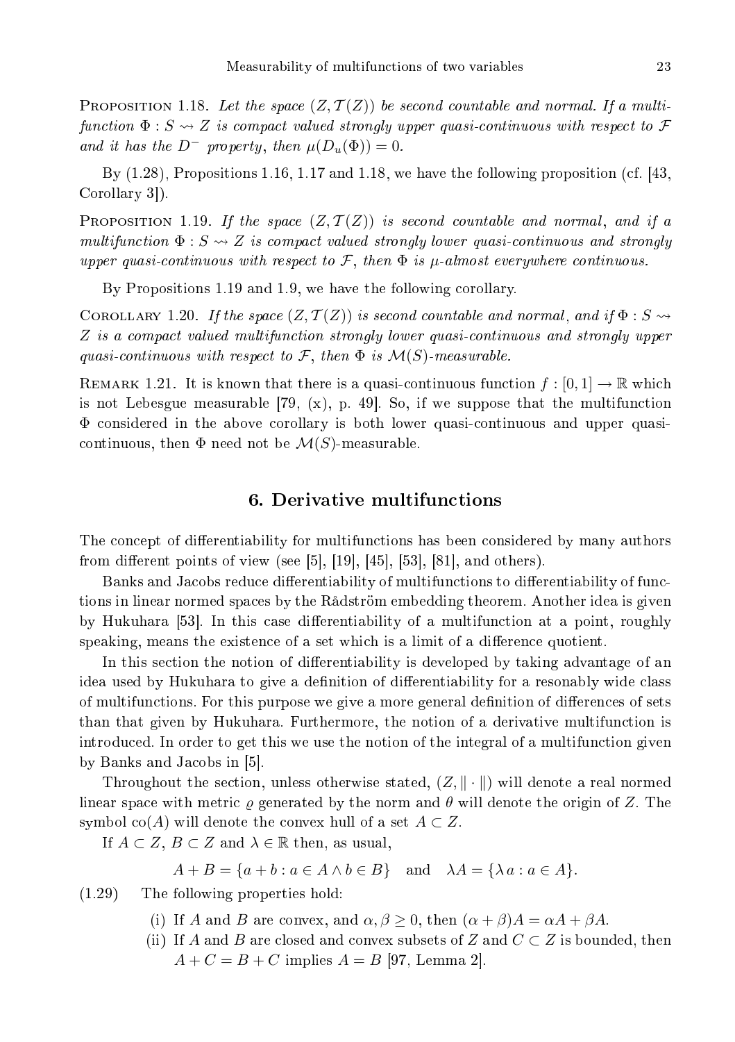Proposition 1.18. *Let the space $(Z, \mathcal{T}(Z))$ be second countable and normal. If a multifunction $\Phi : S \rightsquigarrow Z$ is compact valued strongly upper quasi-continuous with respect to $\mathcal{F}$ and it has the $D^-$ property, then $\mu(D_u(\Phi)) = 0$.*

By (1.28), Propositions 1.16, 1.17 and 1.18, we have the following proposition (cf. [43, Corollary 3]).

Proposition 1.19. *If the space $(Z, \mathcal{T}(Z))$ is second countable and normal, and if a multifunction $\Phi : S \rightsquigarrow Z$ is compact valued strongly lower quasi-continuous and strongly upper quasi-continuous with respect to $\mathcal{F}$, then $\Phi$ is $\mu$-almost everywhere continuous.*

By Propositions 1.19 and 1.9, we have the following corollary.

Corollary 1.20. *If the space $(Z, \mathcal{T}(Z))$ is second countable and normal, and if $\Phi : S \rightsquigarrow Z$ is a compact valued multifunction strongly lower quasi-continuous and strongly upper quasi-continuous with respect to $\mathcal{F}$, then $\Phi$ is $\mathcal{M}(S)$-measurable.*

Remark 1.21. It is known that there is a quasi-continuous function $f : [0,1] \to \mathbb{R}$ which is not Lebesgue measurable [79, (x), p. 49]. So, if we suppose that the multifunction $\Phi$ considered in the above corollary is both lower quasi-continuous and upper quasi-continuous, then $\Phi$ need not be $\mathcal{M}(S)$-measurable.

## 6. Derivative multifunctions

The concept of differentiability for multifunctions has been considered by many authors from different points of view (see [5], [19], [45], [53], [81], and others).

Banks and Jacobs reduce differentiability of multifunctions to differentiability of functions in linear normed spaces by the Rådström embedding theorem. Another idea is given by Hukuhara [53]. In this case differentiability of a multifunction at a point, roughly speaking, means the existence of a set which is a limit of a difference quotient.

In this section the notion of differentiability is developed by taking advantage of an idea used by Hukuhara to give a definition of differentiability for a resonably wide class of multifunctions. For this purpose we give a more general definition of differences of sets than that given by Hukuhara. Furthermore, the notion of a derivative multifunction is introduced. In order to get this we use the notion of the integral of a multifunction given by Banks and Jacobs in [5].

Throughout the section, unless otherwise stated, $(Z, \|\cdot\|)$ will denote a real normed linear space with metric $\varrho$ generated by the norm and $\theta$ will denote the origin of $Z$. The symbol $\mathrm{co}(A)$ will denote the convex hull of a set $A \subset Z$.

If $A \subset Z$, $B \subset Z$ and $\lambda \in \mathbb{R}$ then, as usual,

$$A + B = \{a + b : a \in A \wedge b \in B\} \quad \text{and} \quad \lambda A = \{\lambda\, a : a \in A\}.$$

(1.29) The following properties hold:

(i) If $A$ and $B$ are convex, and $\alpha, \beta \geq 0$, then $(\alpha + \beta)A = \alpha A + \beta A$.

(ii) If $A$ and $B$ are closed and convex subsets of $Z$ and $C \subset Z$ is bounded, then $A + C = B + C$ implies $A = B$ [97, Lemma 2].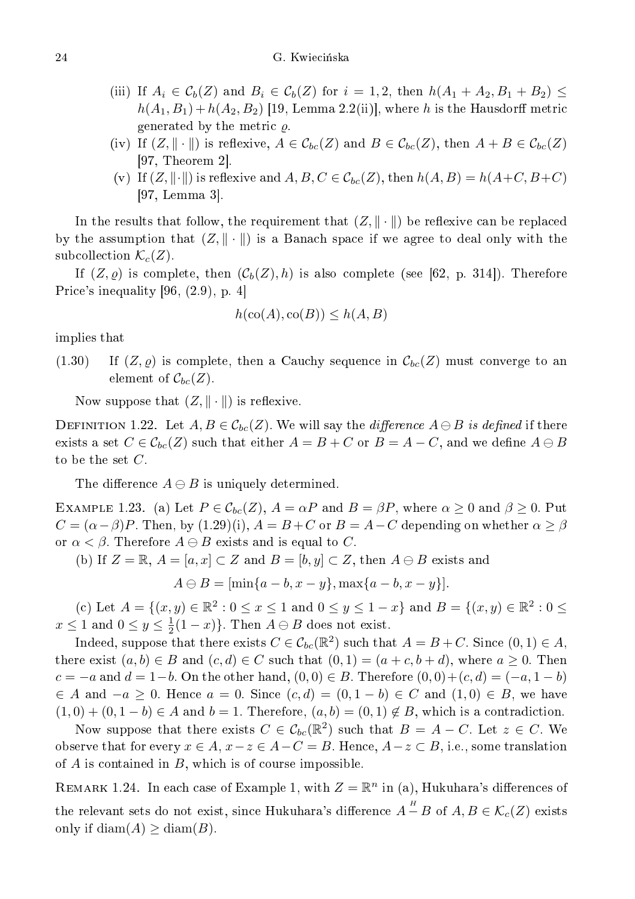(iii) If $A_i \in \mathcal{C}_b(Z)$ and $B_i \in \mathcal{C}_b(Z)$ for $i = 1, 2$, then $h(A_1 + A_2, B_1 + B_2) \leq h(A_1, B_1) + h(A_2, B_2)$ [19, Lemma 2.2(ii)], where $h$ is the Hausdorff metric generated by the metric $\varrho$.

(iv) If $(Z, \|\cdot\|)$ is reflexive, $A \in \mathcal{C}_{bc}(Z)$ and $B \in \mathcal{C}_{bc}(Z)$, then $A + B \in \mathcal{C}_{bc}(Z)$ [97, Theorem 2].

(v) If $(Z, \|\cdot\|)$ is reflexive and $A, B, C \in \mathcal{C}_{bc}(Z)$, then $h(A, B) = h(A+C, B+C)$ [97, Lemma 3].

In the results that follow, the requirement that $(Z, \|\cdot\|)$ be reflexive can be replaced by the assumption that $(Z, \|\cdot\|)$ is a Banach space if we agree to deal only with the subcollection $\mathcal{K}_c(Z)$.

If $(Z, \varrho)$ is complete, then $(\mathcal{C}_b(Z), h)$ is also complete (see [62, p. 314]). Therefore Price's inequality [96, (2.9), p. 4]

$$h(\mathrm{co}(A), \mathrm{co}(B)) \leq h(A, B)$$

implies that

(1.30) If $(Z, \varrho)$ is complete, then a Cauchy sequence in $\mathcal{C}_{bc}(Z)$ must converge to an element of $\mathcal{C}_{bc}(Z)$.

Now suppose that $(Z, \|\cdot\|)$ is reflexive.

Definition 1.22. Let $A, B \in \mathcal{C}_{bc}(Z)$. We will say the *difference* $A \ominus B$ *is defined* if there exists a set $C \in \mathcal{C}_{bc}(Z)$ such that either $A = B + C$ or $B = A - C$, and we define $A \ominus B$ to be the set $C$.

The difference $A \ominus B$ is uniquely determined.

Example 1.23. (a) Let $P \in \mathcal{C}_{bc}(Z)$, $A = \alpha P$ and $B = \beta P$, where $\alpha \geq 0$ and $\beta \geq 0$. Put $C = (\alpha - \beta)P$. Then, by (1.29)(i), $A = B + C$ or $B = A - C$ depending on whether $\alpha \geq \beta$ or $\alpha < \beta$. Therefore $A \ominus B$ exists and is equal to $C$.

(b) If $Z = \mathbb{R}$, $A = [a, x] \subset Z$ and $B = [b, y] \subset Z$, then $A \ominus B$ exists and

$$A \ominus B = [\min\{a - b, x - y\}, \max\{a - b, x - y\}].$$

(c) Let $A = \{(x, y) \in \mathbb{R}^2 : 0 \leq x \leq 1 \text{ and } 0 \leq y \leq 1 - x\}$ and $B = \{(x, y) \in \mathbb{R}^2 : 0 \leq x \leq 1 \text{ and } 0 \leq y \leq \frac{1}{2}(1 - x)\}$. Then $A \ominus B$ does not exist.

Indeed, suppose that there exists $C \in \mathcal{C}_{bc}(\mathbb{R}^2)$ such that $A = B + C$. Since $(0, 1) \in A$, there exist $(a, b) \in B$ and $(c, d) \in C$ such that $(0, 1) = (a + c, b + d)$, where $a \geq 0$. Then $c = -a$ and $d = 1 - b$. On the other hand, $(0, 0) \in B$. Therefore $(0, 0) + (c, d) = (-a, 1 - b) \in A$ and $-a \geq 0$. Hence $a = 0$. Since $(c, d) = (0, 1 - b) \in C$ and $(1, 0) \in B$, we have $(1, 0) + (0, 1 - b) \in A$ and $b = 1$. Therefore, $(a, b) = (0, 1) \notin B$, which is a contradiction.

Now suppose that there exists $C \in \mathcal{C}_{bc}(\mathbb{R}^2)$ such that $B = A - C$. Let $z \in C$. We observe that for every $x \in A$, $x - z \in A - C = B$. Hence, $A - z \subset B$, i.e., some translation of $A$ is contained in $B$, which is of course impossible.

Remark 1.24. In each case of Example 1, with $Z = \mathbb{R}^n$ in (a), Hukuhara's differences of the relevant sets do not exist, since Hukuhara's difference $A \overset{H}{-} B$ of $A, B \in \mathcal{K}_c(Z)$ exists only if $\mathrm{diam}(A) \geq \mathrm{diam}(B)$.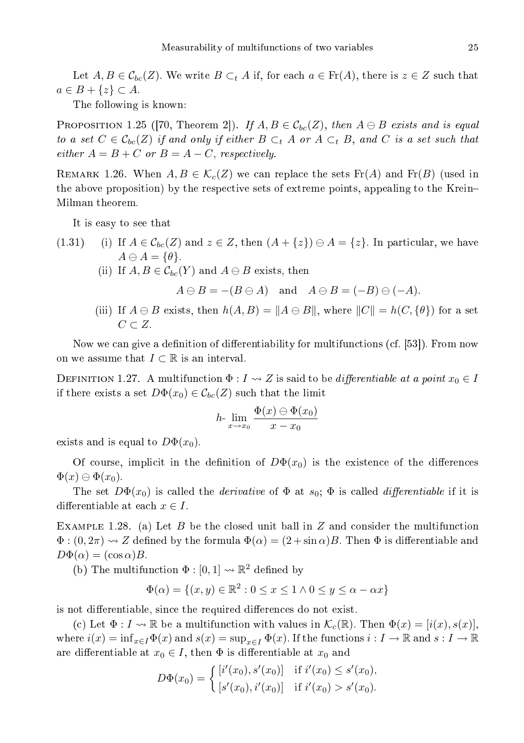Let $A, B \in \mathcal{C}_{bc}(Z)$. We write $B \subset_t A$ if, for each $a \in \mathrm{Fr}(A)$, there is $z \in Z$ such that $a \in B + \{z\} \subset A$.

The following is known:

Proposition 1.25 ([70, Theorem 2]). *If $A, B \in \mathcal{C}_{bc}(Z)$, then $A \ominus B$ exists and is equal to a set $C \in \mathcal{C}_{bc}(Z)$ if and only if either $B \subset_t A$ or $A \subset_t B$, and $C$ is a set such that either $A = B + C$ or $B = A - C$, respectively.*

Remark 1.26. When $A, B \in \mathcal{K}_c(Z)$ we can replace the sets $\mathrm{Fr}(A)$ and $\mathrm{Fr}(B)$ (used in the above proposition) by the respective sets of extreme points, appealing to the Krein–Milman theorem.

It is easy to see that

(1.31)

(i) If $A \in \mathcal{C}_{bc}(Z)$ and $z \in Z$, then $(A + \{z\}) \ominus A = \{z\}$. In particular, we have $A \ominus A = \{\theta\}$.

(ii) If $A, B \in \mathcal{C}_{bc}(Y)$ and $A \ominus B$ exists, then

$$A \ominus B = -(B \ominus A) \quad \text{and} \quad A \ominus B = (-B) \ominus (-A).$$

(iii) If $A \ominus B$ exists, then $h(A, B) = \|A \ominus B\|$, where $\|C\| = h(C, \{\theta\})$ for a set $C \subset Z$.

Now we can give a definition of differentiability for multifunctions (cf. [53]). From now on we assume that $I \subset \mathbb{R}$ is an interval.

Definition 1.27. A multifunction $\Phi : I \rightsquigarrow Z$ is said to be *differentiable at a point* $x_0 \in I$ if there exists a set $D\Phi(x_0) \in \mathcal{C}_{bc}(Z)$ such that the limit

$$h\text{-}\lim_{x \to x_0} \frac{\Phi(x) \ominus \Phi(x_0)}{x - x_0}$$

exists and is equal to $D\Phi(x_0)$.

Of course, implicit in the definition of $D\Phi(x_0)$ is the existence of the differences $\Phi(x) \ominus \Phi(x_0)$.

The set $D\Phi(x_0)$ is called the *derivative* of $\Phi$ at $s_0$; $\Phi$ is called *differentiable* if it is differentiable at each $x \in I$.

Example 1.28. (a) Let $B$ be the closed unit ball in $Z$ and consider the multifunction $\Phi : (0, 2\pi) \rightsquigarrow Z$ defined by the formula $\Phi(\alpha) = (2 + \sin \alpha)B$. Then $\Phi$ is differentiable and $D\Phi(\alpha) = (\cos \alpha)B$.

(b) The multifunction $\Phi : [0, 1] \rightsquigarrow \mathbb{R}^2$ defined by

$$\Phi(\alpha) = \{(x, y) \in \mathbb{R}^2 : 0 \le x \le 1 \wedge 0 \le y \le \alpha - \alpha x\}$$

is not differentiable, since the required differences do not exist.

(c) Let $\Phi : I \rightsquigarrow \mathbb{R}$ be a multifunction with values in $\mathcal{K}_c(\mathbb{R})$. Then $\Phi(x) = [i(x), s(x)]$, where $i(x) = \inf_{x \in I} \Phi(x)$ and $s(x) = \sup_{x \in I} \Phi(x)$. If the functions $i : I \to \mathbb{R}$ and $s : I \to \mathbb{R}$ are differentiable at $x_0 \in I$, then $\Phi$ is differentiable at $x_0$ and

$$D\Phi(x_0) = \begin{cases} [i'(x_0), s'(x_0)] & \text{if } i'(x_0) \le s'(x_0), \\ [s'(x_0), i'(x_0)] & \text{if } i'(x_0) > s'(x_0). \end{cases}$$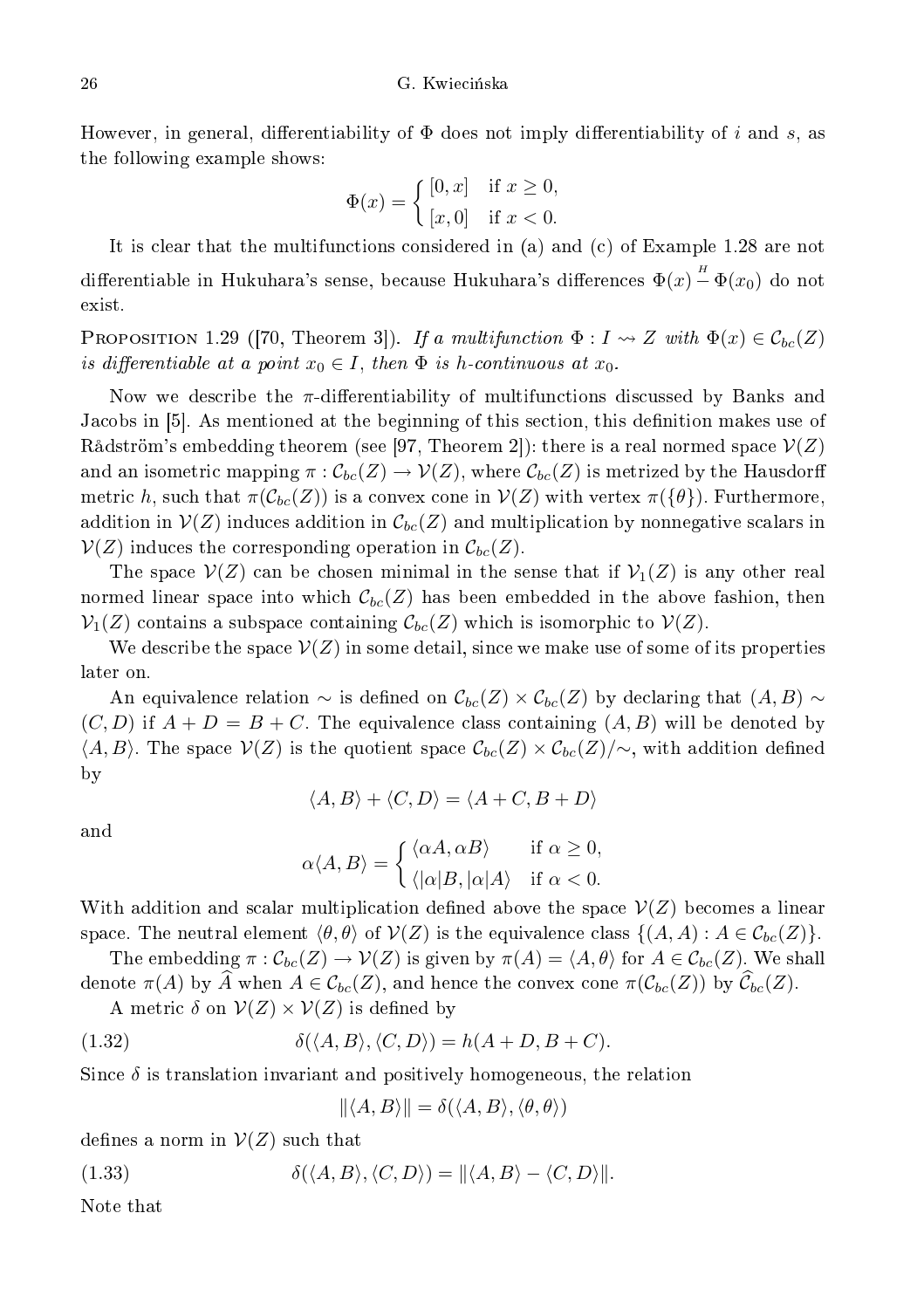However, in general, differentiability of $\Phi$ does not imply differentiability of $i$ and $s$, as the following example shows:

$$\Phi(x) = \begin{cases} [0, x] & \text{if } x \geq 0, \\ [x, 0] & \text{if } x < 0. \end{cases}$$

It is clear that the multifunctions considered in (a) and (c) of Example 1.28 are not differentiable in Hukuhara's sense, because Hukuhara's differences $\Phi(x) \overset{H}{-} \Phi(x_0)$ do not exist.

Proposition 1.29 ([70, Theorem 3]). *If a multifunction $\Phi : I \rightsquigarrow Z$ with $\Phi(x) \in \mathcal{C}_{bc}(Z)$ is differentiable at a point $x_0 \in I$, then $\Phi$ is h-continuous at $x_0$.*

Now we describe the $\pi$-differentiability of multifunctions discussed by Banks and Jacobs in [5]. As mentioned at the beginning of this section, this definition makes use of Rådström's embedding theorem (see [97, Theorem 2]): there is a real normed space $\mathcal{V}(Z)$ and an isometric mapping $\pi : \mathcal{C}_{bc}(Z) \to \mathcal{V}(Z)$, where $\mathcal{C}_{bc}(Z)$ is metrized by the Hausdorff metric $h$, such that $\pi(\mathcal{C}_{bc}(Z))$ is a convex cone in $\mathcal{V}(Z)$ with vertex $\pi(\{\theta\})$. Furthermore, addition in $\mathcal{V}(Z)$ induces addition in $\mathcal{C}_{bc}(Z)$ and multiplication by nonnegative scalars in $\mathcal{V}(Z)$ induces the corresponding operation in $\mathcal{C}_{bc}(Z)$.

The space $\mathcal{V}(Z)$ can be chosen minimal in the sense that if $\mathcal{V}_1(Z)$ is any other real normed linear space into which $\mathcal{C}_{bc}(Z)$ has been embedded in the above fashion, then $\mathcal{V}_1(Z)$ contains a subspace containing $\mathcal{C}_{bc}(Z)$ which is isomorphic to $\mathcal{V}(Z)$.

We describe the space $\mathcal{V}(Z)$ in some detail, since we make use of some of its properties later on.

An equivalence relation $\sim$ is defined on $\mathcal{C}_{bc}(Z) \times \mathcal{C}_{bc}(Z)$ by declaring that $(A, B) \sim (C, D)$ if $A + D = B + C$. The equivalence class containing $(A, B)$ will be denoted by $\langle A, B \rangle$. The space $\mathcal{V}(Z)$ is the quotient space $\mathcal{C}_{bc}(Z) \times \mathcal{C}_{bc}(Z)/\sim$, with addition defined by

$$\langle A, B \rangle + \langle C, D \rangle = \langle A + C, B + D \rangle$$

and

$$\alpha \langle A, B \rangle = \begin{cases} \langle \alpha A, \alpha B \rangle & \text{if } \alpha \geq 0, \\ \langle |\alpha| B, |\alpha| A \rangle & \text{if } \alpha < 0. \end{cases}$$

With addition and scalar multiplication defined above the space $\mathcal{V}(Z)$ becomes a linear space. The neutral element $\langle \theta, \theta \rangle$ of $\mathcal{V}(Z)$ is the equivalence class $\{(A, A) : A \in \mathcal{C}_{bc}(Z)\}$.

The embedding $\pi : \mathcal{C}_{bc}(Z) \to \mathcal{V}(Z)$ is given by $\pi(A) = \langle A, \theta \rangle$ for $A \in \mathcal{C}_{bc}(Z)$. We shall denote $\pi(A)$ by $\widehat{A}$ when $A \in \mathcal{C}_{bc}(Z)$, and hence the convex cone $\pi(\mathcal{C}_{bc}(Z))$ by $\widehat{\mathcal{C}}_{bc}(Z)$.

A metric $\delta$ on $\mathcal{V}(Z) \times \mathcal{V}(Z)$ is defined by

$$\delta(\langle A, B \rangle, \langle C, D \rangle) = h(A + D, B + C). \tag{1.32}$$

Since $\delta$ is translation invariant and positively homogeneous, the relation

$$\|\langle A, B \rangle\| = \delta(\langle A, B \rangle, \langle \theta, \theta \rangle)$$

defines a norm in $\mathcal{V}(Z)$ such that

$$\delta(\langle A, B \rangle, \langle C, D \rangle) = \|\langle A, B \rangle - \langle C, D \rangle\|. \tag{1.33}$$

Note that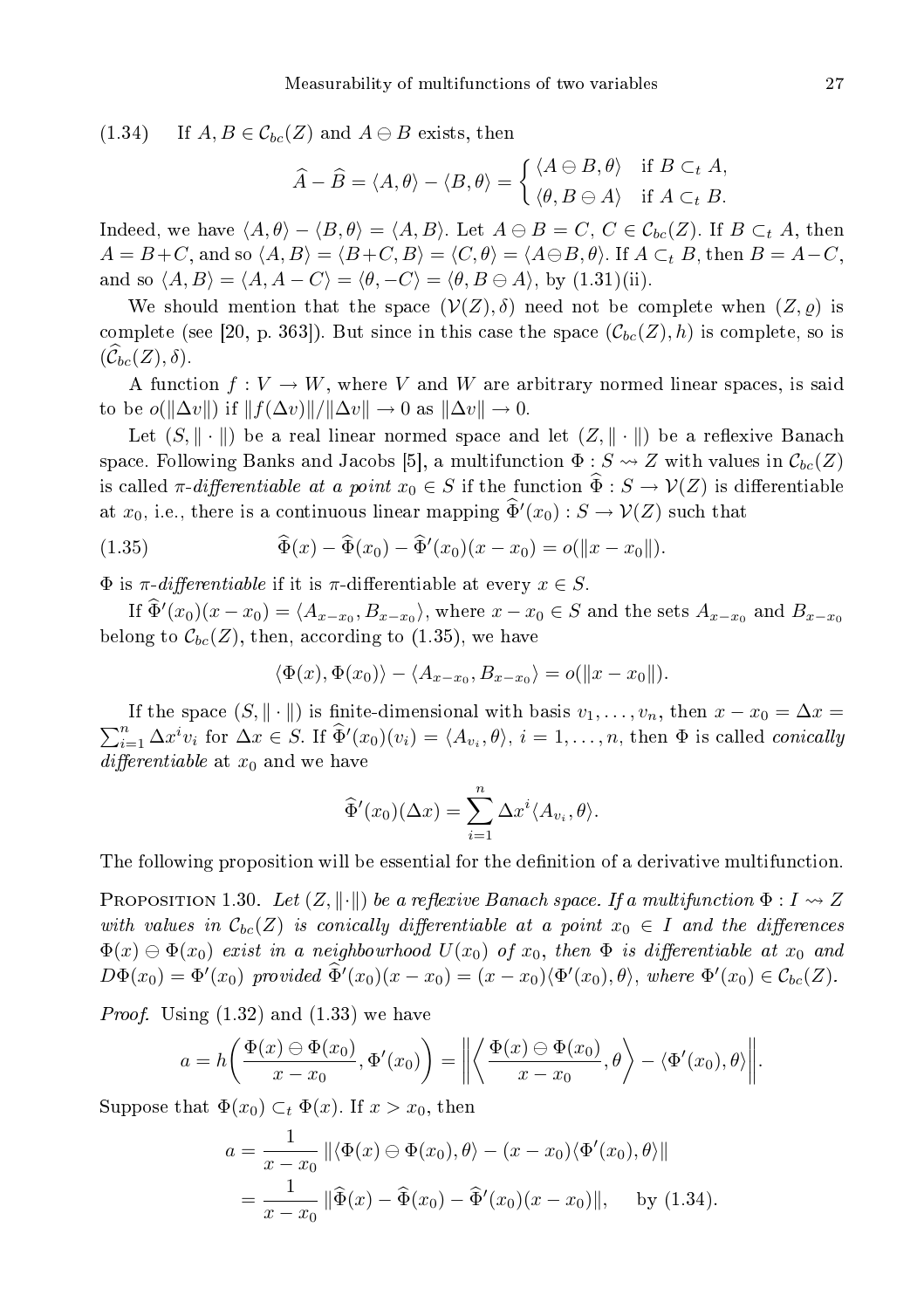(1.34) If $A, B \in \mathcal{C}_{bc}(Z)$ and $A \ominus B$ exists, then

$$\widehat{A} - \widehat{B} = \langle A, \theta \rangle - \langle B, \theta \rangle = \begin{cases} \langle A \ominus B, \theta \rangle & \text{if } B \subset_t A, \\ \langle \theta, B \ominus A \rangle & \text{if } A \subset_t B. \end{cases}$$

Indeed, we have $\langle A, \theta \rangle - \langle B, \theta \rangle = \langle A, B \rangle$. Let $A \ominus B = C$, $C \in \mathcal{C}_{bc}(Z)$. If $B \subset_t A$, then $A = B + C$, and so $\langle A, B \rangle = \langle B + C, B \rangle = \langle C, \theta \rangle = \langle A \ominus B, \theta \rangle$. If $A \subset_t B$, then $B = A - C$, and so $\langle A, B \rangle = \langle A, A - C \rangle = \langle \theta, -C \rangle = \langle \theta, B \ominus A \rangle$, by (1.31)(ii).

We should mention that the space $(\mathcal{V}(Z), \delta)$ need not be complete when $(Z, \varrho)$ is complete (see [20, p. 363]). But since in this case the space $(\mathcal{C}_{bc}(Z), h)$ is complete, so is $(\widehat{\mathcal{C}}_{bc}(Z), \delta)$.

A function $f : V \to W$, where $V$ and $W$ are arbitrary normed linear spaces, is said to be $o(\|\Delta v\|)$ if $\|f(\Delta v)\|/\|\Delta v\| \to 0$ as $\|\Delta v\| \to 0$.

Let $(S, \|\cdot\|)$ be a real linear normed space and let $(Z, \|\cdot\|)$ be a reflexive Banach space. Following Banks and Jacobs [5], a multifunction $\Phi : S \rightsquigarrow Z$ with values in $\mathcal{C}_{bc}(Z)$ is called *$\pi$-differentiable at a point* $x_0 \in S$ if the function $\widehat{\Phi} : S \to \mathcal{V}(Z)$ is differentiable at $x_0$, i.e., there is a continuous linear mapping $\widehat{\Phi}'(x_0) : S \to \mathcal{V}(Z)$ such that

$$\widehat{\Phi}(x) - \widehat{\Phi}(x_0) - \widehat{\Phi}'(x_0)(x - x_0) = o(\|x - x_0\|). \tag{1.35}$$

$\Phi$ is *$\pi$-differentiable* if it is $\pi$-differentiable at every $x \in S$.

If $\widehat{\Phi}'(x_0)(x - x_0) = \langle A_{x - x_0}, B_{x - x_0} \rangle$, where $x - x_0 \in S$ and the sets $A_{x - x_0}$ and $B_{x - x_0}$ belong to $\mathcal{C}_{bc}(Z)$, then, according to (1.35), we have

$$\langle \Phi(x), \Phi(x_0) \rangle - \langle A_{x - x_0}, B_{x - x_0} \rangle = o(\|x - x_0\|).$$

If the space $(S, \|\cdot\|)$ is finite-dimensional with basis $v_1, \ldots, v_n$, then $x - x_0 = \Delta x = \sum_{i=1}^{n} \Delta x^i v_i$ for $\Delta x \in S$. If $\widehat{\Phi}'(x_0)(v_i) = \langle A_{v_i}, \theta \rangle$, $i = 1, \ldots, n$, then $\Phi$ is called *conically differentiable* at $x_0$ and we have

$$\widehat{\Phi}'(x_0)(\Delta x) = \sum_{i=1}^{n} \Delta x^i \langle A_{v_i}, \theta \rangle.$$

The following proposition will be essential for the definition of a derivative multifunction.

Proposition 1.30. *Let $(Z, \|\cdot\|)$ be a reflexive Banach space. If a multifunction $\Phi : I \rightsquigarrow Z$ with values in $\mathcal{C}_{bc}(Z)$ is conically differentiable at a point $x_0 \in I$ and the differences $\Phi(x) \ominus \Phi(x_0)$ exist in a neighbourhood $U(x_0)$ of $x_0$, then $\Phi$ is differentiable at $x_0$ and $D\Phi(x_0) = \Phi'(x_0)$ provided $\widehat{\Phi}'(x_0)(x - x_0) = (x - x_0)\langle \Phi'(x_0), \theta \rangle$, where $\Phi'(x_0) \in \mathcal{C}_{bc}(Z)$.*

*Proof.* Using (1.32) and (1.33) we have

$$a = h\left( \frac{\Phi(x) \ominus \Phi(x_0)}{x - x_0}, \Phi'(x_0) \right) = \left\| \left\langle \frac{\Phi(x) \ominus \Phi(x_0)}{x - x_0}, \theta \right\rangle - \langle \Phi'(x_0), \theta \rangle \right\|.$$

Suppose that $\Phi(x_0) \subset_t \Phi(x)$. If $x > x_0$, then

$$\begin{aligned} a &= \frac{1}{x - x_0} \|\langle \Phi(x) \ominus \Phi(x_0), \theta \rangle - (x - x_0)\langle \Phi'(x_0), \theta \rangle\| \\ &= \frac{1}{x - x_0} \|\widehat{\Phi}(x) - \widehat{\Phi}(x_0) - \widehat{\Phi}'(x_0)(x - x_0)\|, \quad \text{by (1.34).} \end{aligned}$$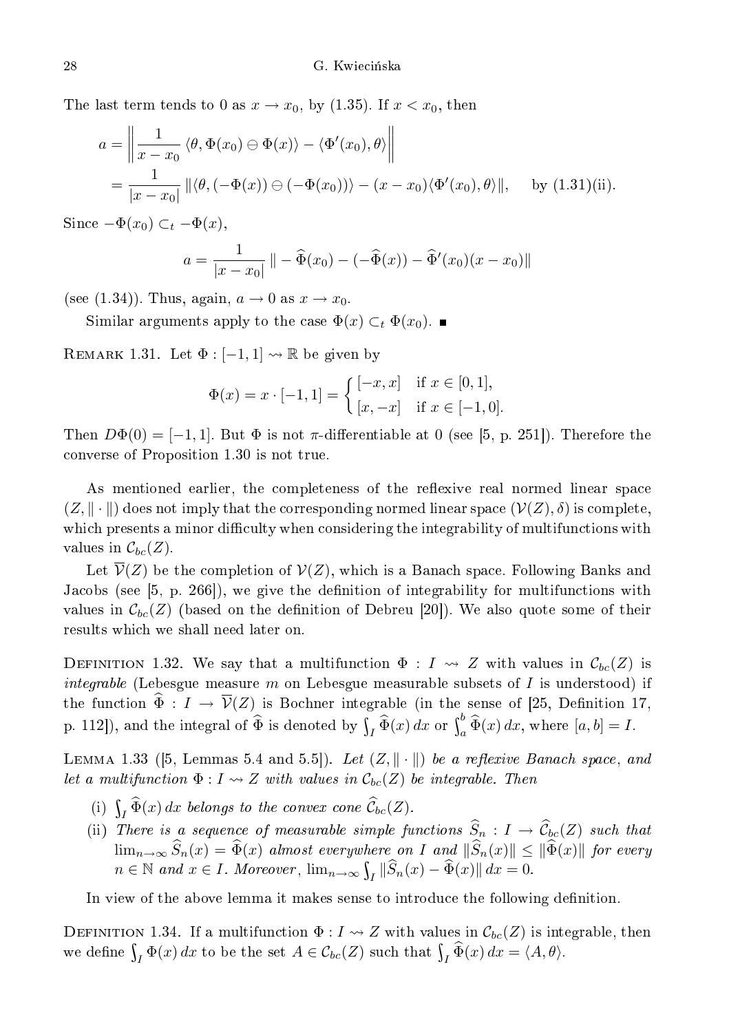The last term tends to 0 as $x \to x_0$, by (1.35). If $x < x_0$, then

$$
\begin{aligned}
a &= \left\| \frac{1}{x - x_0} \langle \theta, \Phi(x_0) \ominus \Phi(x) \rangle - \langle \Phi'(x_0), \theta \rangle \right\| \\
&= \frac{1}{|x - x_0|} \| \langle \theta, (-\Phi(x)) \ominus (-\Phi(x_0)) \rangle - (x - x_0) \langle \Phi'(x_0), \theta \rangle \|, \quad \text{by (1.31)(ii).}
\end{aligned}
$$

Since $-\Phi(x_0) \subset_t -\Phi(x)$,

$$
a = \frac{1}{|x - x_0|} \| - \widehat{\Phi}(x_0) - (-\widehat{\Phi}(x)) - \widehat{\Phi}'(x_0)(x - x_0) \|
$$

(see (1.34)). Thus, again, $a \to 0$ as $x \to x_0$.

Similar arguments apply to the case $\Phi(x) \subset_t \Phi(x_0)$. ∎

Remark 1.31. Let $\Phi : [-1, 1] \rightsquigarrow \mathbb{R}$ be given by

$$
\Phi(x) = x \cdot [-1, 1] = \begin{cases} [-x, x] & \text{if } x \in [0, 1], \\ [x, -x] & \text{if } x \in [-1, 0]. \end{cases}
$$

Then $D\Phi(0) = [-1, 1]$. But $\Phi$ is not $\pi$-differentiable at 0 (see [5, p. 251]). Therefore the converse of Proposition 1.30 is not true.

As mentioned earlier, the completeness of the reflexive real normed linear space $(Z, \|\cdot\|)$ does not imply that the corresponding normed linear space $(\mathcal{V}(Z), \delta)$ is complete, which presents a minor difficulty when considering the integrability of multifunctions with values in $\mathcal{C}_{bc}(Z)$.

Let $\overline{\mathcal{V}}(Z)$ be the completion of $\mathcal{V}(Z)$, which is a Banach space. Following Banks and Jacobs (see [5, p. 266]), we give the definition of integrability for multifunctions with values in $\mathcal{C}_{bc}(Z)$ (based on the definition of Debreu [20]). We also quote some of their results which we shall need later on.

Definition 1.32. We say that a multifunction $\Phi : I \rightsquigarrow Z$ with values in $\mathcal{C}_{bc}(Z)$ is *integrable* (Lebesgue measure $m$ on Lebesgue measurable subsets of $I$ is understood) if the function $\widehat{\Phi} : I \to \overline{\mathcal{V}}(Z)$ is Bochner integrable (in the sense of [25, Definition 17, p. 112]), and the integral of $\widehat{\Phi}$ is denoted by $\int_I \widehat{\Phi}(x)\,dx$ or $\int_a^b \widehat{\Phi}(x)\,dx$, where $[a, b] = I$.

Lemma 1.33 ([5, Lemmas 5.4 and 5.5]). *Let $(Z, \|\cdot\|)$ be a reflexive Banach space, and let a multifunction $\Phi : I \rightsquigarrow Z$ with values in $\mathcal{C}_{bc}(Z)$ be integrable. Then*

- (i) *$\int_I \widehat{\Phi}(x)\,dx$ belongs to the convex cone $\widehat{\mathcal{C}}_{bc}(Z)$.*
- (ii) *There is a sequence of measurable simple functions $\widehat{S}_n : I \to \widehat{\mathcal{C}}_{bc}(Z)$ such that $\lim_{n\to\infty} \widehat{S}_n(x) = \widehat{\Phi}(x)$ almost everywhere on $I$ and $\|\widehat{S}_n(x)\| \le \|\widehat{\Phi}(x)\|$ for every $n \in \mathbb{N}$ and $x \in I$. Moreover, $\lim_{n\to\infty} \int_I \|\widehat{S}_n(x) - \widehat{\Phi}(x)\|\,dx = 0$.*

In view of the above lemma it makes sense to introduce the following definition.

Definition 1.34. If a multifunction $\Phi : I \rightsquigarrow Z$ with values in $\mathcal{C}_{bc}(Z)$ is integrable, then we define $\int_I \Phi(x)\,dx$ to be the set $A \in \mathcal{C}_{bc}(Z)$ such that $\int_I \widehat{\Phi}(x)\,dx = \langle A, \theta \rangle$.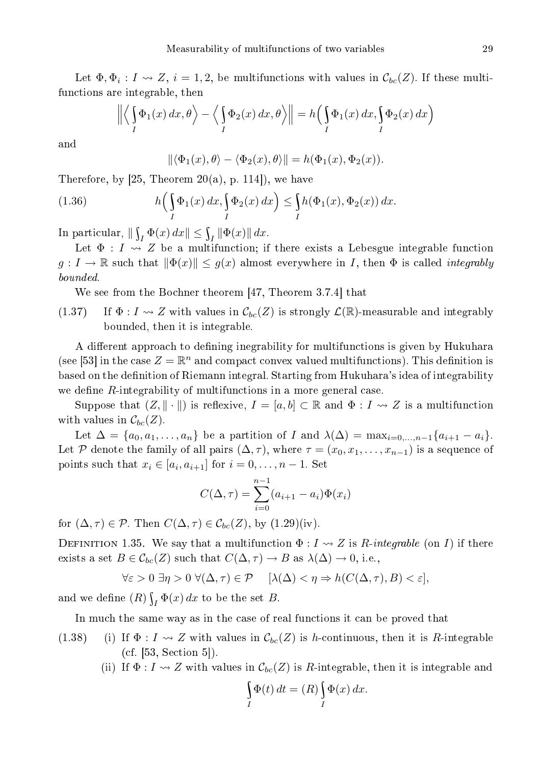Let $\Phi, \Phi_i : I \rightsquigarrow Z$, $i = 1, 2$, be multifunctions with values in $\mathcal{C}_{bc}(Z)$. If these multifunctions are integrable, then

$$\Big\| \Big\langle \int_I \Phi_1(x)\,dx, \theta \Big\rangle - \Big\langle \int_I \Phi_2(x)\,dx, \theta \Big\rangle \Big\| = h\Big( \int_I \Phi_1(x)\,dx, \int_I \Phi_2(x)\,dx \Big)$$

and

$$\|\langle \Phi_1(x), \theta\rangle - \langle \Phi_2(x), \theta\rangle\| = h(\Phi_1(x), \Phi_2(x)).$$

Therefore, by [25, Theorem 20(a), p. 114]), we have

$$h\Big( \int_I \Phi_1(x)\,dx, \int_I \Phi_2(x)\,dx \Big) \le \int_I h(\Phi_1(x), \Phi_2(x))\,dx. \tag{1.36}$$

In particular, $\| \int_I \Phi(x)\,dx\| \le \int_I \|\Phi(x)\|\,dx$.

Let $\Phi : I \rightsquigarrow Z$ be a multifunction; if there exists a Lebesgue integrable function $g : I \to \mathbb{R}$ such that $\|\Phi(x)\| \le g(x)$ almost everywhere in $I$, then $\Phi$ is called *integrably bounded*.

We see from the Bochner theorem [47, Theorem 3.7.4] that

(1.37) If $\Phi : I \rightsquigarrow Z$ with values in $\mathcal{C}_{bc}(Z)$ is strongly $\mathcal{L}(\mathbb{R})$-measurable and integrably bounded, then it is integrable.

A different approach to defining inegrability for multifunctions is given by Hukuhara (see [53] in the case $Z = \mathbb{R}^n$ and compact convex valued multifunctions). This definition is based on the definition of Riemann integral. Starting from Hukuhara's idea of integrability we define $R$-integrability of multifunctions in a more general case.

Suppose that $(Z, \|\cdot\|)$ is reflexive, $I = [a, b] \subset \mathbb{R}$ and $\Phi : I \rightsquigarrow Z$ is a multifunction with values in $\mathcal{C}_{bc}(Z)$.

Let $\Delta = \{a_0, a_1, \ldots, a_n\}$ be a partition of $I$ and $\lambda(\Delta) = \max_{i=0,\ldots,n-1}\{a_{i+1} - a_i\}$. Let $\mathcal{P}$ denote the family of all pairs $(\Delta, \tau)$, where $\tau = (x_0, x_1, \ldots, x_{n-1})$ is a sequence of points such that $x_i \in [a_i, a_{i+1}]$ for $i = 0, \ldots, n-1$. Set

$$C(\Delta, \tau) = \sum_{i=0}^{n-1} (a_{i+1} - a_i)\Phi(x_i)$$

for $(\Delta, \tau) \in \mathcal{P}$. Then $C(\Delta, \tau) \in \mathcal{C}_{bc}(Z)$, by (1.29)(iv).

Definition 1.35. We say that a multifunction $\Phi : I \rightsquigarrow Z$ is *R-integrable* (on $I$) if there exists a set $B \in \mathcal{C}_{bc}(Z)$ such that $C(\Delta, \tau) \to B$ as $\lambda(\Delta) \to 0$, i.e.,

$$\forall \varepsilon > 0\ \exists \eta > 0\ \forall (\Delta, \tau) \in \mathcal{P} \quad [\lambda(\Delta) < \eta \Rightarrow h(C(\Delta, \tau), B) < \varepsilon],$$

and we define $(R)\int_I \Phi(x)\,dx$ to be the set $B$.

In much the same way as in the case of real functions it can be proved that

(1.38) (i) If $\Phi : I \rightsquigarrow Z$ with values in $\mathcal{C}_{bc}(Z)$ is $h$-continuous, then it is $R$-integrable (cf. [53, Section 5]).

(ii) If $\Phi : I \rightsquigarrow Z$ with values in $\mathcal{C}_{bc}(Z)$ is $R$-integrable, then it is integrable and

$$\int_I \Phi(t)\,dt = (R)\int_I \Phi(x)\,dx.$$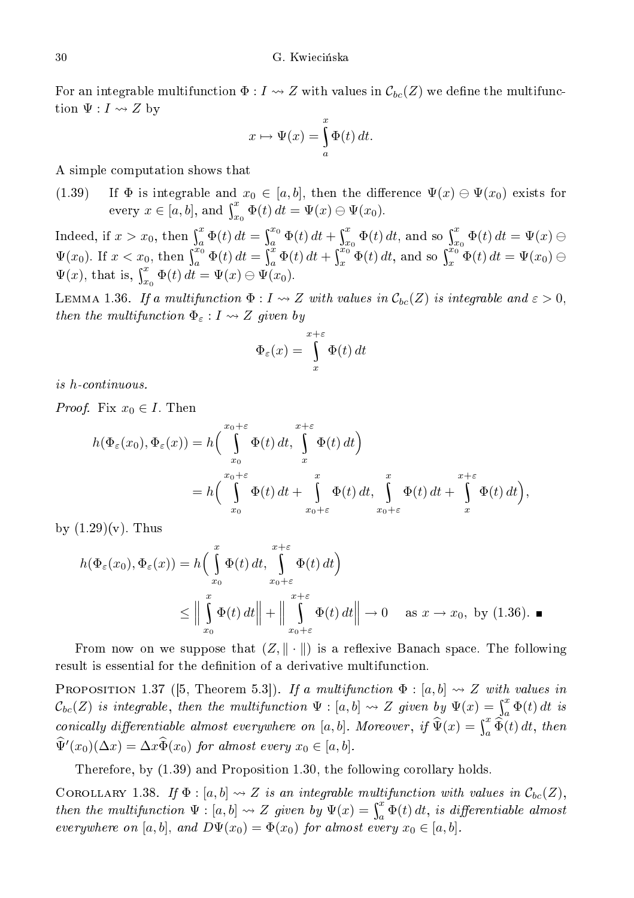For an integrable multifunction $\Phi : I \rightsquigarrow Z$ with values in $\mathcal{C}_{bc}(Z)$ we define the multifunction $\Psi : I \rightsquigarrow Z$ by

$$x \mapsto \Psi(x) = \int_a^x \Phi(t)\,dt.$$

A simple computation shows that

(1.39) If $\Phi$ is integrable and $x_0 \in [a,b]$, then the difference $\Psi(x) \ominus \Psi(x_0)$ exists for every $x \in [a,b]$, and $\int_{x_0}^x \Phi(t)\,dt = \Psi(x) \ominus \Psi(x_0)$.

Indeed, if $x > x_0$, then $\int_a^x \Phi(t)\,dt = \int_a^{x_0} \Phi(t)\,dt + \int_{x_0}^x \Phi(t)\,dt$, and so $\int_{x_0}^x \Phi(t)\,dt = \Psi(x) \ominus \Psi(x_0)$. If $x < x_0$, then $\int_a^{x_0} \Phi(t)\,dt = \int_a^x \Phi(t)\,dt + \int_x^{x_0} \Phi(t)\,dt$, and so $\int_x^{x_0} \Phi(t)\,dt = \Psi(x_0) \ominus \Psi(x)$, that is, $\int_{x_0}^x \Phi(t)\,dt = \Psi(x) \ominus \Psi(x_0)$.

Lemma 1.36. *If a multifunction $\Phi : I \rightsquigarrow Z$ with values in $\mathcal{C}_{bc}(Z)$ is integrable and $\varepsilon > 0$, then the multifunction $\Phi_\varepsilon : I \rightsquigarrow Z$ given by*

$$\Phi_\varepsilon(x) = \int_x^{x+\varepsilon} \Phi(t)\,dt$$

*is h-continuous.*

*Proof.* Fix $x_0 \in I$. Then

$$\begin{aligned} h(\Phi_\varepsilon(x_0), \Phi_\varepsilon(x)) &= h\Big(\int_{x_0}^{x_0+\varepsilon} \Phi(t)\,dt, \int_x^{x+\varepsilon} \Phi(t)\,dt\Big) \\ &= h\Big(\int_{x_0}^{x_0+\varepsilon} \Phi(t)\,dt + \int_{x_0+\varepsilon}^{x} \Phi(t)\,dt, \int_{x_0+\varepsilon}^{x} \Phi(t)\,dt + \int_x^{x+\varepsilon} \Phi(t)\,dt\Big), \end{aligned}$$

by (1.29)(v). Thus

$$\begin{aligned} h(\Phi_\varepsilon(x_0), \Phi_\varepsilon(x)) &= h\Big(\int_{x_0}^{x} \Phi(t)\,dt, \int_{x_0+\varepsilon}^{x+\varepsilon} \Phi(t)\,dt\Big) \\ &\le \Big\| \int_{x_0}^{x} \Phi(t)\,dt \Big\| + \Big\| \int_{x_0+\varepsilon}^{x+\varepsilon} \Phi(t)\,dt \Big\| \to 0 \quad \text{as } x \to x_0, \text{ by (1.36).} \ \blacksquare \end{aligned}$$

From now on we suppose that $(Z, \|\cdot\|)$ is a reflexive Banach space. The following result is essential for the definition of a derivative multifunction.

Proposition 1.37 ([5, Theorem 5.3]). *If a multifunction $\Phi : [a,b] \rightsquigarrow Z$ with values in $\mathcal{C}_{bc}(Z)$ is integrable, then the multifunction $\Psi : [a,b] \rightsquigarrow Z$ given by $\Psi(x) = \int_a^x \Phi(t)\,dt$ is conically differentiable almost everywhere on $[a,b]$. Moreover, if $\widehat{\Psi}(x) = \int_a^x \widehat{\Phi}(t)\,dt$, then $\widehat{\Psi}'(x_0)(\Delta x) = \Delta x \widehat{\Phi}(x_0)$ for almost every $x_0 \in [a,b]$.*

Therefore, by (1.39) and Proposition 1.30, the following corollary holds.

Corollary 1.38. *If $\Phi : [a,b] \rightsquigarrow Z$ is an integrable multifunction with values in $\mathcal{C}_{bc}(Z)$, then the multifunction $\Psi : [a,b] \rightsquigarrow Z$ given by $\Psi(x) = \int_a^x \Phi(t)\,dt$, is differentiable almost everywhere on $[a,b]$, and $D\Psi(x_0) = \Phi(x_0)$ for almost every $x_0 \in [a,b]$.*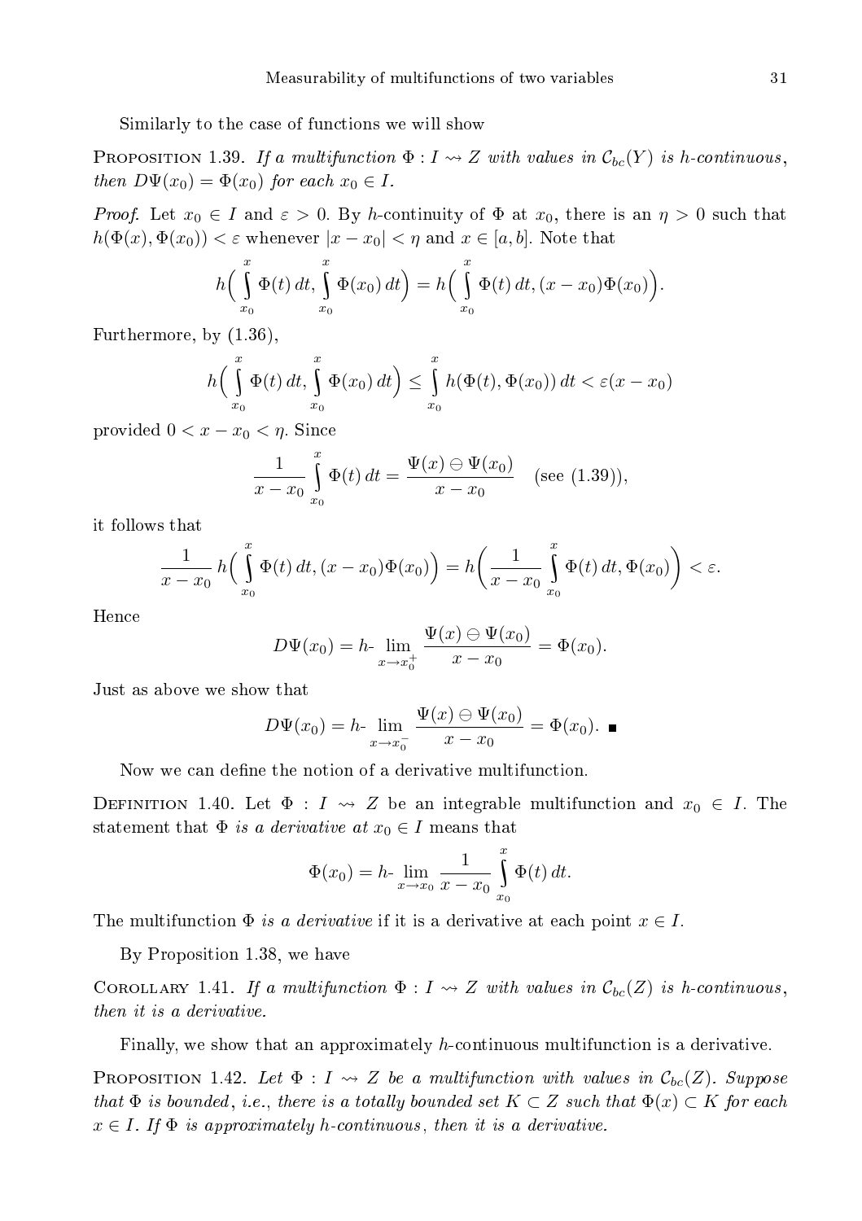Similarly to the case of functions we will show

**Proposition 1.39.** *If a multifunction $\Phi : I \rightsquigarrow Z$ with values in $\mathcal{C}_{bc}(Y)$ is $h$-continuous, then $D\Psi(x_0) = \Phi(x_0)$ for each $x_0 \in I$.*

*Proof.* Let $x_0 \in I$ and $\varepsilon > 0$. By $h$-continuity of $\Phi$ at $x_0$, there is an $\eta > 0$ such that $h(\Phi(x), \Phi(x_0)) < \varepsilon$ whenever $|x - x_0| < \eta$ and $x \in [a, b]$. Note that

$$h\Big( \int_{x_0}^{x} \Phi(t)\,dt, \int_{x_0}^{x} \Phi(x_0)\,dt \Big) = h\Big( \int_{x_0}^{x} \Phi(t)\,dt, (x - x_0)\Phi(x_0) \Big).$$

Furthermore, by (1.36),

$$h\Big( \int_{x_0}^{x} \Phi(t)\,dt, \int_{x_0}^{x} \Phi(x_0)\,dt \Big) \le \int_{x_0}^{x} h(\Phi(t), \Phi(x_0))\,dt < \varepsilon(x - x_0)$$

provided $0 < x - x_0 < \eta$. Since

$$\frac{1}{x - x_0} \int_{x_0}^{x} \Phi(t)\,dt = \frac{\Psi(x) \ominus \Psi(x_0)}{x - x_0} \quad \text{(see (1.39))},$$

it follows that

$$\frac{1}{x - x_0}\, h\Big( \int_{x_0}^{x} \Phi(t)\,dt, (x - x_0)\Phi(x_0) \Big) = h\Big( \frac{1}{x - x_0} \int_{x_0}^{x} \Phi(t)\,dt, \Phi(x_0) \Big) < \varepsilon.$$

Hence

$$D\Psi(x_0) = h\text{-}\lim_{x \to x_0^+} \frac{\Psi(x) \ominus \Psi(x_0)}{x - x_0} = \Phi(x_0).$$

Just as above we show that

$$D\Psi(x_0) = h\text{-}\lim_{x \to x_0^-} \frac{\Psi(x) \ominus \Psi(x_0)}{x - x_0} = \Phi(x_0). \quad \blacksquare$$

Now we can define the notion of a derivative multifunction.

**Definition 1.40.** Let $\Phi : I \rightsquigarrow Z$ be an integrable multifunction and $x_0 \in I$. The statement that $\Phi$ *is a derivative at* $x_0 \in I$ means that

$$\Phi(x_0) = h\text{-}\lim_{x \to x_0} \frac{1}{x - x_0} \int_{x_0}^{x} \Phi(t)\,dt.$$

The multifunction $\Phi$ *is a derivative* if it is a derivative at each point $x \in I$.

By Proposition 1.38, we have

**Corollary 1.41.** *If a multifunction $\Phi : I \rightsquigarrow Z$ with values in $\mathcal{C}_{bc}(Z)$ is $h$-continuous, then it is a derivative.*

Finally, we show that an approximately $h$-continuous multifunction is a derivative.

**Proposition 1.42.** *Let $\Phi : I \rightsquigarrow Z$ be a multifunction with values in $\mathcal{C}_{bc}(Z)$. Suppose that $\Phi$ is bounded, i.e., there is a totally bounded set $K \subset Z$ such that $\Phi(x) \subset K$ for each $x \in I$. If $\Phi$ is approximately $h$-continuous, then it is a derivative.*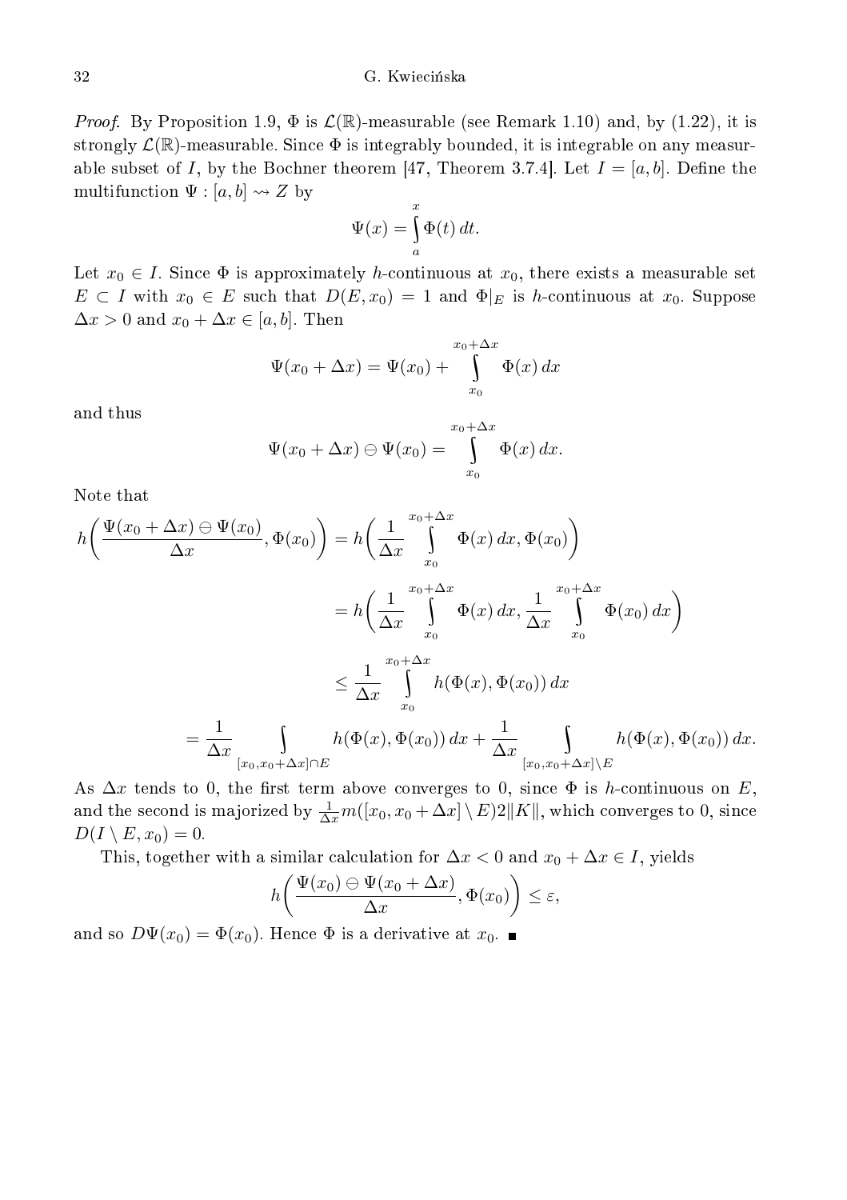*Proof.* By Proposition 1.9, $\Phi$ is $\mathcal{L}(\mathbb{R})$-measurable (see Remark 1.10) and, by (1.22), it is strongly $\mathcal{L}(\mathbb{R})$-measurable. Since $\Phi$ is integrably bounded, it is integrable on any measurable subset of $I$, by the Bochner theorem [47, Theorem 3.7.4]. Let $I = [a,b]$. Define the multifunction $\Psi : [a,b] \rightsquigarrow Z$ by

$$\Psi(x) = \int_a^x \Phi(t)\,dt.$$

Let $x_0 \in I$. Since $\Phi$ is approximately $h$-continuous at $x_0$, there exists a measurable set $E \subset I$ with $x_0 \in E$ such that $D(E, x_0) = 1$ and $\Phi|_E$ is $h$-continuous at $x_0$. Suppose $\Delta x > 0$ and $x_0 + \Delta x \in [a,b]$. Then

$$\Psi(x_0 + \Delta x) = \Psi(x_0) + \int_{x_0}^{x_0+\Delta x} \Phi(x)\,dx$$

and thus

$$\Psi(x_0 + \Delta x) \ominus \Psi(x_0) = \int_{x_0}^{x_0+\Delta x} \Phi(x)\,dx.$$

Note that

$$\begin{aligned}
h\bigg(\frac{\Psi(x_0+\Delta x) \ominus \Psi(x_0)}{\Delta x}, \Phi(x_0)\bigg) &= h\bigg(\frac{1}{\Delta x}\int_{x_0}^{x_0+\Delta x} \Phi(x)\,dx, \Phi(x_0)\bigg) \\
&= h\bigg(\frac{1}{\Delta x}\int_{x_0}^{x_0+\Delta x} \Phi(x)\,dx, \frac{1}{\Delta x}\int_{x_0}^{x_0+\Delta x} \Phi(x_0)\,dx\bigg) \\
&\le \frac{1}{\Delta x}\int_{x_0}^{x_0+\Delta x} h(\Phi(x), \Phi(x_0))\,dx \\
= \frac{1}{\Delta x}\int_{[x_0, x_0+\Delta x]\cap E} h(\Phi(x), \Phi(x_0))\,dx &+ \frac{1}{\Delta x}\int_{[x_0, x_0+\Delta x]\setminus E} h(\Phi(x), \Phi(x_0))\,dx.
\end{aligned}$$

As $\Delta x$ tends to 0, the first term above converges to 0, since $\Phi$ is $h$-continuous on $E$, and the second is majorized by $\frac{1}{\Delta x} m([x_0, x_0 + \Delta x] \setminus E) 2\|K\|$, which converges to 0, since $D(I \setminus E, x_0) = 0$.

This, together with a similar calculation for $\Delta x < 0$ and $x_0 + \Delta x \in I$, yields

$$h\bigg(\frac{\Psi(x_0) \ominus \Psi(x_0 + \Delta x)}{\Delta x}, \Phi(x_0)\bigg) \le \varepsilon,$$

and so $D\Psi(x_0) = \Phi(x_0)$. Hence $\Phi$ is a derivative at $x_0$. ■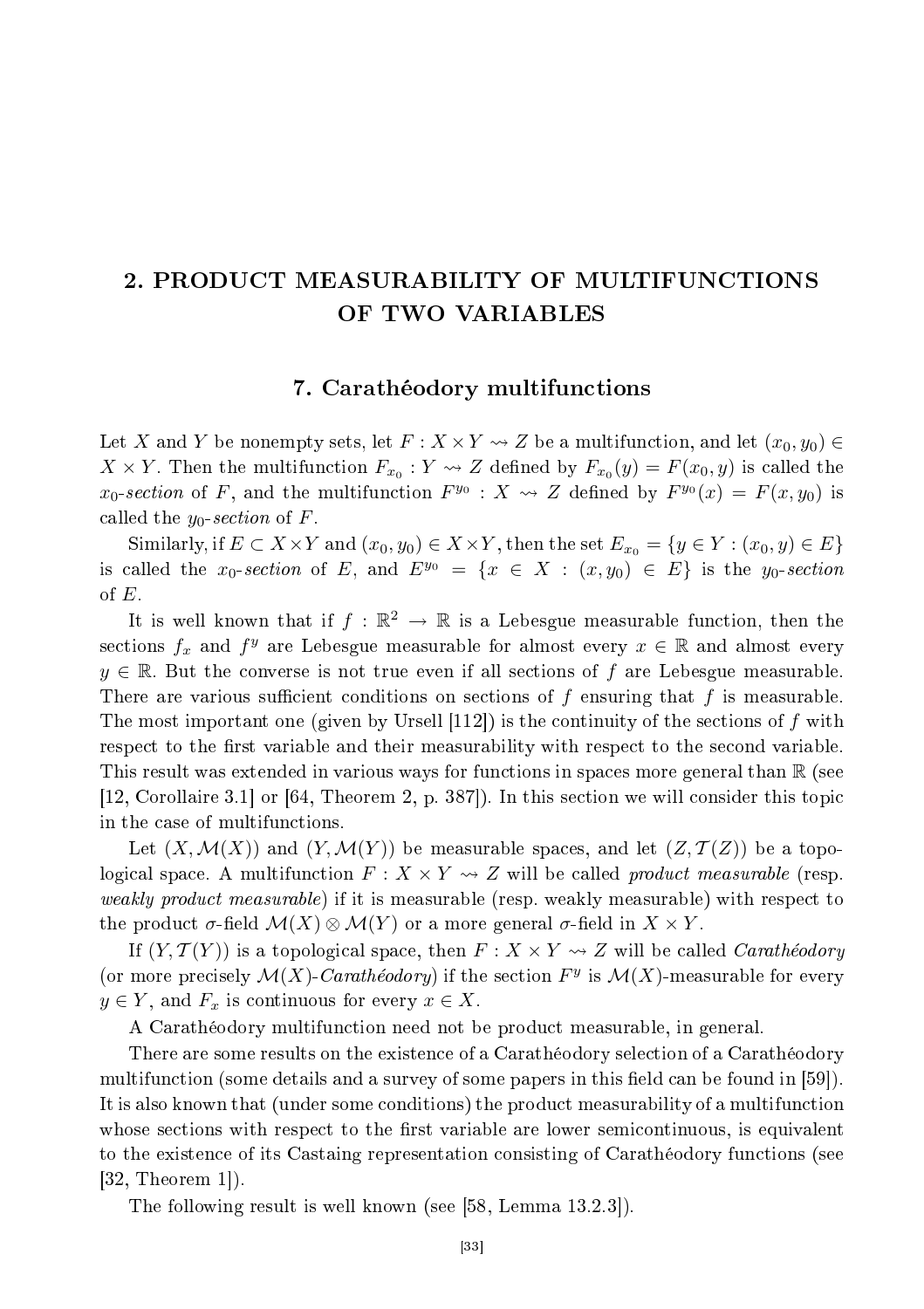# 2. PRODUCT MEASURABILITY OF MULTIFUNCTIONS OF TWO VARIABLES

## 7. Carathéodory multifunctions

Let $X$ and $Y$ be nonempty sets, let $F : X \times Y \rightsquigarrow Z$ be a multifunction, and let $(x_0, y_0) \in X \times Y$. Then the multifunction $F_{x_0} : Y \rightsquigarrow Z$ defined by $F_{x_0}(y) = F(x_0, y)$ is called the *$x_0$-section* of $F$, and the multifunction $F^{y_0} : X \rightsquigarrow Z$ defined by $F^{y_0}(x) = F(x, y_0)$ is called the *$y_0$-section* of $F$.

Similarly, if $E \subset X \times Y$ and $(x_0, y_0) \in X \times Y$, then the set $E_{x_0} = \{y \in Y : (x_0, y) \in E\}$ is called the *$x_0$-section* of $E$, and $E^{y_0} = \{x \in X : (x, y_0) \in E\}$ is the *$y_0$-section* of $E$.

It is well known that if $f : \mathbb{R}^2 \to \mathbb{R}$ is a Lebesgue measurable function, then the sections $f_x$ and $f^y$ are Lebesgue measurable for almost every $x \in \mathbb{R}$ and almost every $y \in \mathbb{R}$. But the converse is not true even if all sections of $f$ are Lebesgue measurable. There are various sufficient conditions on sections of $f$ ensuring that $f$ is measurable. The most important one (given by Ursell [112]) is the continuity of the sections of $f$ with respect to the first variable and their measurability with respect to the second variable. This result was extended in various ways for functions in spaces more general than $\mathbb{R}$ (see [12, Corollaire 3.1] or [64, Theorem 2, p. 387]). In this section we will consider this topic in the case of multifunctions.

Let $(X, \mathcal{M}(X))$ and $(Y, \mathcal{M}(Y))$ be measurable spaces, and let $(Z, \mathcal{T}(Z))$ be a topological space. A multifunction $F : X \times Y \rightsquigarrow Z$ will be called *product measurable* (resp. *weakly product measurable*) if it is measurable (resp. weakly measurable) with respect to the product $\sigma$-field $\mathcal{M}(X) \otimes \mathcal{M}(Y)$ or a more general $\sigma$-field in $X \times Y$.

If $(Y, \mathcal{T}(Y))$ is a topological space, then $F : X \times Y \rightsquigarrow Z$ will be called *Carathéodory* (or more precisely $\mathcal{M}(X)$*-Carathéodory*) if the section $F^y$ is $\mathcal{M}(X)$-measurable for every $y \in Y$, and $F_x$ is continuous for every $x \in X$.

A Carathéodory multifunction need not be product measurable, in general.

There are some results on the existence of a Carathéodory selection of a Carathéodory multifunction (some details and a survey of some papers in this field can be found in [59]). It is also known that (under some conditions) the product measurability of a multifunction whose sections with respect to the first variable are lower semicontinuous, is equivalent to the existence of its Castaing representation consisting of Carathéodory functions (see [32, Theorem 1]).

The following result is well known (see [58, Lemma 13.2.3]).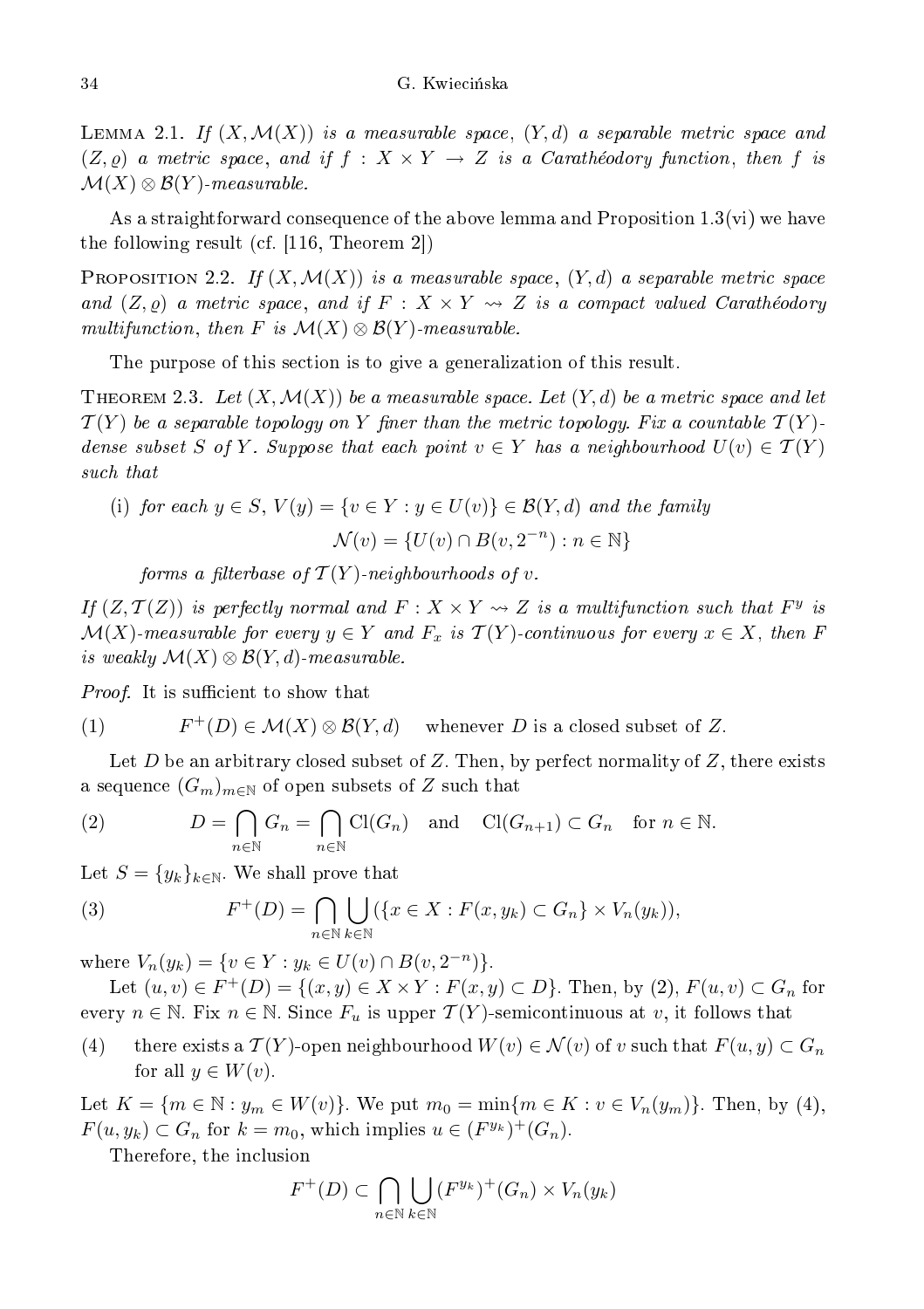**Lemma 2.1.** *If $(X, \mathcal{M}(X))$ is a measurable space, $(Y, d)$ a separable metric space and $(Z, \varrho)$ a metric space, and if $f : X \times Y \to Z$ is a Carathéodory function, then $f$ is $\mathcal{M}(X) \otimes \mathcal{B}(Y)$-measurable.*

As a straightforward consequence of the above lemma and Proposition 1.3(vi) we have the following result (cf. [116, Theorem 2])

**Proposition 2.2.** *If $(X, \mathcal{M}(X))$ is a measurable space, $(Y, d)$ a separable metric space and $(Z, \varrho)$ a metric space, and if $F : X \times Y \rightsquigarrow Z$ is a compact valued Carathéodory multifunction, then $F$ is $\mathcal{M}(X) \otimes \mathcal{B}(Y)$-measurable.*

The purpose of this section is to give a generalization of this result.

**Theorem 2.3.** *Let $(X, \mathcal{M}(X))$ be a measurable space. Let $(Y, d)$ be a metric space and let $\mathcal{T}(Y)$ be a separable topology on $Y$ finer than the metric topology. Fix a countable $\mathcal{T}(Y)$-dense subset $S$ of $Y$. Suppose that each point $v \in Y$ has a neighbourhood $U(v) \in \mathcal{T}(Y)$ such that*

(i) *for each $y \in S$, $V(y) = \{v \in Y : y \in U(v)\} \in \mathcal{B}(Y, d)$ and the family*

$$\mathcal{N}(v) = \{U(v) \cap B(v, 2^{-n}) : n \in \mathbb{N}\}$$

*forms a filterbase of $\mathcal{T}(Y)$-neighbourhoods of $v$.*

*If $(Z, \mathcal{T}(Z))$ is perfectly normal and $F : X \times Y \rightsquigarrow Z$ is a multifunction such that $F^y$ is $\mathcal{M}(X)$-measurable for every $y \in Y$ and $F_x$ is $\mathcal{T}(Y)$-continuous for every $x \in X$, then $F$ is weakly $\mathcal{M}(X) \otimes \mathcal{B}(Y, d)$-measurable.*

*Proof.* It is sufficient to show that

$$F^+(D) \in \mathcal{M}(X) \otimes \mathcal{B}(Y, d) \quad \text{whenever } D \text{ is a closed subset of } Z. \tag{1}$$

Let $D$ be an arbitrary closed subset of $Z$. Then, by perfect normality of $Z$, there exists a sequence $(G_m)_{m \in \mathbb{N}}$ of open subsets of $Z$ such that

$$D = \bigcap_{n \in \mathbb{N}} G_n = \bigcap_{n \in \mathbb{N}} \mathrm{Cl}(G_n) \quad \text{and} \quad \mathrm{Cl}(G_{n+1}) \subset G_n \quad \text{for } n \in \mathbb{N}. \tag{2}$$

Let $S = \{y_k\}_{k \in \mathbb{N}}$. We shall prove that

$$F^+(D) = \bigcap_{n \in \mathbb{N}} \bigcup_{k \in \mathbb{N}} (\{x \in X : F(x, y_k) \subset G_n\} \times V_n(y_k)), \tag{3}$$

where $V_n(y_k) = \{v \in Y : y_k \in U(v) \cap B(v, 2^{-n})\}$.

Let $(u, v) \in F^+(D) = \{(x, y) \in X \times Y : F(x, y) \subset D\}$. Then, by (2), $F(u, v) \subset G_n$ for every $n \in \mathbb{N}$. Fix $n \in \mathbb{N}$. Since $F_u$ is upper $\mathcal{T}(Y)$-semicontinuous at $v$, it follows that

(4) there exists a $\mathcal{T}(Y)$-open neighbourhood $W(v) \in \mathcal{N}(v)$ of $v$ such that $F(u, y) \subset G_n$ for all $y \in W(v)$.

Let $K = \{m \in \mathbb{N} : y_m \in W(v)\}$. We put $m_0 = \min\{m \in K : v \in V_n(y_m)\}$. Then, by (4), $F(u, y_k) \subset G_n$ for $k = m_0$, which implies $u \in (F^{y_k})^+(G_n)$.

Therefore, the inclusion

$$F^+(D) \subset \bigcap_{n \in \mathbb{N}} \bigcup_{k \in \mathbb{N}} (F^{y_k})^+(G_n) \times V_n(y_k)$$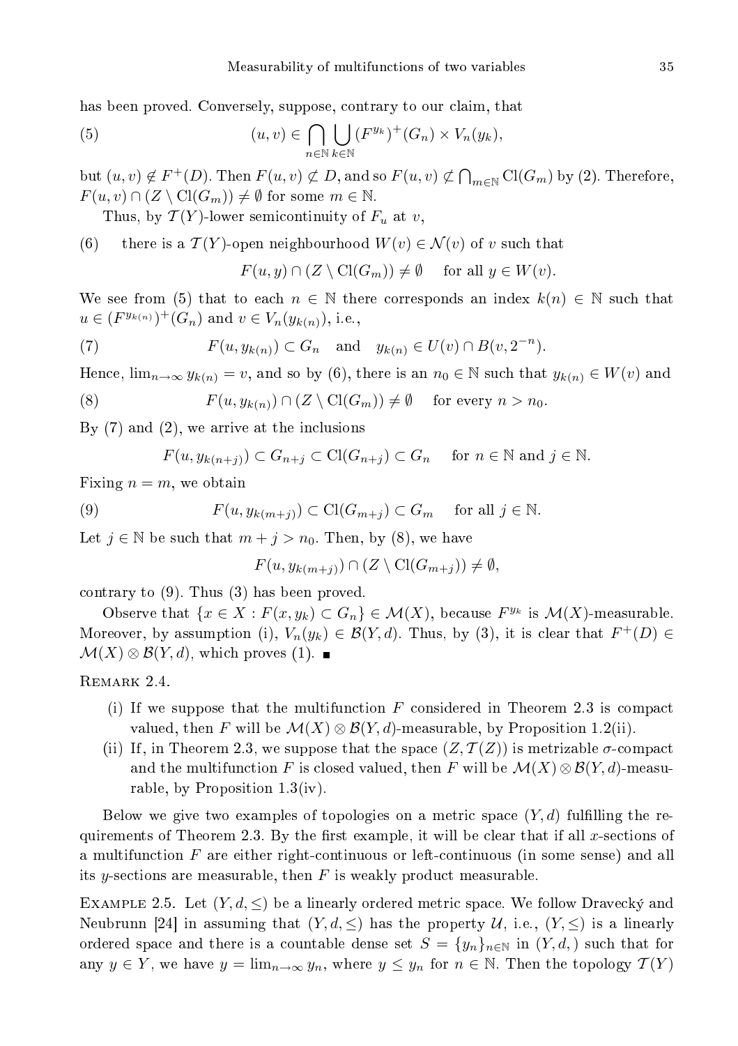has been proved. Conversely, suppose, contrary to our claim, that

$$(u, v) \in \bigcap_{n\in\mathbb{N}} \bigcup_{k\in\mathbb{N}} (F^{y_k})^+(G_n) \times V_n(y_k), \tag{5}$$

but $(u, v) \notin F^+(D)$. Then $F(u, v) \not\subset D$, and so $F(u, v) \not\subset \bigcap_{m\in\mathbb{N}} \mathrm{Cl}(G_m)$ by (2). Therefore, $F(u, v) \cap (Z \setminus \mathrm{Cl}(G_m)) \neq \emptyset$ for some $m \in \mathbb{N}$.

Thus, by $\mathcal{T}(Y)$-lower semicontinuity of $F_u$ at $v$,

(6) there is a $\mathcal{T}(Y)$-open neighbourhood $W(v) \in \mathcal{N}(v)$ of $v$ such that

$$F(u, y) \cap (Z \setminus \mathrm{Cl}(G_m)) \neq \emptyset \quad \text{for all } y \in W(v).$$

We see from (5) that to each $n \in \mathbb{N}$ there corresponds an index $k(n) \in \mathbb{N}$ such that $u \in (F^{y_{k(n)}})^+(G_n)$ and $v \in V_n(y_{k(n)})$, i.e.,

$$F(u, y_{k(n)}) \subset G_n \quad \text{and} \quad y_{k(n)} \in U(v) \cap B(v, 2^{-n}). \tag{7}$$

Hence, $\lim_{n\to\infty} y_{k(n)} = v$, and so by (6), there is an $n_0 \in \mathbb{N}$ such that $y_{k(n)} \in W(v)$ and

$$F(u, y_{k(n)}) \cap (Z \setminus \mathrm{Cl}(G_m)) \neq \emptyset \quad \text{for every } n > n_0. \tag{8}$$

By (7) and (2), we arrive at the inclusions

$$F(u, y_{k(n+j)}) \subset G_{n+j} \subset \mathrm{Cl}(G_{n+j}) \subset G_n \quad \text{for } n \in \mathbb{N} \text{ and } j \in \mathbb{N}.$$

Fixing $n = m$, we obtain

$$F(u, y_{k(m+j)}) \subset \mathrm{Cl}(G_{m+j}) \subset G_m \quad \text{for all } j \in \mathbb{N}. \tag{9}$$

Let $j \in \mathbb{N}$ be such that $m + j > n_0$. Then, by (8), we have

$$F(u, y_{k(m+j)}) \cap (Z \setminus \mathrm{Cl}(G_{m+j})) \neq \emptyset,$$

contrary to (9). Thus (3) has been proved.

Observe that $\{x \in X : F(x, y_k) \subset G_n\} \in \mathcal{M}(X)$, because $F^{y_k}$ is $\mathcal{M}(X)$-measurable. Moreover, by assumption (i), $V_n(y_k) \in \mathcal{B}(Y, d)$. Thus, by (3), it is clear that $F^+(D) \in \mathcal{M}(X) \otimes \mathcal{B}(Y, d)$, which proves (1). ∎

Remark 2.4.

(i) If we suppose that the multifunction $F$ considered in Theorem 2.3 is compact valued, then $F$ will be $\mathcal{M}(X) \otimes \mathcal{B}(Y, d)$-measurable, by Proposition 1.2(ii).

(ii) If, in Theorem 2.3, we suppose that the space $(Z, \mathcal{T}(Z))$ is metrizable $\sigma$-compact and the multifunction $F$ is closed valued, then $F$ will be $\mathcal{M}(X) \otimes \mathcal{B}(Y, d)$-measurable, by Proposition 1.3(iv).

Below we give two examples of topologies on a metric space $(Y, d)$ fulfilling the requirements of Theorem 2.3. By the first example, it will be clear that if all $x$-sections of a multifunction $F$ are either right-continuous or left-continuous (in some sense) and all its $y$-sections are measurable, then $F$ is weakly product measurable.

Example 2.5. Let $(Y, d, \leq)$ be a linearly ordered metric space. We follow Dravecký and Neubrunn [24] in assuming that $(Y, d, \leq)$ has the property $\mathcal{U}$, i.e., $(Y, \leq)$ is a linearly ordered space and there is a countable dense set $S = \{y_n\}_{n\in\mathbb{N}}$ in $(Y, d, )$ such that for any $y \in Y$, we have $y = \lim_{n\to\infty} y_n$, where $y \leq y_n$ for $n \in \mathbb{N}$. Then the topology $\mathcal{T}(Y)$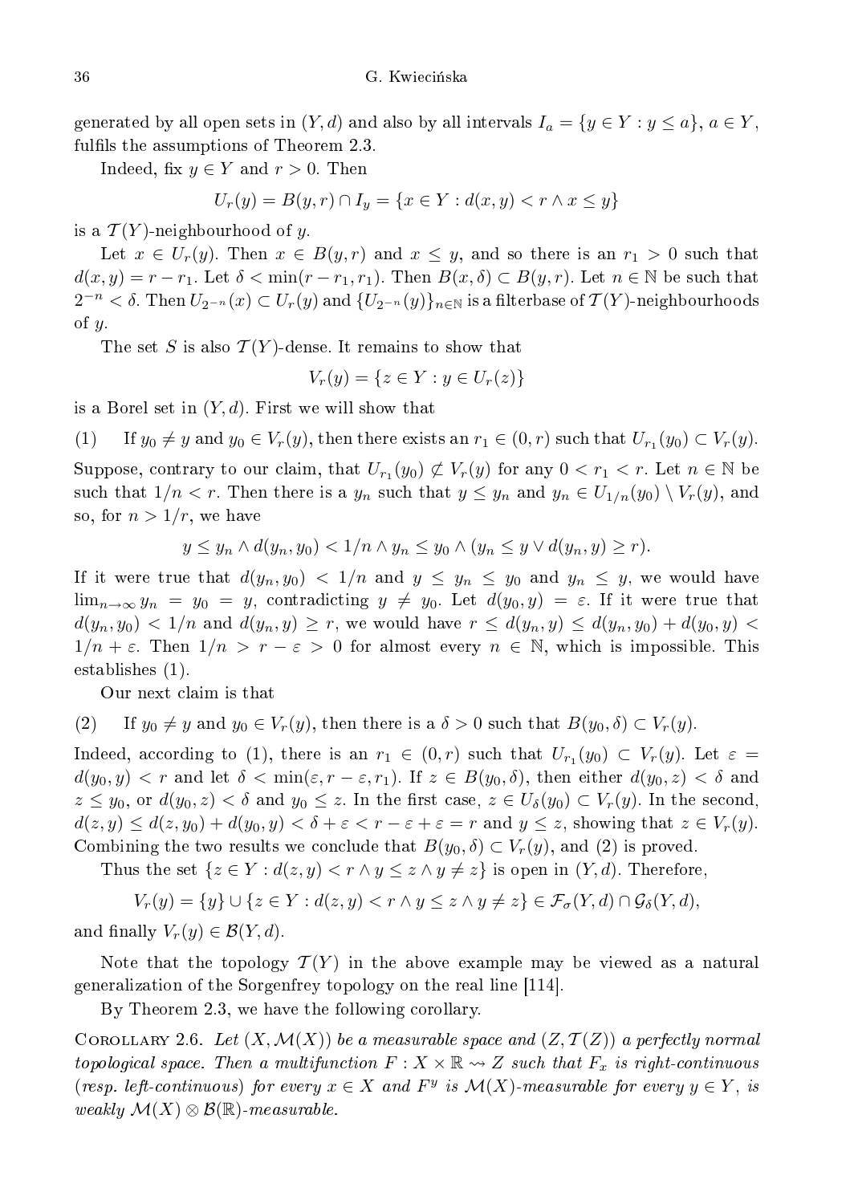generated by all open sets in $(Y, d)$ and also by all intervals $I_a = \{y \in Y : y \leq a\}$, $a \in Y$, fulfils the assumptions of Theorem 2.3.

Indeed, fix $y \in Y$ and $r > 0$. Then

$$U_r(y) = B(y, r) \cap I_y = \{x \in Y : d(x, y) < r \wedge x \leq y\}$$

is a $\mathcal{T}(Y)$-neighbourhood of $y$.

Let $x \in U_r(y)$. Then $x \in B(y, r)$ and $x \leq y$, and so there is an $r_1 > 0$ such that $d(x, y) = r - r_1$. Let $\delta < \min(r - r_1, r_1)$. Then $B(x, \delta) \subset B(y, r)$. Let $n \in \mathbb{N}$ be such that $2^{-n} < \delta$. Then $U_{2^{-n}}(x) \subset U_r(y)$ and $\{U_{2^{-n}}(y)\}_{n \in \mathbb{N}}$ is a filterbase of $\mathcal{T}(Y)$-neighbourhoods of $y$.

The set $S$ is also $\mathcal{T}(Y)$-dense. It remains to show that

$$V_r(y) = \{z \in Y : y \in U_r(z)\}$$

is a Borel set in $(Y, d)$. First we will show that

(1) If $y_0 \neq y$ and $y_0 \in V_r(y)$, then there exists an $r_1 \in (0, r)$ such that $U_{r_1}(y_0) \subset V_r(y)$.

Suppose, contrary to our claim, that $U_{r_1}(y_0) \not\subset V_r(y)$ for any $0 < r_1 < r$. Let $n \in \mathbb{N}$ be such that $1/n < r$. Then there is a $y_n$ such that $y \leq y_n$ and $y_n \in U_{1/n}(y_0) \setminus V_r(y)$, and so, for $n > 1/r$, we have

$$y \leq y_n \wedge d(y_n, y_0) < 1/n \wedge y_n \leq y_0 \wedge (y_n \leq y \vee d(y_n, y) \geq r).$$

If it were true that $d(y_n, y_0) < 1/n$ and $y \leq y_n \leq y_0$ and $y_n \leq y$, we would have $\lim_{n\to\infty} y_n = y_0 = y$, contradicting $y \neq y_0$. Let $d(y_0, y) = \varepsilon$. If it were true that $d(y_n, y_0) < 1/n$ and $d(y_n, y) \geq r$, we would have $r \leq d(y_n, y) \leq d(y_n, y_0) + d(y_0, y) < 1/n + \varepsilon$. Then $1/n > r - \varepsilon > 0$ for almost every $n \in \mathbb{N}$, which is impossible. This establishes (1).

Our next claim is that

(2) If $y_0 \neq y$ and $y_0 \in V_r(y)$, then there is a $\delta > 0$ such that $B(y_0, \delta) \subset V_r(y)$.

Indeed, according to (1), there is an $r_1 \in (0, r)$ such that $U_{r_1}(y_0) \subset V_r(y)$. Let $\varepsilon = d(y_0, y) < r$ and let $\delta < \min(\varepsilon, r - \varepsilon, r_1)$. If $z \in B(y_0, \delta)$, then either $d(y_0, z) < \delta$ and $z \leq y_0$, or $d(y_0, z) < \delta$ and $y_0 \leq z$. In the first case, $z \in U_\delta(y_0) \subset V_r(y)$. In the second, $d(z, y) \leq d(z, y_0) + d(y_0, y) < \delta + \varepsilon < r - \varepsilon + \varepsilon = r$ and $y \leq z$, showing that $z \in V_r(y)$. Combining the two results we conclude that $B(y_0, \delta) \subset V_r(y)$, and (2) is proved.

Thus the set $\{z \in Y : d(z, y) < r \wedge y \leq z \wedge y \neq z\}$ is open in $(Y, d)$. Therefore,

$$V_r(y) = \{y\} \cup \{z \in Y : d(z, y) < r \wedge y \leq z \wedge y \neq z\} \in \mathcal{F}_\sigma(Y, d) \cap \mathcal{G}_\delta(Y, d),$$

and finally $V_r(y) \in \mathcal{B}(Y, d)$.

Note that the topology $\mathcal{T}(Y)$ in the above example may be viewed as a natural generalization of the Sorgenfrey topology on the real line [114].

By Theorem 2.3, we have the following corollary.

Corollary 2.6. *Let $(X, \mathcal{M}(X))$ be a measurable space and $(Z, \mathcal{T}(Z))$ a perfectly normal topological space. Then a multifunction $F : X \times \mathbb{R} \rightsquigarrow Z$ such that $F_x$ is right-continuous (resp. left-continuous) for every $x \in X$ and $F^y$ is $\mathcal{M}(X)$-measurable for every $y \in Y$, is weakly $\mathcal{M}(X) \otimes \mathcal{B}(\mathbb{R})$-measurable.*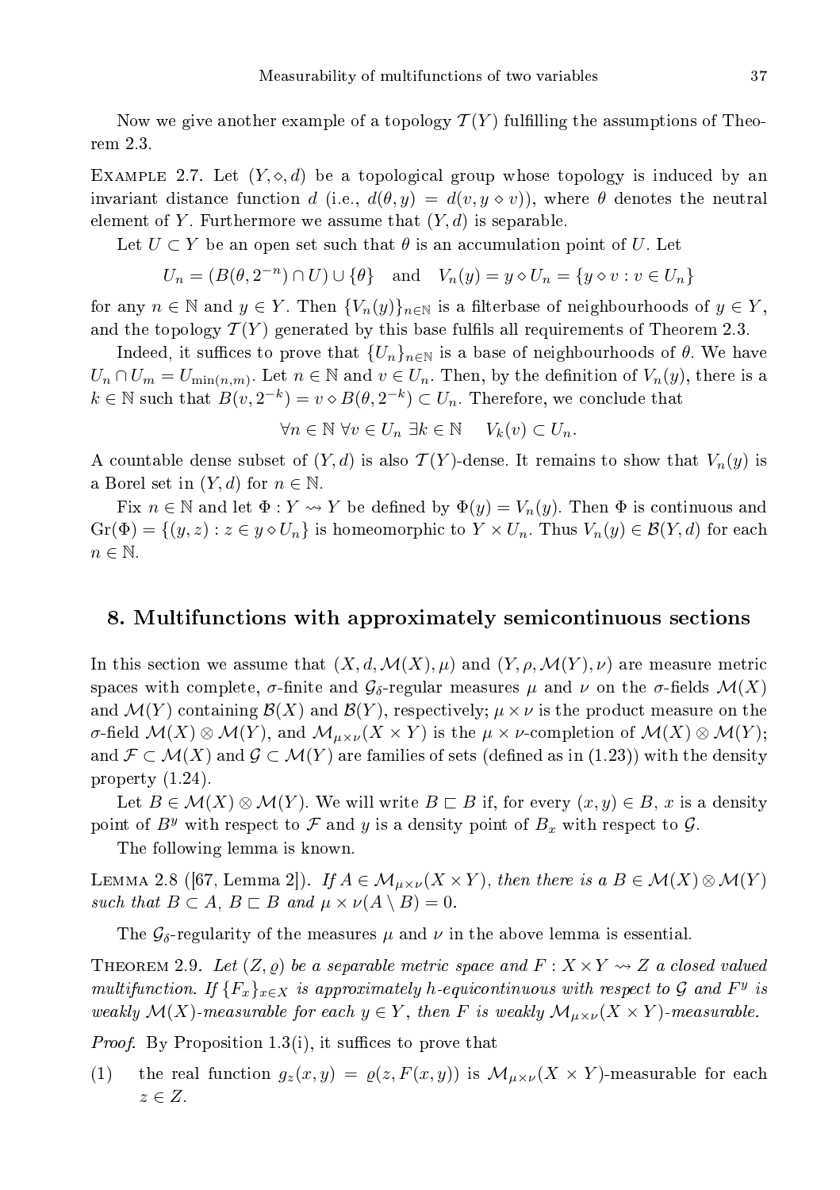Now we give another example of a topology $\mathcal{T}(Y)$ fulfilling the assumptions of Theorem 2.3.

EXAMPLE 2.7. Let $(Y, \diamond, d)$ be a topological group whose topology is induced by an invariant distance function $d$ (i.e., $d(\theta, y) = d(v, y \diamond v)$), where $\theta$ denotes the neutral element of $Y$. Furthermore we assume that $(Y, d)$ is separable.

Let $U \subset Y$ be an open set such that $\theta$ is an accumulation point of $U$. Let

$$U_n = (B(\theta, 2^{-n}) \cap U) \cup \{\theta\} \quad \text{and} \quad V_n(y) = y \diamond U_n = \{y \diamond v : v \in U_n\}$$

for any $n \in \mathbb{N}$ and $y \in Y$. Then $\{V_n(y)\}_{n\in\mathbb{N}}$ is a filterbase of neighbourhoods of $y \in Y$, and the topology $\mathcal{T}(Y)$ generated by this base fulfils all requirements of Theorem 2.3.

Indeed, it suffices to prove that $\{U_n\}_{n\in\mathbb{N}}$ is a base of neighbourhoods of $\theta$. We have $U_n \cap U_m = U_{\min(n,m)}$. Let $n \in \mathbb{N}$ and $v \in U_n$. Then, by the definition of $V_n(y)$, there is a $k \in \mathbb{N}$ such that $B(v, 2^{-k}) = v \diamond B(\theta, 2^{-k}) \subset U_n$. Therefore, we conclude that

$$\forall n \in \mathbb{N}\ \forall v \in U_n\ \exists k \in \mathbb{N} \quad V_k(v) \subset U_n.$$

A countable dense subset of $(Y, d)$ is also $\mathcal{T}(Y)$-dense. It remains to show that $V_n(y)$ is a Borel set in $(Y, d)$ for $n \in \mathbb{N}$.

Fix $n \in \mathbb{N}$ and let $\Phi : Y \rightsquigarrow Y$ be defined by $\Phi(y) = V_n(y)$. Then $\Phi$ is continuous and $\mathrm{Gr}(\Phi) = \{(y, z) : z \in y \diamond U_n\}$ is homeomorphic to $Y \times U_n$. Thus $V_n(y) \in \mathcal{B}(Y, d)$ for each $n \in \mathbb{N}$.

## 8. Multifunctions with approximately semicontinuous sections

In this section we assume that $(X, d, \mathcal{M}(X), \mu)$ and $(Y, \rho, \mathcal{M}(Y), \nu)$ are measure metric spaces with complete, $\sigma$-finite and $\mathcal{G}_\delta$-regular measures $\mu$ and $\nu$ on the $\sigma$-fields $\mathcal{M}(X)$ and $\mathcal{M}(Y)$ containing $\mathcal{B}(X)$ and $\mathcal{B}(Y)$, respectively; $\mu \times \nu$ is the product measure on the $\sigma$-field $\mathcal{M}(X) \otimes \mathcal{M}(Y)$, and $\mathcal{M}_{\mu\times\nu}(X \times Y)$ is the $\mu \times \nu$-completion of $\mathcal{M}(X) \otimes \mathcal{M}(Y)$; and $\mathcal{F} \subset \mathcal{M}(X)$ and $\mathcal{G} \subset \mathcal{M}(Y)$ are families of sets (defined as in (1.23)) with the density property (1.24).

Let $B \in \mathcal{M}(X) \otimes \mathcal{M}(Y)$. We will write $B \sqsubset B$ if, for every $(x, y) \in B$, $x$ is a density point of $B^y$ with respect to $\mathcal{F}$ and $y$ is a density point of $B_x$ with respect to $\mathcal{G}$.

The following lemma is known.

LEMMA 2.8 ([67, Lemma 2]). *If $A \in \mathcal{M}_{\mu\times\nu}(X \times Y)$, then there is a $B \in \mathcal{M}(X) \otimes \mathcal{M}(Y)$ such that $B \subset A$, $B \sqsubset B$ and $\mu \times \nu(A \setminus B) = 0$.*

The $\mathcal{G}_\delta$-regularity of the measures $\mu$ and $\nu$ in the above lemma is essential.

THEOREM 2.9. *Let $(Z, \varrho)$ be a separable metric space and $F : X \times Y \rightsquigarrow Z$ a closed valued multifunction. If $\{F_x\}_{x\in X}$ is approximately $h$-equicontinuous with respect to $\mathcal{G}$ and $F^y$ is weakly $\mathcal{M}(X)$-measurable for each $y \in Y$, then $F$ is weakly $\mathcal{M}_{\mu\times\nu}(X \times Y)$-measurable.*

*Proof.* By Proposition 1.3(i), it suffices to prove that

(1) the real function $g_z(x, y) = \varrho(z, F(x, y))$ is $\mathcal{M}_{\mu\times\nu}(X \times Y)$-measurable for each $z \in Z$.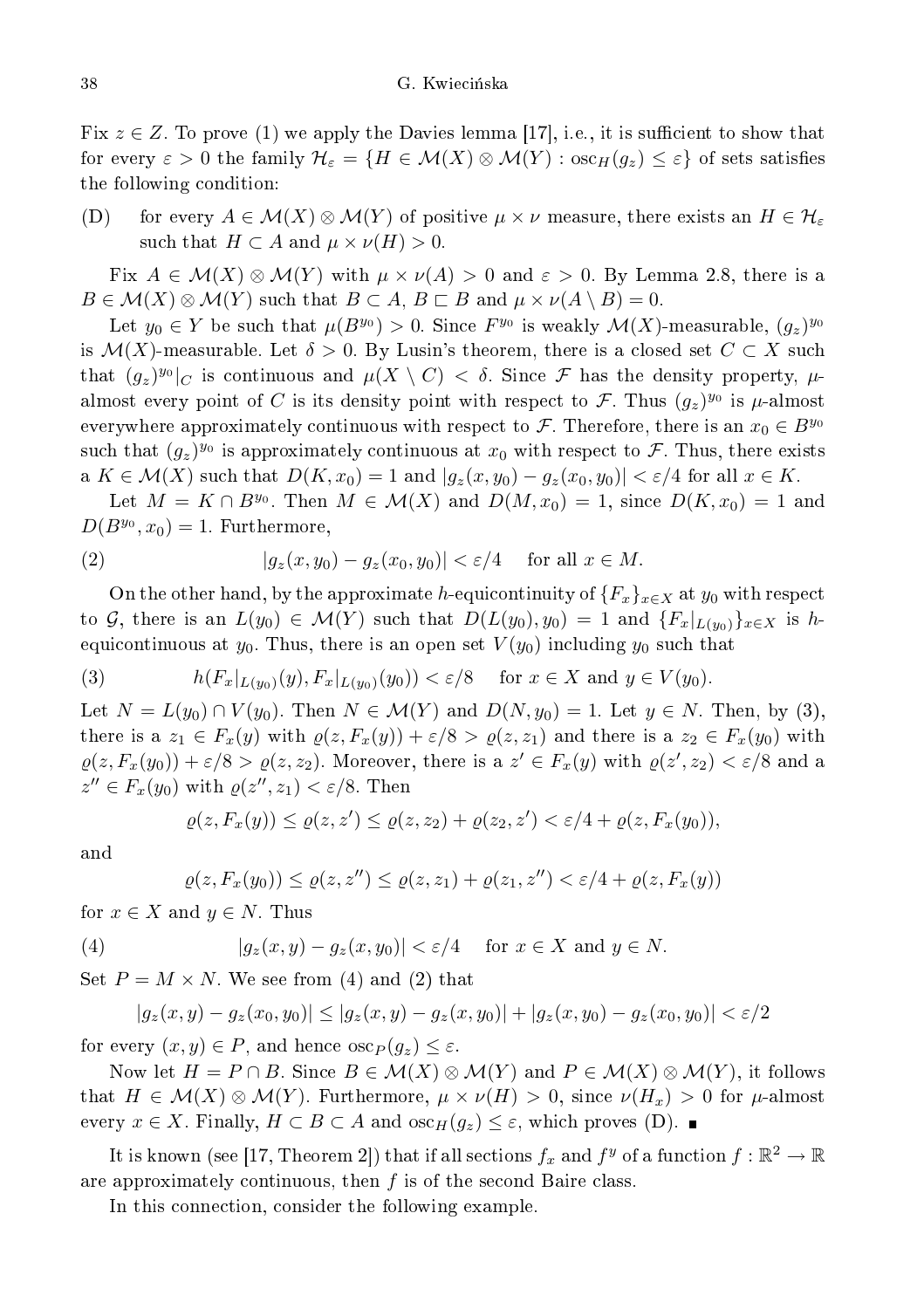Fix $z \in Z$. To prove (1) we apply the Davies lemma [17], i.e., it is sufficient to show that for every $\varepsilon > 0$ the family $\mathcal{H}_\varepsilon = \{H \in \mathcal{M}(X) \otimes \mathcal{M}(Y) : \operatorname{osc}_H(g_z) \le \varepsilon\}$ of sets satisfies the following condition:

(D) for every $A \in \mathcal{M}(X) \otimes \mathcal{M}(Y)$ of positive $\mu \times \nu$ measure, there exists an $H \in \mathcal{H}_\varepsilon$ such that $H \subset A$ and $\mu \times \nu(H) > 0$.

Fix $A \in \mathcal{M}(X) \otimes \mathcal{M}(Y)$ with $\mu \times \nu(A) > 0$ and $\varepsilon > 0$. By Lemma 2.8, there is a $B \in \mathcal{M}(X) \otimes \mathcal{M}(Y)$ such that $B \subset A$, $B \sqsubset B$ and $\mu \times \nu(A \setminus B) = 0$.

Let $y_0 \in Y$ be such that $\mu(B^{y_0}) > 0$. Since $F^{y_0}$ is weakly $\mathcal{M}(X)$-measurable, $(g_z)^{y_0}$ is $\mathcal{M}(X)$-measurable. Let $\delta > 0$. By Lusin's theorem, there is a closed set $C \subset X$ such that $(g_z)^{y_0}|_C$ is continuous and $\mu(X \setminus C) < \delta$. Since $\mathcal{F}$ has the density property, $\mu$-almost every point of $C$ is its density point with respect to $\mathcal{F}$. Thus $(g_z)^{y_0}$ is $\mu$-almost everywhere approximately continuous with respect to $\mathcal{F}$. Therefore, there is an $x_0 \in B^{y_0}$ such that $(g_z)^{y_0}$ is approximately continuous at $x_0$ with respect to $\mathcal{F}$. Thus, there exists a $K \in \mathcal{M}(X)$ such that $D(K, x_0) = 1$ and $|g_z(x, y_0) - g_z(x_0, y_0)| < \varepsilon/4$ for all $x \in K$.

Let $M = K \cap B^{y_0}$. Then $M \in \mathcal{M}(X)$ and $D(M, x_0) = 1$, since $D(K, x_0) = 1$ and $D(B^{y_0}, x_0) = 1$. Furthermore,

$$|g_z(x, y_0) - g_z(x_0, y_0)| < \varepsilon/4 \quad \text{for all } x \in M. \tag{2}$$

On the other hand, by the approximate $h$-equicontinuity of $\{F_x\}_{x \in X}$ at $y_0$ with respect to $\mathcal{G}$, there is an $L(y_0) \in \mathcal{M}(Y)$ such that $D(L(y_0), y_0) = 1$ and $\{F_x|_{L(y_0)}\}_{x \in X}$ is $h$-equicontinuous at $y_0$. Thus, there is an open set $V(y_0)$ including $y_0$ such that

$$h(F_x|_{L(y_0)}(y), F_x|_{L(y_0)}(y_0)) < \varepsilon/8 \quad \text{for } x \in X \text{ and } y \in V(y_0). \tag{3}$$

Let $N = L(y_0) \cap V(y_0)$. Then $N \in \mathcal{M}(Y)$ and $D(N, y_0) = 1$. Let $y \in N$. Then, by (3), there is a $z_1 \in F_x(y)$ with $\varrho(z, F_x(y)) + \varepsilon/8 > \varrho(z, z_1)$ and there is a $z_2 \in F_x(y_0)$ with $\varrho(z, F_x(y_0)) + \varepsilon/8 > \varrho(z, z_2)$. Moreover, there is a $z' \in F_x(y)$ with $\varrho(z', z_2) < \varepsilon/8$ and a $z'' \in F_x(y_0)$ with $\varrho(z'', z_1) < \varepsilon/8$. Then

$$\varrho(z, F_x(y)) \le \varrho(z, z') \le \varrho(z, z_2) + \varrho(z_2, z') < \varepsilon/4 + \varrho(z, F_x(y_0)),$$

and

$$\varrho(z, F_x(y_0)) \le \varrho(z, z'') \le \varrho(z, z_1) + \varrho(z_1, z'') < \varepsilon/4 + \varrho(z, F_x(y))$$

for $x \in X$ and $y \in N$. Thus

$$|g_z(x, y) - g_z(x, y_0)| < \varepsilon/4 \quad \text{for } x \in X \text{ and } y \in N. \tag{4}$$

Set $P = M \times N$. We see from (4) and (2) that

$$|g_z(x, y) - g_z(x_0, y_0)| \le |g_z(x, y) - g_z(x, y_0)| + |g_z(x, y_0) - g_z(x_0, y_0)| < \varepsilon/2$$

for every $(x, y) \in P$, and hence $\operatorname{osc}_P(g_z) \le \varepsilon$.

Now let $H = P \cap B$. Since $B \in \mathcal{M}(X) \otimes \mathcal{M}(Y)$ and $P \in \mathcal{M}(X) \otimes \mathcal{M}(Y)$, it follows that $H \in \mathcal{M}(X) \otimes \mathcal{M}(Y)$. Furthermore, $\mu \times \nu(H) > 0$, since $\nu(H_x) > 0$ for $\mu$-almost every $x \in X$. Finally, $H \subset B \subset A$ and $\operatorname{osc}_H(g_z) \le \varepsilon$, which proves (D). ∎

It is known (see [17, Theorem 2]) that if all sections $f_x$ and $f^y$ of a function $f : \mathbb{R}^2 \to \mathbb{R}$ are approximately continuous, then $f$ is of the second Baire class.

In this connection, consider the following example.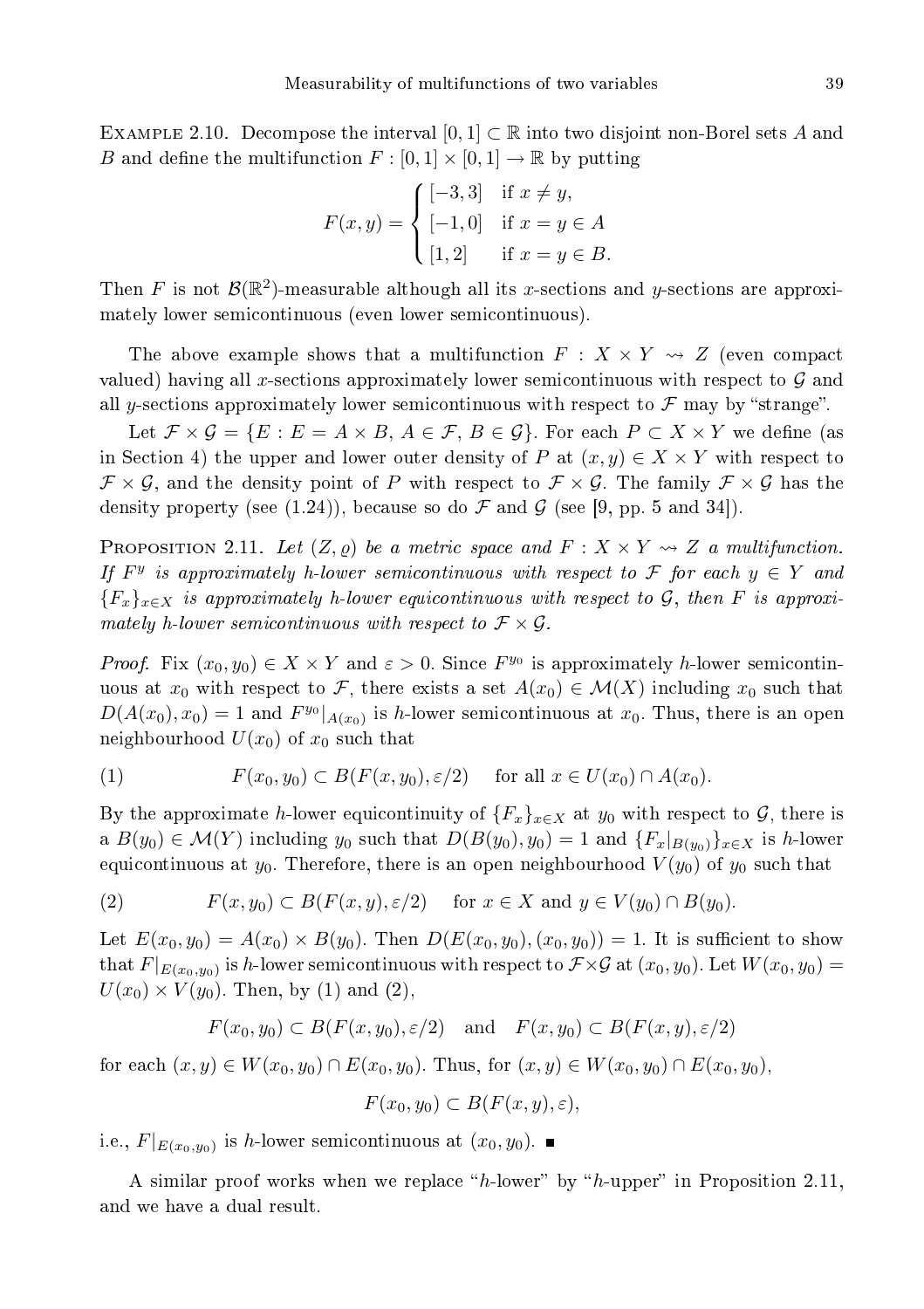EXAMPLE 2.10. Decompose the interval $[0,1] \subset \mathbb{R}$ into two disjoint non-Borel sets $A$ and $B$ and define the multifunction $F : [0,1] \times [0,1] \to \mathbb{R}$ by putting

$$F(x,y) = \begin{cases} [-3,3] & \text{if } x \neq y, \\ [-1,0] & \text{if } x = y \in A \\ [1,2] & \text{if } x = y \in B. \end{cases}$$

Then $F$ is not $\mathcal{B}(\mathbb{R}^2)$-measurable although all its $x$-sections and $y$-sections are approximately lower semicontinuous (even lower semicontinuous).

The above example shows that a multifunction $F : X \times Y \rightsquigarrow Z$ (even compact valued) having all $x$-sections approximately lower semicontinuous with respect to $\mathcal{G}$ and all $y$-sections approximately lower semicontinuous with respect to $\mathcal{F}$ may by "strange".

Let $\mathcal{F} \times \mathcal{G} = \{E : E = A \times B,\ A \in \mathcal{F},\ B \in \mathcal{G}\}$. For each $P \subset X \times Y$ we define (as in Section 4) the upper and lower outer density of $P$ at $(x,y) \in X \times Y$ with respect to $\mathcal{F} \times \mathcal{G}$, and the density point of $P$ with respect to $\mathcal{F} \times \mathcal{G}$. The family $\mathcal{F} \times \mathcal{G}$ has the density property (see (1.24)), because so do $\mathcal{F}$ and $\mathcal{G}$ (see [9, pp. 5 and 34]).

PROPOSITION 2.11. *Let $(Z, \varrho)$ be a metric space and $F : X \times Y \rightsquigarrow Z$ a multifunction. If $F^y$ is approximately $h$-lower semicontinuous with respect to $\mathcal{F}$ for each $y \in Y$ and $\{F_x\}_{x \in X}$ is approximately $h$-lower equicontinuous with respect to $\mathcal{G}$, then $F$ is approximately $h$-lower semicontinuous with respect to $\mathcal{F} \times \mathcal{G}$.*

*Proof.* Fix $(x_0, y_0) \in X \times Y$ and $\varepsilon > 0$. Since $F^{y_0}$ is approximately $h$-lower semicontinuous at $x_0$ with respect to $\mathcal{F}$, there exists a set $A(x_0) \in \mathcal{M}(X)$ including $x_0$ such that $D(A(x_0), x_0) = 1$ and $F^{y_0}|_{A(x_0)}$ is $h$-lower semicontinuous at $x_0$. Thus, there is an open neighbourhood $U(x_0)$ of $x_0$ such that

$$F(x_0, y_0) \subset B(F(x, y_0), \varepsilon/2) \quad \text{for all } x \in U(x_0) \cap A(x_0). \tag{1}$$

By the approximate $h$-lower equicontinuity of $\{F_x\}_{x \in X}$ at $y_0$ with respect to $\mathcal{G}$, there is a $B(y_0) \in \mathcal{M}(Y)$ including $y_0$ such that $D(B(y_0), y_0) = 1$ and $\{F_x|_{B(y_0)}\}_{x \in X}$ is $h$-lower equicontinuous at $y_0$. Therefore, there is an open neighbourhood $V(y_0)$ of $y_0$ such that

$$F(x, y_0) \subset B(F(x, y), \varepsilon/2) \quad \text{for } x \in X \text{ and } y \in V(y_0) \cap B(y_0). \tag{2}$$

Let $E(x_0, y_0) = A(x_0) \times B(y_0)$. Then $D(E(x_0, y_0), (x_0, y_0)) = 1$. It is sufficient to show that $F|_{E(x_0, y_0)}$ is $h$-lower semicontinuous with respect to $\mathcal{F} \times \mathcal{G}$ at $(x_0, y_0)$. Let $W(x_0, y_0) = U(x_0) \times V(y_0)$. Then, by (1) and (2),

$$F(x_0, y_0) \subset B(F(x, y_0), \varepsilon/2) \quad \text{and} \quad F(x, y_0) \subset B(F(x, y), \varepsilon/2)$$

for each $(x, y) \in W(x_0, y_0) \cap E(x_0, y_0)$. Thus, for $(x, y) \in W(x_0, y_0) \cap E(x_0, y_0)$,

$$F(x_0, y_0) \subset B(F(x, y), \varepsilon),$$

i.e., $F|_{E(x_0, y_0)}$ is $h$-lower semicontinuous at $(x_0, y_0)$. ■

A similar proof works when we replace "$h$-lower" by "$h$-upper" in Proposition 2.11, and we have a dual result.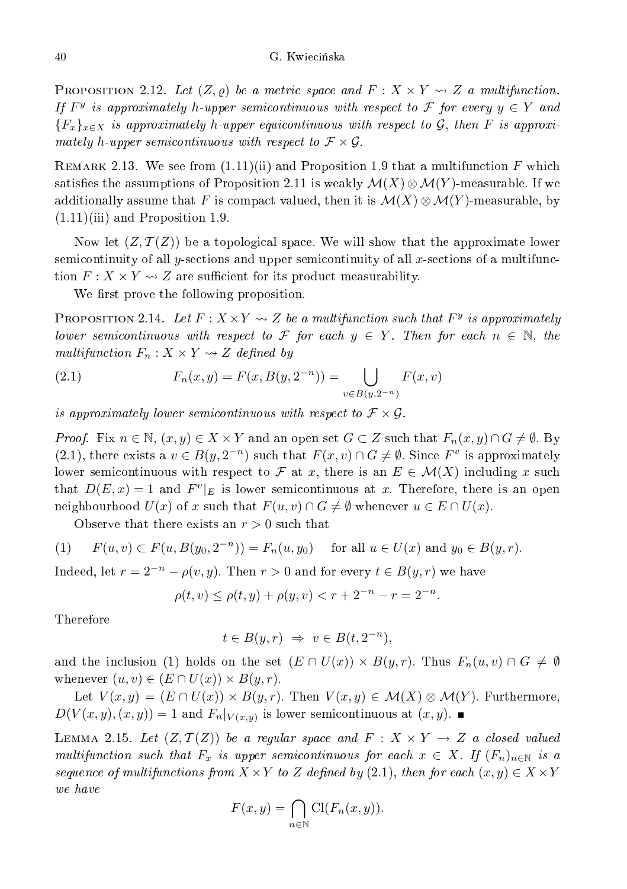PROPOSITION 2.12. *Let $(Z, \varrho)$ be a metric space and $F : X \times Y \rightsquigarrow Z$ a multifunction. If $F^y$ is approximately h-upper semicontinuous with respect to $\mathcal{F}$ for every $y \in Y$ and $\{F_x\}_{x \in X}$ is approximately h-upper equicontinuous with respect to $\mathcal{G}$, then $F$ is approximately h-upper semicontinuous with respect to $\mathcal{F} \times \mathcal{G}$.*

REMARK 2.13. We see from (1.11)(ii) and Proposition 1.9 that a multifunction $F$ which satisfies the assumptions of Proposition 2.11 is weakly $\mathcal{M}(X) \otimes \mathcal{M}(Y)$-measurable. If we additionally assume that $F$ is compact valued, then it is $\mathcal{M}(X) \otimes \mathcal{M}(Y)$-measurable, by (1.11)(iii) and Proposition 1.9.

Now let $(Z, \mathcal{T}(Z))$ be a topological space. We will show that the approximate lower semicontinuity of all $y$-sections and upper semicontinuity of all $x$-sections of a multifunction $F : X \times Y \rightsquigarrow Z$ are sufficient for its product measurability.

We first prove the following proposition.

PROPOSITION 2.14. *Let $F : X \times Y \rightsquigarrow Z$ be a multifunction such that $F^y$ is approximately lower semicontinuous with respect to $\mathcal{F}$ for each $y \in Y$. Then for each $n \in \mathbb{N}$, the multifunction $F_n : X \times Y \rightsquigarrow Z$ defined by*

$$F_n(x, y) = F(x, B(y, 2^{-n})) = \bigcup_{v \in B(y, 2^{-n})} F(x, v) \tag{2.1}$$

*is approximately lower semicontinuous with respect to $\mathcal{F} \times \mathcal{G}$.*

*Proof.* Fix $n \in \mathbb{N}$, $(x, y) \in X \times Y$ and an open set $G \subset Z$ such that $F_n(x, y) \cap G \neq \emptyset$. By (2.1), there exists a $v \in B(y, 2^{-n})$ such that $F(x, v) \cap G \neq \emptyset$. Since $F^v$ is approximately lower semicontinuous with respect to $\mathcal{F}$ at $x$, there is an $E \in \mathcal{M}(X)$ including $x$ such that $D(E, x) = 1$ and $F^v|_E$ is lower semicontinuous at $x$. Therefore, there is an open neighbourhood $U(x)$ of $x$ such that $F(u, v) \cap G \neq \emptyset$ whenever $u \in E \cap U(x)$.

Observe that there exists an $r > 0$ such that

$$F(u, v) \subset F(u, B(y_0, 2^{-n})) = F_n(u, y_0) \quad \text{for all } u \in U(x) \text{ and } y_0 \in B(y, r). \tag{1}$$

Indeed, let $r = 2^{-n} - \rho(v, y)$. Then $r > 0$ and for every $t \in B(y, r)$ we have

$$\rho(t, v) \leq \rho(t, y) + \rho(y, v) < r + 2^{-n} - r = 2^{-n}.$$

Therefore

$$t \in B(y, r) \ \Rightarrow \ v \in B(t, 2^{-n}),$$

and the inclusion (1) holds on the set $(E \cap U(x)) \times B(y, r)$. Thus $F_n(u, v) \cap G \neq \emptyset$ whenever $(u, v) \in (E \cap U(x)) \times B(y, r)$.

Let $V(x, y) = (E \cap U(x)) \times B(y, r)$. Then $V(x, y) \in \mathcal{M}(X) \otimes \mathcal{M}(Y)$. Furthermore, $D(V(x, y), (x, y)) = 1$ and $F_n|_{V(x,y)}$ is lower semicontinuous at $(x, y)$. ∎

LEMMA 2.15. *Let $(Z, \mathcal{T}(Z))$ be a regular space and $F : X \times Y \rightarrow Z$ a closed valued multifunction such that $F_x$ is upper semicontinuous for each $x \in X$. If $(F_n)_{n \in \mathbb{N}}$ is a sequence of multifunctions from $X \times Y$ to $Z$ defined by (2.1), then for each $(x, y) \in X \times Y$ we have*

$$F(x, y) = \bigcap_{n \in \mathbb{N}} \mathrm{Cl}(F_n(x, y)).$$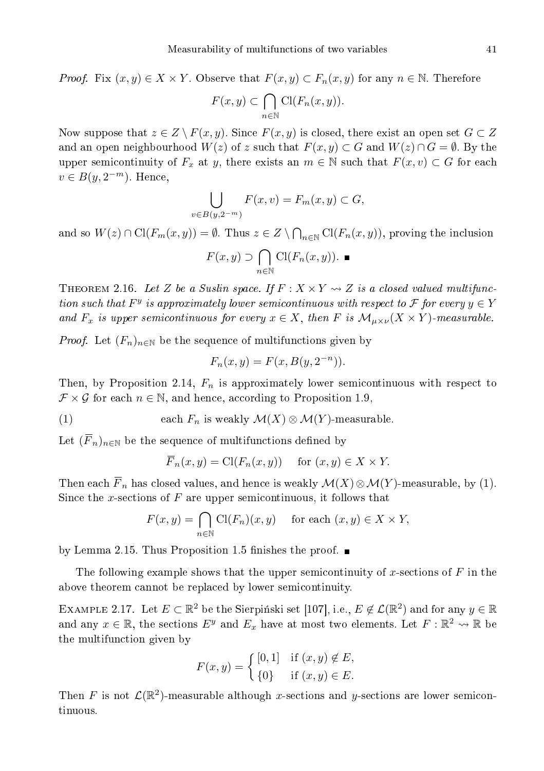*Proof.* Fix $(x, y) \in X \times Y$. Observe that $F(x, y) \subset F_n(x, y)$ for any $n \in \mathbb{N}$. Therefore

$$F(x, y) \subset \bigcap_{n \in \mathbb{N}} \mathrm{Cl}(F_n(x, y)).$$

Now suppose that $z \in Z \setminus F(x, y)$. Since $F(x, y)$ is closed, there exist an open set $G \subset Z$ and an open neighbourhood $W(z)$ of $z$ such that $F(x, y) \subset G$ and $W(z) \cap G = \emptyset$. By the upper semicontinuity of $F_x$ at $y$, there exists an $m \in \mathbb{N}$ such that $F(x, v) \subset G$ for each $v \in B(y, 2^{-m})$. Hence,

$$\bigcup_{v \in B(y, 2^{-m})} F(x, v) = F_m(x, y) \subset G,$$

and so $W(z) \cap \mathrm{Cl}(F_m(x, y)) = \emptyset$. Thus $z \in Z \setminus \bigcap_{n \in \mathbb{N}} \mathrm{Cl}(F_n(x, y))$, proving the inclusion

$$F(x, y) \supset \bigcap_{n \in \mathbb{N}} \mathrm{Cl}(F_n(x, y)). \ \blacksquare$$

THEOREM 2.16. *Let $Z$ be a Suslin space. If $F : X \times Y \rightsquigarrow Z$ is a closed valued multifunction such that $F^y$ is approximately lower semicontinuous with respect to $\mathcal{F}$ for every $y \in Y$ and $F_x$ is upper semicontinuous for every $x \in X$, then $F$ is $\mathcal{M}_{\mu \times \nu}(X \times Y)$-measurable.*

*Proof.* Let $(F_n)_{n \in \mathbb{N}}$ be the sequence of multifunctions given by

$$F_n(x, y) = F(x, B(y, 2^{-n})).$$

Then, by Proposition 2.14, $F_n$ is approximately lower semicontinuous with respect to $\mathcal{F} \times \mathcal{G}$ for each $n \in \mathbb{N}$, and hence, according to Proposition 1.9,

(1) each $F_n$ is weakly $\mathcal{M}(X) \otimes \mathcal{M}(Y)$-measurable.

Let $(\overline{F}_n)_{n \in \mathbb{N}}$ be the sequence of multifunctions defined by

$$\overline{F}_n(x, y) = \mathrm{Cl}(F_n(x, y)) \quad \text{for } (x, y) \in X \times Y.$$

Then each $\overline{F}_n$ has closed values, and hence is weakly $\mathcal{M}(X) \otimes \mathcal{M}(Y)$-measurable, by (1). Since the $x$-sections of $F$ are upper semicontinuous, it follows that

$$F(x, y) = \bigcap_{n \in \mathbb{N}} \mathrm{Cl}(F_n)(x, y) \quad \text{for each } (x, y) \in X \times Y,$$

by Lemma 2.15. Thus Proposition 1.5 finishes the proof. $\blacksquare$

The following example shows that the upper semicontinuity of $x$-sections of $F$ in the above theorem cannot be replaced by lower semicontinuity.

EXAMPLE 2.17. Let $E \subset \mathbb{R}^2$ be the Sierpiński set [107], i.e., $E \notin \mathcal{L}(\mathbb{R}^2)$ and for any $y \in \mathbb{R}$ and any $x \in \mathbb{R}$, the sections $E^y$ and $E_x$ have at most two elements. Let $F : \mathbb{R}^2 \rightsquigarrow \mathbb{R}$ be the multifunction given by

$$F(x, y) = \begin{cases} [0, 1] & \text{if } (x, y) \notin E, \\ \{0\} & \text{if } (x, y) \in E. \end{cases}$$

Then $F$ is not $\mathcal{L}(\mathbb{R}^2)$-measurable although $x$-sections and $y$-sections are lower semicontinuous.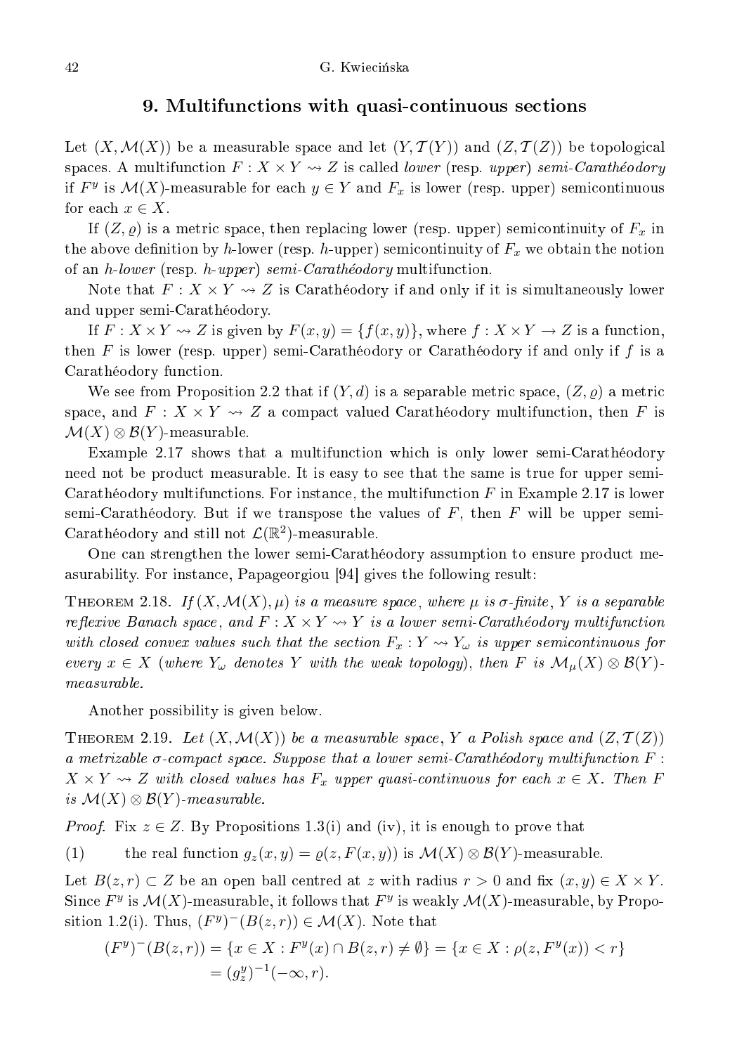## 9. Multifunctions with quasi-continuous sections

Let $(X, \mathcal{M}(X))$ be a measurable space and let $(Y, \mathcal{T}(Y))$ and $(Z, \mathcal{T}(Z))$ be topological spaces. A multifunction $F : X \times Y \rightsquigarrow Z$ is called *lower* (resp. *upper*) *semi-Carathéodory* if $F^y$ is $\mathcal{M}(X)$-measurable for each $y \in Y$ and $F_x$ is lower (resp. upper) semicontinuous for each $x \in X$.

If $(Z, \varrho)$ is a metric space, then replacing lower (resp. upper) semicontinuity of $F_x$ in the above definition by $h$-lower (resp. $h$-upper) semicontinuity of $F_x$ we obtain the notion of an *h-lower* (resp. *h-upper*) *semi-Carathéodory* multifunction.

Note that $F : X \times Y \rightsquigarrow Z$ is Carathéodory if and only if it is simultaneously lower and upper semi-Carathéodory.

If $F : X \times Y \rightsquigarrow Z$ is given by $F(x, y) = \{f(x, y)\}$, where $f : X \times Y \to Z$ is a function, then $F$ is lower (resp. upper) semi-Carathéodory or Carathéodory if and only if $f$ is a Carathéodory function.

We see from Proposition 2.2 that if $(Y, d)$ is a separable metric space, $(Z, \varrho)$ a metric space, and $F : X \times Y \rightsquigarrow Z$ a compact valued Carathéodory multifunction, then $F$ is $\mathcal{M}(X) \otimes \mathcal{B}(Y)$-measurable.

Example 2.17 shows that a multifunction which is only lower semi-Carathéodory need not be product measurable. It is easy to see that the same is true for upper semi-Carathéodory multifunctions. For instance, the multifunction $F$ in Example 2.17 is lower semi-Carathéodory. But if we transpose the values of $F$, then $F$ will be upper semi-Carathéodory and still not $\mathcal{L}(\mathbb{R}^2)$-measurable.

One can strengthen the lower semi-Carathéodory assumption to ensure product measurability. For instance, Papageorgiou [94] gives the following result:

Theorem 2.18. *If $(X, \mathcal{M}(X), \mu)$ is a measure space, where $\mu$ is $\sigma$-finite, $Y$ is a separable reflexive Banach space, and $F : X \times Y \rightsquigarrow Y$ is a lower semi-Carathéodory multifunction with closed convex values such that the section $F_x : Y \rightsquigarrow Y_\omega$ is upper semicontinuous for every $x \in X$ (where $Y_\omega$ denotes $Y$ with the weak topology), then $F$ is $\mathcal{M}_\mu(X) \otimes \mathcal{B}(Y)$-measurable.*

Another possibility is given below.

Theorem 2.19. *Let $(X, \mathcal{M}(X))$ be a measurable space, $Y$ a Polish space and $(Z, \mathcal{T}(Z))$ a metrizable $\sigma$-compact space. Suppose that a lower semi-Carathéodory multifunction $F : X \times Y \rightsquigarrow Z$ with closed values has $F_x$ upper quasi-continuous for each $x \in X$. Then $F$ is $\mathcal{M}(X) \otimes \mathcal{B}(Y)$-measurable.*

*Proof.* Fix $z \in Z$. By Propositions 1.3(i) and (iv), it is enough to prove that

(1) the real function $g_z(x, y) = \varrho(z, F(x, y))$ is $\mathcal{M}(X) \otimes \mathcal{B}(Y)$-measurable.

Let $B(z, r) \subset Z$ be an open ball centred at $z$ with radius $r > 0$ and fix $(x, y) \in X \times Y$. Since $F^y$ is $\mathcal{M}(X)$-measurable, it follows that $F^y$ is weakly $\mathcal{M}(X)$-measurable, by Proposition 1.2(i). Thus, $(F^y)^-(B(z, r)) \in \mathcal{M}(X)$. Note that

$$
\begin{aligned}
(F^y)^-(B(z, r)) &= \{x \in X : F^y(x) \cap B(z, r) \neq \emptyset\} = \{x \in X : \rho(z, F^y(x)) < r\} \\
&= (g_z^y)^{-1}(-\infty, r).
\end{aligned}
$$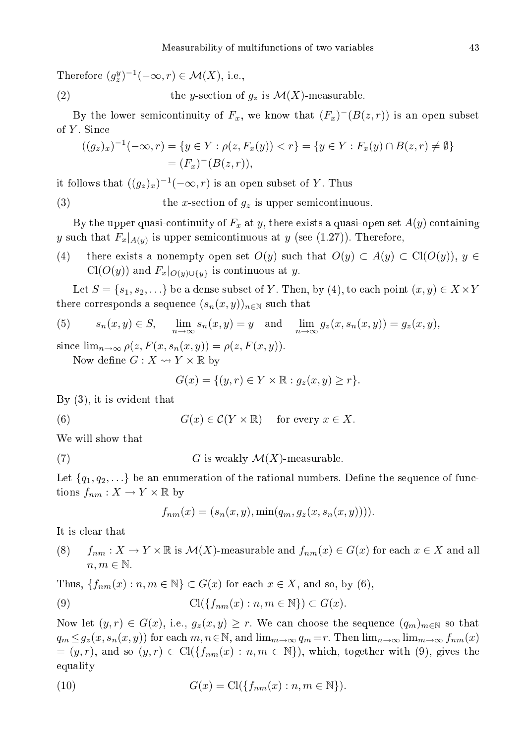Therefore $(g_z^y)^{-1}(-\infty, r) \in \mathcal{M}(X)$, i.e.,

(2) the $y$-section of $g_z$ is $\mathcal{M}(X)$-measurable.

By the lower semicontinuity of $F_x$, we know that $(F_x)^-(B(z,r))$ is an open subset of $Y$. Since

$$((g_z)_x)^{-1}(-\infty, r) = \{y \in Y : \rho(z, F_x(y)) < r\} = \{y \in Y : F_x(y) \cap B(z,r) \neq \emptyset\} = (F_x)^-(B(z,r)),$$

it follows that $((g_z)_x)^{-1}(-\infty, r)$ is an open subset of $Y$. Thus

(3) the $x$-section of $g_z$ is upper semicontinuous.

By the upper quasi-continuity of $F_x$ at $y$, there exists a quasi-open set $A(y)$ containing $y$ such that $F_x|_{A(y)}$ is upper semicontinuous at $y$ (see (1.27)). Therefore,

(4) there exists a nonempty open set $O(y)$ such that $O(y) \subset A(y) \subset \mathrm{Cl}(O(y))$, $y \in \mathrm{Cl}(O(y))$ and $F_x|_{O(y)\cup\{y\}}$ is continuous at $y$.

Let $S = \{s_1, s_2, \ldots\}$ be a dense subset of $Y$. Then, by (4), to each point $(x,y) \in X \times Y$ there corresponds a sequence $(s_n(x,y))_{n\in\mathbb{N}}$ such that

(5) $$s_n(x,y) \in S, \quad \lim_{n\to\infty} s_n(x,y) = y \quad \text{and} \quad \lim_{n\to\infty} g_z(x, s_n(x,y)) = g_z(x,y),$$

since $\lim_{n\to\infty} \rho(z, F(x, s_n(x,y))) = \rho(z, F(x,y))$.

Now define $G : X \rightsquigarrow Y \times \mathbb{R}$ by

$$G(x) = \{(y,r) \in Y \times \mathbb{R} : g_z(x,y) \geq r\}.$$

By (3), it is evident that

(6) $$G(x) \in \mathcal{C}(Y \times \mathbb{R}) \quad \text{for every } x \in X.$$

We will show that

(7) $G$ is weakly $\mathcal{M}(X)$-measurable.

Let $\{q_1, q_2, \ldots\}$ be an enumeration of the rational numbers. Define the sequence of functions $f_{nm} : X \to Y \times \mathbb{R}$ by

$$f_{nm}(x) = (s_n(x,y), \min(q_m, g_z(x, s_n(x,y)))).$$

It is clear that

(8) $f_{nm} : X \to Y \times \mathbb{R}$ is $\mathcal{M}(X)$-measurable and $f_{nm}(x) \in G(x)$ for each $x \in X$ and all $n, m \in \mathbb{N}$.

Thus, $\{f_{nm}(x) : n,m \in \mathbb{N}\} \subset G(x)$ for each $x \in X$, and so, by (6),

(9) $$\mathrm{Cl}(\{f_{nm}(x) : n,m \in \mathbb{N}\}) \subset G(x).$$

Now let $(y,r) \in G(x)$, i.e., $g_z(x,y) \geq r$. We can choose the sequence $(q_m)_{m\in\mathbb{N}}$ so that $q_m \leq g_z(x, s_n(x,y))$ for each $m, n \in \mathbb{N}$, and $\lim_{m\to\infty} q_m = r$. Then $\lim_{n\to\infty} \lim_{m\to\infty} f_{nm}(x) = (y,r)$, and so $(y,r) \in \mathrm{Cl}(\{f_{nm}(x) : n,m \in \mathbb{N}\})$, which, together with (9), gives the equality

(10) $$G(x) = \mathrm{Cl}(\{f_{nm}(x) : n,m \in \mathbb{N}\}).$$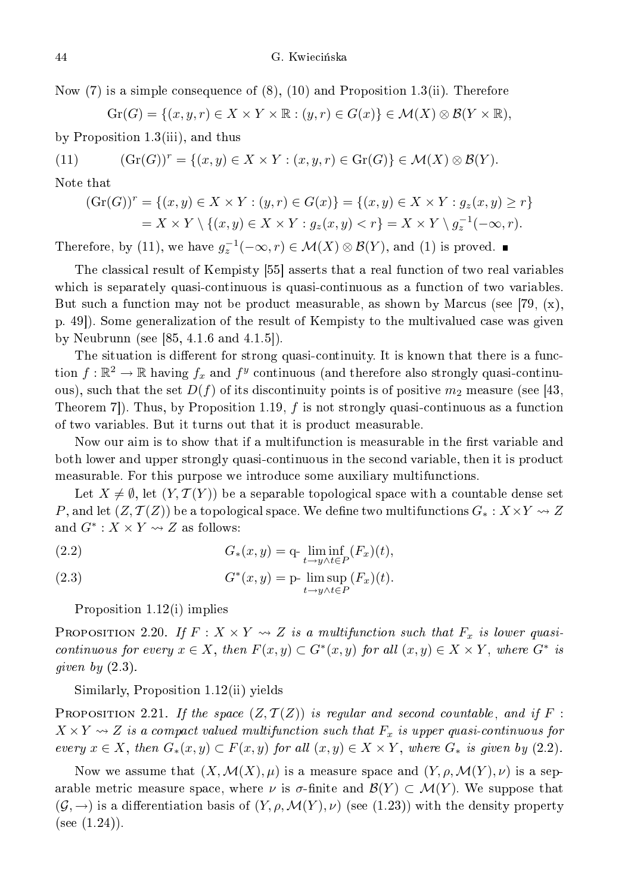Now (7) is a simple consequence of (8), (10) and Proposition 1.3(ii). Therefore

$$\mathrm{Gr}(G) = \{(x,y,r) \in X \times Y \times \mathbb{R} : (y,r) \in G(x)\} \in \mathcal{M}(X) \otimes \mathcal{B}(Y \times \mathbb{R}),$$

by Proposition 1.3(iii), and thus

$$(\mathrm{Gr}(G))^r = \{(x,y) \in X \times Y : (x,y,r) \in \mathrm{Gr}(G)\} \in \mathcal{M}(X) \otimes \mathcal{B}(Y). \tag{11}$$

Note that

$$\begin{aligned}(\mathrm{Gr}(G))^r &= \{(x,y) \in X \times Y : (y,r) \in G(x)\} = \{(x,y) \in X \times Y : g_z(x,y) \geq r\} \\ &= X \times Y \setminus \{(x,y) \in X \times Y : g_z(x,y) < r\} = X \times Y \setminus g_z^{-1}(-\infty, r).\end{aligned}$$

Therefore, by (11), we have $g_z^{-1}(-\infty, r) \in \mathcal{M}(X) \otimes \mathcal{B}(Y)$, and (1) is proved. ∎

The classical result of Kempisty [55] asserts that a real function of two real variables which is separately quasi-continuous is quasi-continuous as a function of two variables. But such a function may not be product measurable, as shown by Marcus (see [79, (x), p. 49]). Some generalization of the result of Kempisty to the multivalued case was given by Neubrunn (see [85, 4.1.6 and 4.1.5]).

The situation is different for strong quasi-continuity. It is known that there is a function $f : \mathbb{R}^2 \to \mathbb{R}$ having $f_x$ and $f^y$ continuous (and therefore also strongly quasi-continuous), such that the set $D(f)$ of its discontinuity points is of positive $m_2$ measure (see [43, Theorem 7]). Thus, by Proposition 1.19, $f$ is not strongly quasi-continuous as a function of two variables. But it turns out that it is product measurable.

Now our aim is to show that if a multifunction is measurable in the first variable and both lower and upper strongly quasi-continuous in the second variable, then it is product measurable. For this purpose we introduce some auxiliary multifunctions.

Let $X \neq \emptyset$, let $(Y, \mathcal{T}(Y))$ be a separable topological space with a countable dense set $P$, and let $(Z, \mathcal{T}(Z))$ be a topological space. We define two multifunctions $G_* : X \times Y \rightsquigarrow Z$ and $G^* : X \times Y \rightsquigarrow Z$ as follows:

$$G_*(x,y) = \text{q-}\liminf_{t \to y \wedge t \in P} (F_x)(t), \tag{2.2}$$

$$G^*(x,y) = \text{p-}\limsup_{t \to y \wedge t \in P} (F_x)(t). \tag{2.3}$$

Proposition 1.12(i) implies

**Proposition 2.20.** *If $F : X \times Y \rightsquigarrow Z$ is a multifunction such that $F_x$ is lower quasi-continuous for every $x \in X$, then $F(x,y) \subset G^*(x,y)$ for all $(x,y) \in X \times Y$, where $G^*$ is given by* (2.3).

Similarly, Proposition 1.12(ii) yields

**Proposition 2.21.** *If the space $(Z, \mathcal{T}(Z))$ is regular and second countable, and if $F : X \times Y \rightsquigarrow Z$ is a compact valued multifunction such that $F_x$ is upper quasi-continuous for every $x \in X$, then $G_*(x,y) \subset F(x,y)$ for all $(x,y) \in X \times Y$, where $G_*$ is given by* (2.2).

Now we assume that $(X, \mathcal{M}(X), \mu)$ is a measure space and $(Y, \rho, \mathcal{M}(Y), \nu)$ is a separable metric measure space, where $\nu$ is $\sigma$-finite and $\mathcal{B}(Y) \subset \mathcal{M}(Y)$. We suppose that $(\mathcal{G}, \to)$ is a differentiation basis of $(Y, \rho, \mathcal{M}(Y), \nu)$ (see (1.23)) with the density property (see (1.24)).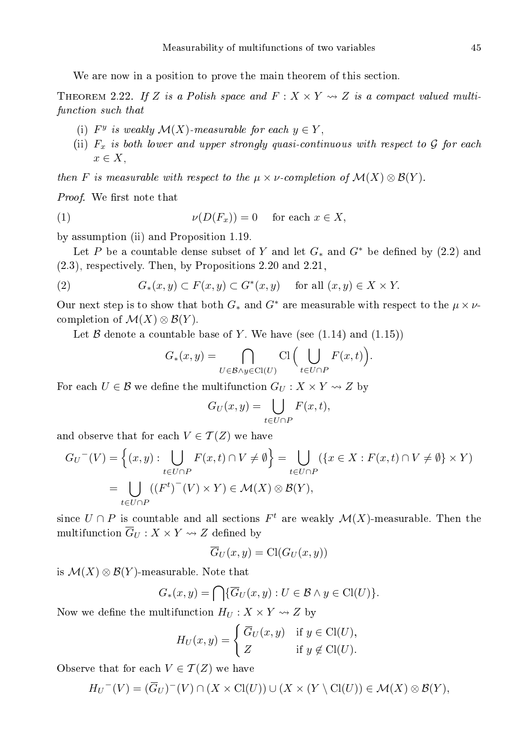We are now in a position to prove the main theorem of this section.

**Theorem 2.22.** *If $Z$ is a Polish space and $F : X \times Y \rightsquigarrow Z$ is a compact valued multifunction such that*

(i) *$F^y$ is weakly $\mathcal{M}(X)$-measurable for each $y \in Y$,*
(ii) *$F_x$ is both lower and upper strongly quasi-continuous with respect to $\mathcal{G}$ for each $x \in X$,*

*then $F$ is measurable with respect to the $\mu \times \nu$-completion of $\mathcal{M}(X) \otimes \mathcal{B}(Y)$.*

*Proof.* We first note that

$$\nu(D(F_x)) = 0 \quad \text{for each } x \in X, \tag{1}$$

by assumption (ii) and Proposition 1.19.

Let $P$ be a countable dense subset of $Y$ and let $G_*$ and $G^*$ be defined by (2.2) and (2.3), respectively. Then, by Propositions 2.20 and 2.21,

$$G_*(x, y) \subset F(x, y) \subset G^*(x, y) \quad \text{for all } (x, y) \in X \times Y. \tag{2}$$

Our next step is to show that both $G_*$ and $G^*$ are measurable with respect to the $\mu \times \nu$-completion of $\mathcal{M}(X) \otimes \mathcal{B}(Y)$.

Let $\mathcal{B}$ denote a countable base of $Y$. We have (see (1.14) and (1.15))

$$G_*(x, y) = \bigcap_{U \in \mathcal{B} \wedge y \in \mathrm{Cl}(U)} \mathrm{Cl}\Big(\bigcup_{t \in U \cap P} F(x, t)\Big).$$

For each $U \in \mathcal{B}$ we define the multifunction $G_U : X \times Y \rightsquigarrow Z$ by

$$G_U(x, y) = \bigcup_{t \in U \cap P} F(x, t),$$

and observe that for each $V \in \mathcal{T}(Z)$ we have

$$\begin{aligned} {G_U}^-(V) &= \Big\{(x, y) : \bigcup_{t \in U \cap P} F(x, t) \cap V \neq \emptyset\Big\} = \bigcup_{t \in U \cap P} (\{x \in X : F(x, t) \cap V \neq \emptyset\} \times Y) \\ &= \bigcup_{t \in U \cap P} ((F^t)^-(V) \times Y) \in \mathcal{M}(X) \otimes \mathcal{B}(Y), \end{aligned}$$

since $U \cap P$ is countable and all sections $F^t$ are weakly $\mathcal{M}(X)$-measurable. Then the multifunction $\overline{G}_U : X \times Y \rightsquigarrow Z$ defined by

$$\overline{G}_U(x, y) = \mathrm{Cl}(G_U(x, y))$$

is $\mathcal{M}(X) \otimes \mathcal{B}(Y)$-measurable. Note that

$$G_*(x, y) = \bigcap \{\overline{G}_U(x, y) : U \in \mathcal{B} \wedge y \in \mathrm{Cl}(U)\}.$$

Now we define the multifunction $H_U : X \times Y \rightsquigarrow Z$ by

$$H_U(x, y) = \begin{cases} \overline{G}_U(x, y) & \text{if } y \in \mathrm{Cl}(U), \\ Z & \text{if } y \notin \mathrm{Cl}(U). \end{cases}$$

Observe that for each $V \in \mathcal{T}(Z)$ we have

$${H_U}^-(V) = (\overline{G}_U)^-(V) \cap (X \times \mathrm{Cl}(U)) \cup (X \times (Y \setminus \mathrm{Cl}(U)) \in \mathcal{M}(X) \otimes \mathcal{B}(Y),$$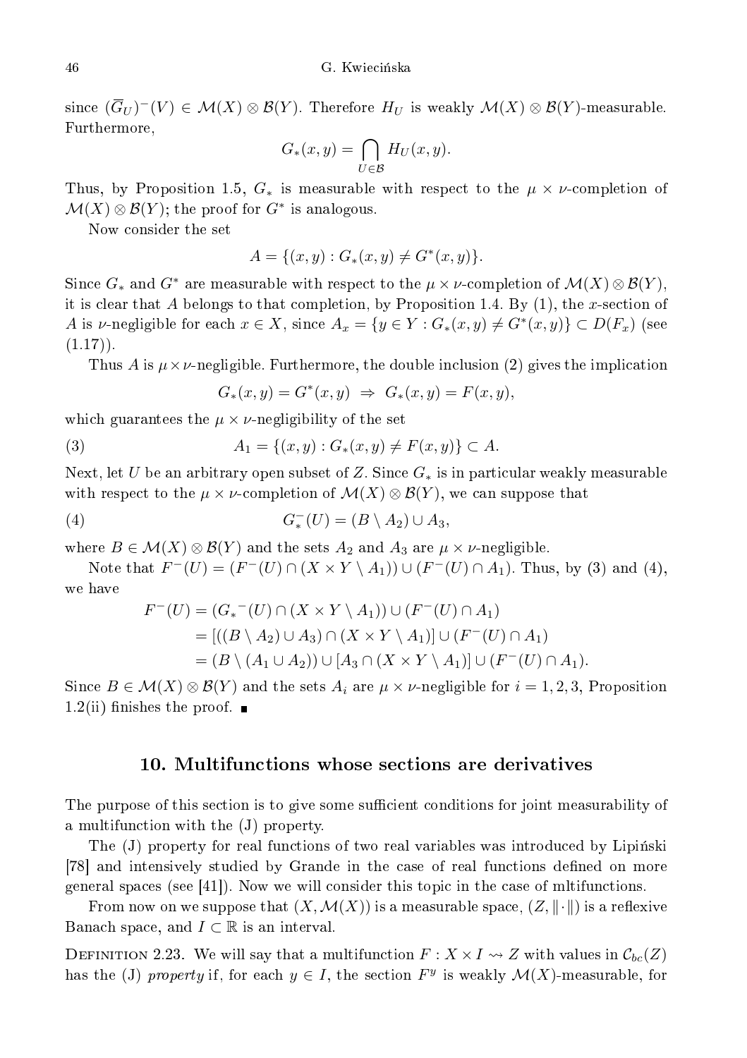since $(\overline{G}_U)^-(V) \in \mathcal{M}(X) \otimes \mathcal{B}(Y)$. Therefore $H_U$ is weakly $\mathcal{M}(X) \otimes \mathcal{B}(Y)$-measurable. Furthermore,

$$G_*(x,y) = \bigcap_{U \in \mathcal{B}} H_U(x,y).$$

Thus, by Proposition 1.5, $G_*$ is measurable with respect to the $\mu \times \nu$-completion of $\mathcal{M}(X) \otimes \mathcal{B}(Y)$; the proof for $G^*$ is analogous.

Now consider the set

$$A = \{(x,y) : G_*(x,y) \neq G^*(x,y)\}.$$

Since $G_*$ and $G^*$ are measurable with respect to the $\mu \times \nu$-completion of $\mathcal{M}(X) \otimes \mathcal{B}(Y)$, it is clear that $A$ belongs to that completion, by Proposition 1.4. By (1), the $x$-section of $A$ is $\nu$-negligible for each $x \in X$, since $A_x = \{y \in Y : G_*(x,y) \neq G^*(x,y)\} \subset D(F_x)$ (see (1.17)).

Thus $A$ is $\mu \times \nu$-negligible. Furthermore, the double inclusion (2) gives the implication

$$G_*(x,y) = G^*(x,y) \;\Rightarrow\; G_*(x,y) = F(x,y),$$

which guarantees the $\mu \times \nu$-negligibility of the set

$$A_1 = \{(x,y) : G_*(x,y) \neq F(x,y)\} \subset A. \tag{3}$$

Next, let $U$ be an arbitrary open subset of $Z$. Since $G_*$ is in particular weakly measurable with respect to the $\mu \times \nu$-completion of $\mathcal{M}(X) \otimes \mathcal{B}(Y)$, we can suppose that

$$G_*^-(U) = (B \setminus A_2) \cup A_3, \tag{4}$$

where $B \in \mathcal{M}(X) \otimes \mathcal{B}(Y)$ and the sets $A_2$ and $A_3$ are $\mu \times \nu$-negligible.

Note that $F^-(U) = (F^-(U) \cap (X \times Y \setminus A_1)) \cup (F^-(U) \cap A_1)$. Thus, by (3) and (4), we have

$$\begin{aligned}
F^-(U) &= ({G_*}^-(U) \cap (X \times Y \setminus A_1)) \cup (F^-(U) \cap A_1)\\
&= [((B \setminus A_2) \cup A_3) \cap (X \times Y \setminus A_1)] \cup (F^-(U) \cap A_1)\\
&= (B \setminus (A_1 \cup A_2)) \cup [A_3 \cap (X \times Y \setminus A_1)] \cup (F^-(U) \cap A_1).
\end{aligned}$$

Since $B \in \mathcal{M}(X) \otimes \mathcal{B}(Y)$ and the sets $A_i$ are $\mu \times \nu$-negligible for $i = 1, 2, 3$, Proposition 1.2(ii) finishes the proof. ■

## 10. Multifunctions whose sections are derivatives

The purpose of this section is to give some sufficient conditions for joint measurability of a multifunction with the (J) property.

The (J) property for real functions of two real variables was introduced by Lipiński [78] and intensively studied by Grande in the case of real functions defined on more general spaces (see [41]). Now we will consider this topic in the case of mltifunctions.

From now on we suppose that $(X, \mathcal{M}(X))$ is a measurable space, $(Z, \|\cdot\|)$ is a reflexive Banach space, and $I \subset \mathbb{R}$ is an interval.

Definition 2.23. We will say that a multifunction $F : X \times I \rightsquigarrow Z$ with values in $\mathcal{C}_{bc}(Z)$ has the (J) *property* if, for each $y \in I$, the section $F^y$ is weakly $\mathcal{M}(X)$-measurable, for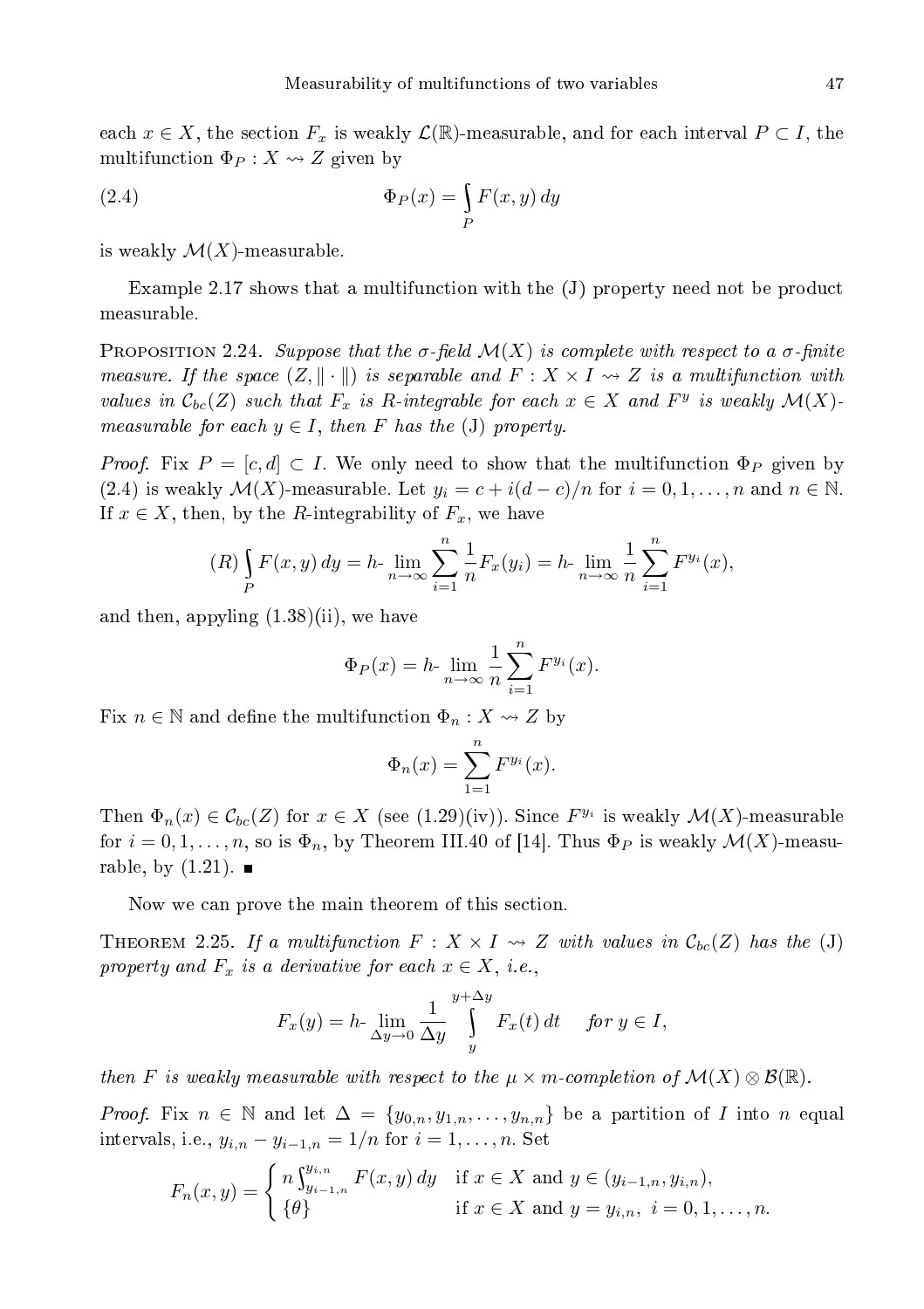each $x \in X$, the section $F_x$ is weakly $\mathcal{L}(\mathbb{R})$-measurable, and for each interval $P \subset I$, the multifunction $\Phi_P : X \rightsquigarrow Z$ given by

$$\Phi_P(x) = \int_P F(x, y)\, dy \tag{2.4}$$

is weakly $\mathcal{M}(X)$-measurable.

Example 2.17 shows that a multifunction with the (J) property need not be product measurable.

PROPOSITION 2.24. *Suppose that the σ-field $\mathcal{M}(X)$ is complete with respect to a σ-finite measure. If the space $(Z, \|\cdot\|)$ is separable and $F : X \times I \rightsquigarrow Z$ is a multifunction with values in $\mathcal{C}_{bc}(Z)$ such that $F_x$ is R-integrable for each $x \in X$ and $F^y$ is weakly $\mathcal{M}(X)$-measurable for each $y \in I$, then $F$ has the* (J) *property.*

*Proof.* Fix $P = [c, d] \subset I$. We only need to show that the multifunction $\Phi_P$ given by (2.4) is weakly $\mathcal{M}(X)$-measurable. Let $y_i = c + i(d - c)/n$ for $i = 0, 1, \ldots, n$ and $n \in \mathbb{N}$. If $x \in X$, then, by the $R$-integrability of $F_x$, we have

$$(R) \int_P F(x, y)\, dy = h\text{-} \lim_{n\to\infty} \sum_{i=1}^{n} \frac{1}{n} F_x(y_i) = h\text{-} \lim_{n\to\infty} \frac{1}{n} \sum_{i=1}^{n} F^{y_i}(x),$$

and then, appyling (1.38)(ii), we have

$$\Phi_P(x) = h\text{-} \lim_{n\to\infty} \frac{1}{n} \sum_{i=1}^{n} F^{y_i}(x).$$

Fix $n \in \mathbb{N}$ and define the multifunction $\Phi_n : X \rightsquigarrow Z$ by

$$\Phi_n(x) = \sum_{1=1}^{n} F^{y_i}(x).$$

Then $\Phi_n(x) \in \mathcal{C}_{bc}(Z)$ for $x \in X$ (see (1.29)(iv)). Since $F^{y_i}$ is weakly $\mathcal{M}(X)$-measurable for $i = 0, 1, \ldots, n$, so is $\Phi_n$, by Theorem III.40 of [14]. Thus $\Phi_P$ is weakly $\mathcal{M}(X)$-measurable, by (1.21). ∎

Now we can prove the main theorem of this section.

THEOREM 2.25. *If a multifunction $F : X \times I \rightsquigarrow Z$ with values in $\mathcal{C}_{bc}(Z)$ has the* (J) *property and $F_x$ is a derivative for each $x \in X$, i.e.,*

$$F_x(y) = h\text{-} \lim_{\Delta y\to 0} \frac{1}{\Delta y} \int_{y}^{y+\Delta y} F_x(t)\, dt \quad \textit{for } y \in I,$$

*then $F$ is weakly measurable with respect to the $\mu \times m$-completion of $\mathcal{M}(X) \otimes \mathcal{B}(\mathbb{R})$.*

*Proof.* Fix $n \in \mathbb{N}$ and let $\Delta = \{y_{0,n}, y_{1,n}, \ldots, y_{n,n}\}$ be a partition of $I$ into $n$ equal intervals, i.e., $y_{i,n} - y_{i-1,n} = 1/n$ for $i = 1, \ldots, n$. Set

$$F_n(x, y) = \begin{cases} n \int_{y_{i-1,n}}^{y_{i,n}} F(x, y)\, dy & \text{if } x \in X \text{ and } y \in (y_{i-1,n}, y_{i,n}), \\ \{\theta\} & \text{if } x \in X \text{ and } y = y_{i,n},\ i = 0, 1, \ldots, n. \end{cases}$$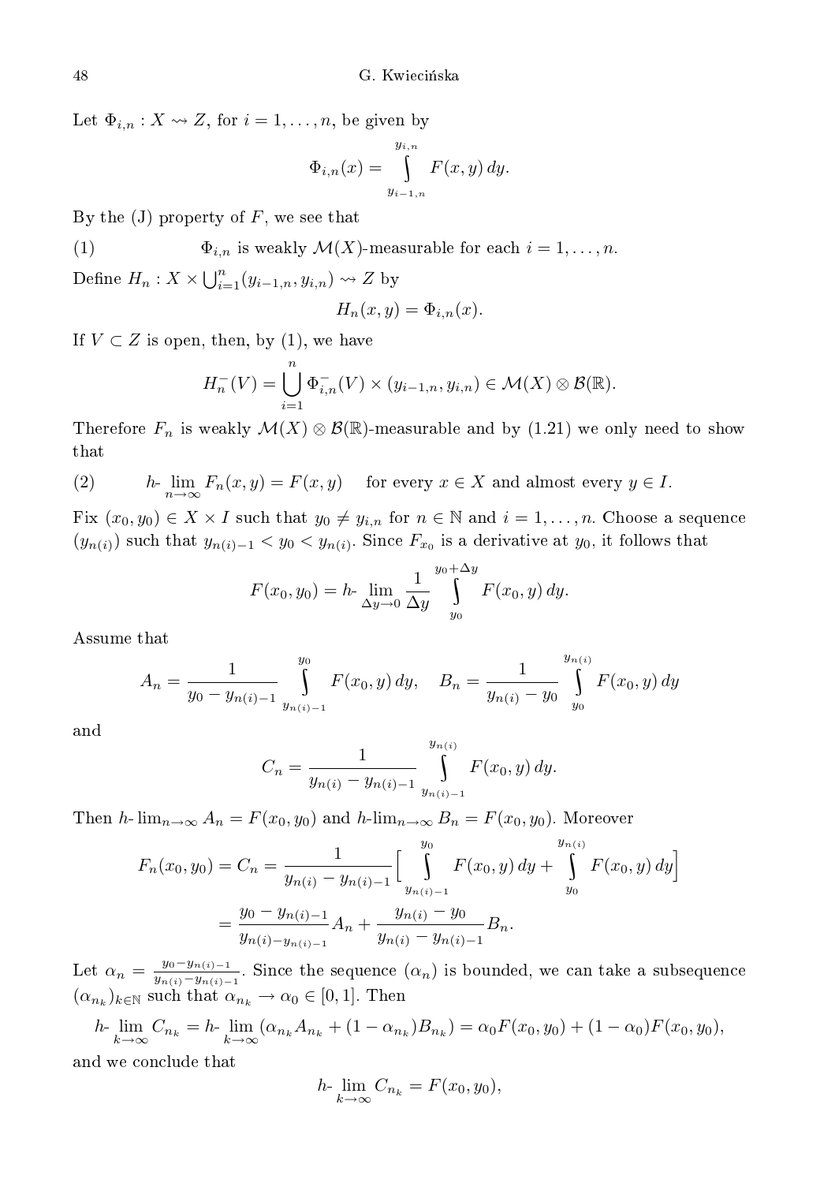Let $\Phi_{i,n} : X \rightsquigarrow Z$, for $i = 1, \ldots, n$, be given by

$$\Phi_{i,n}(x) = \int\limits_{y_{i-1,n}}^{y_{i,n}} F(x,y)\,dy.$$

By the (J) property of $F$, we see that

(1) $\qquad\qquad \Phi_{i,n}$ is weakly $\mathcal{M}(X)$-measurable for each $i = 1, \ldots, n$.

Define $H_n : X \times \bigcup_{i=1}^{n} (y_{i-1,n}, y_{i,n}) \rightsquigarrow Z$ by

$$H_n(x,y) = \Phi_{i,n}(x).$$

If $V \subset Z$ is open, then, by (1), we have

$$H_n^{-}(V) = \bigcup_{i=1}^{n} \Phi_{i,n}^{-}(V) \times (y_{i-1,n}, y_{i,n}) \in \mathcal{M}(X) \otimes \mathcal{B}(\mathbb{R}).$$

Therefore $F_n$ is weakly $\mathcal{M}(X) \otimes \mathcal{B}(\mathbb{R})$-measurable and by (1.21) we only need to show that

(2) $\qquad h\text{-}\lim_{n\to\infty} F_n(x,y) = F(x,y) \quad$ for every $x \in X$ and almost every $y \in I$.

Fix $(x_0, y_0) \in X \times I$ such that $y_0 \neq y_{i,n}$ for $n \in \mathbb{N}$ and $i = 1, \ldots, n$. Choose a sequence $(y_{n(i)})$ such that $y_{n(i)-1} < y_0 < y_{n(i)}$. Since $F_{x_0}$ is a derivative at $y_0$, it follows that

$$F(x_0, y_0) = h\text{-}\lim_{\Delta y \to 0} \frac{1}{\Delta y} \int\limits_{y_0}^{y_0+\Delta y} F(x_0, y)\,dy.$$

Assume that

$$A_n = \frac{1}{y_0 - y_{n(i)-1}} \int\limits_{y_{n(i)-1}}^{y_0} F(x_0,y)\,dy, \quad B_n = \frac{1}{y_{n(i)} - y_0} \int\limits_{y_0}^{y_{n(i)}} F(x_0,y)\,dy$$

and

$$C_n = \frac{1}{y_{n(i)} - y_{n(i)-1}} \int\limits_{y_{n(i)-1}}^{y_{n(i)}} F(x_0,y)\,dy.$$

Then $h\text{-}\lim_{n\to\infty} A_n = F(x_0,y_0)$ and $h\text{-}\lim_{n\to\infty} B_n = F(x_0,y_0)$. Moreover

$$\begin{aligned} F_n(x_0,y_0) = C_n &= \frac{1}{y_{n(i)} - y_{n(i)-1}} \Big[ \int\limits_{y_{n(i)-1}}^{y_0} F(x_0,y)\,dy + \int\limits_{y_0}^{y_{n(i)}} F(x_0,y)\,dy \Big] \\ &= \frac{y_0 - y_{n(i)-1}}{y_{n(i)} - y_{n(i)-1}} A_n + \frac{y_{n(i)} - y_0}{y_{n(i)} - y_{n(i)-1}} B_n. \end{aligned}$$

Let $\alpha_n = \frac{y_0 - y_{n(i)-1}}{y_{n(i)} - y_{n(i)-1}}$. Since the sequence $(\alpha_n)$ is bounded, we can take a subsequence $(\alpha_{n_k})_{k\in\mathbb{N}}$ such that $\alpha_{n_k} \to \alpha_0 \in [0,1]$. Then

$$h\text{-}\lim_{k\to\infty} C_{n_k} = h\text{-}\lim_{k\to\infty} (\alpha_{n_k} A_{n_k} + (1-\alpha_{n_k}) B_{n_k}) = \alpha_0 F(x_0,y_0) + (1-\alpha_0) F(x_0,y_0),$$

and we conclude that

$$h\text{-}\lim_{k\to\infty} C_{n_k} = F(x_0,y_0),$$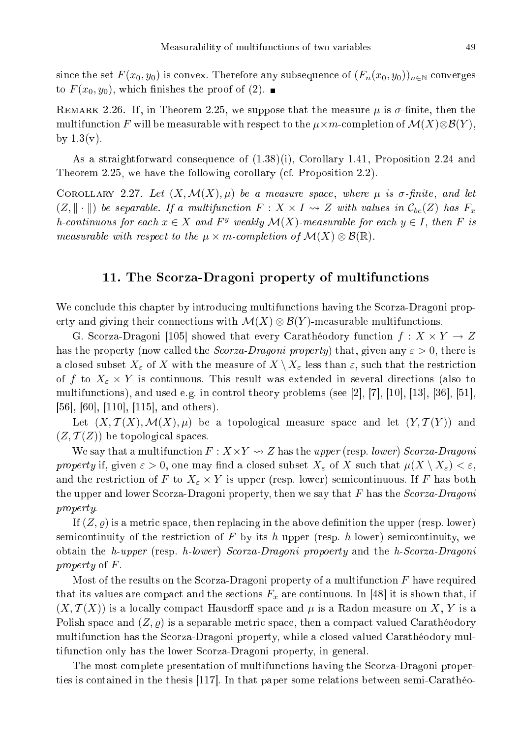since the set $F(x_0, y_0)$ is convex. Therefore any subsequence of $(F_n(x_0, y_0))_{n\in\mathbb{N}}$ converges to $F(x_0, y_0)$, which finishes the proof of (2). ∎

REMARK 2.26. If, in Theorem 2.25, we suppose that the measure $\mu$ is $\sigma$-finite, then the multifunction $F$ will be measurable with respect to the $\mu\times m$-completion of $\mathcal{M}(X)\otimes\mathcal{B}(Y)$, by 1.3(v).

As a straightforward consequence of (1.38)(i), Corollary 1.41, Proposition 2.24 and Theorem 2.25, we have the following corollary (cf. Proposition 2.2).

COROLLARY 2.27. *Let $(X, \mathcal{M}(X), \mu)$ be a measure space, where $\mu$ is $\sigma$-finite, and let $(Z, \|\cdot\|)$ be separable. If a multifunction $F : X \times I \rightsquigarrow Z$ with values in $\mathcal{C}_{bc}(Z)$ has $F_x$ h-continuous for each $x \in X$ and $F^y$ weakly $\mathcal{M}(X)$-measurable for each $y \in I$, then $F$ is measurable with respect to the $\mu \times m$-completion of $\mathcal{M}(X) \otimes \mathcal{B}(\mathbb{R})$.*

## 11. The Scorza-Dragoni property of multifunctions

We conclude this chapter by introducing multifunctions having the Scorza-Dragoni property and giving their connections with $\mathcal{M}(X) \otimes \mathcal{B}(Y)$-measurable multifunctions.

G. Scorza-Dragoni [105] showed that every Carathéodory function $f : X \times Y \to Z$ has the property (now called the *Scorza-Dragoni property*) that, given any $\varepsilon > 0$, there is a closed subset $X_\varepsilon$ of $X$ with the measure of $X \setminus X_\varepsilon$ less than $\varepsilon$, such that the restriction of $f$ to $X_\varepsilon \times Y$ is continuous. This result was extended in several directions (also to multifunctions), and used e.g. in control theory problems (see [2], [7], [10], [13], [36], [51], [56], [60], [110], [115], and others).

Let $(X, \mathcal{T}(X), \mathcal{M}(X), \mu)$ be a topological measure space and let $(Y, \mathcal{T}(Y))$ and $(Z, \mathcal{T}(Z))$ be topological spaces.

We say that a multifunction $F : X\times Y \rightsquigarrow Z$ has the *upper* (resp. *lower*) *Scorza-Dragoni property* if, given $\varepsilon > 0$, one may find a closed subset $X_\varepsilon$ of $X$ such that $\mu(X \setminus X_\varepsilon) < \varepsilon$, and the restriction of $F$ to $X_\varepsilon \times Y$ is upper (resp. lower) semicontinuous. If $F$ has both the upper and lower Scorza-Dragoni property, then we say that $F$ has the *Scorza-Dragoni property*.

If $(Z, \varrho)$ is a metric space, then replacing in the above definition the upper (resp. lower) semicontinuity of the restriction of $F$ by its $h$-upper (resp. $h$-lower) semicontinuity, we obtain the *h-upper* (resp. *h-lower*) *Scorza-Dragoni propoerty* and the *h-Scorza-Dragoni property* of $F$.

Most of the results on the Scorza-Dragoni property of a multifunction $F$ have required that its values are compact and the sections $F_x$ are continuous. In [48] it is shown that, if $(X, \mathcal{T}(X))$ is a locally compact Hausdorff space and $\mu$ is a Radon measure on $X$, $Y$ is a Polish space and $(Z, \varrho)$ is a separable metric space, then a compact valued Carathéodory multifunction has the Scorza-Dragoni property, while a closed valued Carathéodory multifunction only has the lower Scorza-Dragoni property, in general.

The most complete presentation of multifunctions having the Scorza-Dragoni properties is contained in the thesis [117]. In that paper some relations between semi-Carathéo-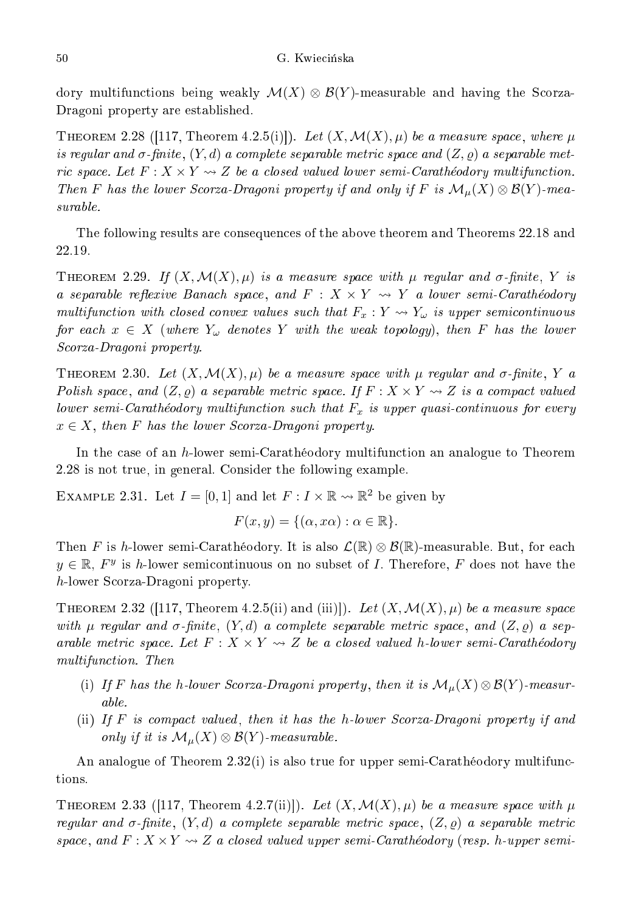dory multifunctions being weakly $\mathcal{M}(X) \otimes \mathcal{B}(Y)$-measurable and having the Scorza-Dragoni property are established.

THEOREM 2.28 ([117, Theorem 4.2.5(i)]). *Let $(X, \mathcal{M}(X), \mu)$ be a measure space, where $\mu$ is regular and $\sigma$-finite, $(Y, d)$ a complete separable metric space and $(Z, \varrho)$ a separable metric space. Let $F : X \times Y \rightsquigarrow Z$ be a closed valued lower semi-Carathéodory multifunction. Then $F$ has the lower Scorza-Dragoni property if and only if $F$ is $\mathcal{M}_\mu(X) \otimes \mathcal{B}(Y)$-measurable.*

The following results are consequences of the above theorem and Theorems 22.18 and 22.19.

THEOREM 2.29. *If $(X, \mathcal{M}(X), \mu)$ is a measure space with $\mu$ regular and $\sigma$-finite, $Y$ is a separable reflexive Banach space, and $F : X \times Y \rightsquigarrow Y$ a lower semi-Carathéodory multifunction with closed convex values such that $F_x : Y \rightsquigarrow Y_\omega$ is upper semicontinuous for each $x \in X$ (where $Y_\omega$ denotes $Y$ with the weak topology), then $F$ has the lower Scorza-Dragoni property.*

THEOREM 2.30. *Let $(X, \mathcal{M}(X), \mu)$ be a measure space with $\mu$ regular and $\sigma$-finite, $Y$ a Polish space, and $(Z, \varrho)$ a separable metric space. If $F : X \times Y \rightsquigarrow Z$ is a compact valued lower semi-Carathéodory multifunction such that $F_x$ is upper quasi-continuous for every $x \in X$, then $F$ has the lower Scorza-Dragoni property.*

In the case of an $h$-lower semi-Carathéodory multifunction an analogue to Theorem 2.28 is not true, in general. Consider the following example.

EXAMPLE 2.31. Let $I = [0, 1]$ and let $F : I \times \mathbb{R} \rightsquigarrow \mathbb{R}^2$ be given by

$$F(x, y) = \{(\alpha, x\alpha) : \alpha \in \mathbb{R}\}.$$

Then $F$ is $h$-lower semi-Carathéodory. It is also $\mathcal{L}(\mathbb{R}) \otimes \mathcal{B}(\mathbb{R})$-measurable. But, for each $y \in \mathbb{R}$, $F^y$ is $h$-lower semicontinuous on no subset of $I$. Therefore, $F$ does not have the $h$-lower Scorza-Dragoni property.

THEOREM 2.32 ([117, Theorem 4.2.5(ii) and (iii)]). *Let $(X, \mathcal{M}(X), \mu)$ be a measure space with $\mu$ regular and $\sigma$-finite, $(Y, d)$ a complete separable metric space, and $(Z, \varrho)$ a separable metric space. Let $F : X \times Y \rightsquigarrow Z$ be a closed valued $h$-lower semi-Carathéodory multifunction. Then*

- (i) *If $F$ has the $h$-lower Scorza-Dragoni property, then it is $\mathcal{M}_\mu(X) \otimes \mathcal{B}(Y)$-measurable.*
- (ii) *If $F$ is compact valued, then it has the $h$-lower Scorza-Dragoni property if and only if it is $\mathcal{M}_\mu(X) \otimes \mathcal{B}(Y)$-measurable.*

An analogue of Theorem 2.32(i) is also true for upper semi-Carathéodory multifunctions.

THEOREM 2.33 ([117, Theorem 4.2.7(ii)]). *Let $(X, \mathcal{M}(X), \mu)$ be a measure space with $\mu$ regular and $\sigma$-finite, $(Y, d)$ a complete separable metric space, $(Z, \varrho)$ a separable metric space, and $F : X \times Y \rightsquigarrow Z$ a closed valued upper semi-Carathéodory (resp. $h$-upper semi-*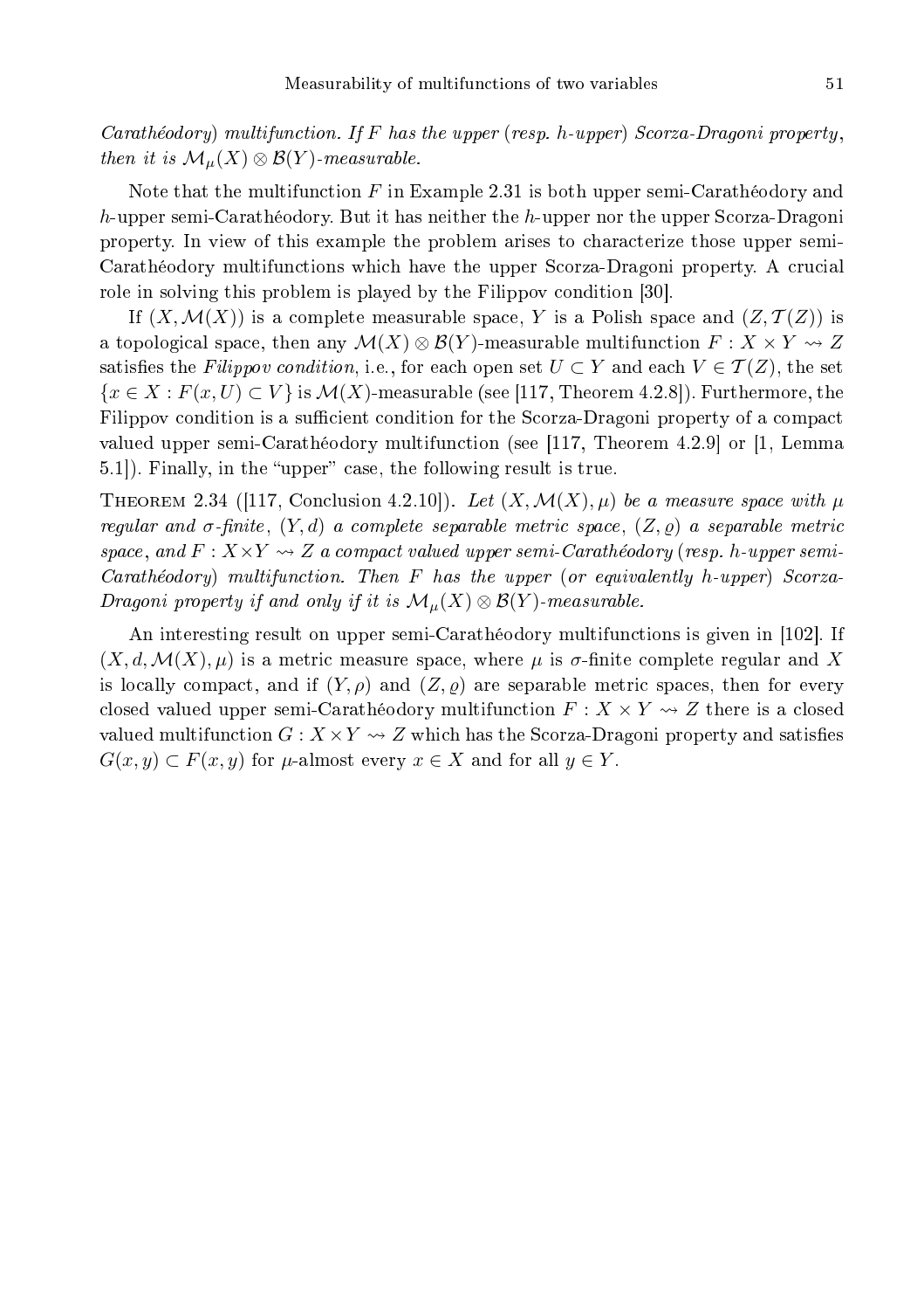*Carathéodory) multifunction. If $F$ has the upper (resp. $h$-upper) Scorza-Dragoni property, then it is $\mathcal{M}_\mu(X) \otimes \mathcal{B}(Y)$-measurable.*

Note that the multifunction $F$ in Example 2.31 is both upper semi-Carathéodory and $h$-upper semi-Carathéodory. But it has neither the $h$-upper nor the upper Scorza-Dragoni property. In view of this example the problem arises to characterize those upper semi-Carathéodory multifunctions which have the upper Scorza-Dragoni property. A crucial role in solving this problem is played by the Filippov condition [30].

If $(X, \mathcal{M}(X))$ is a complete measurable space, $Y$ is a Polish space and $(Z, \mathcal{T}(Z))$ is a topological space, then any $\mathcal{M}(X) \otimes \mathcal{B}(Y)$-measurable multifunction $F : X \times Y \rightsquigarrow Z$ satisfies the *Filippov condition*, i.e., for each open set $U \subset Y$ and each $V \in \mathcal{T}(Z)$, the set $\{x \in X : F(x, U) \subset V\}$ is $\mathcal{M}(X)$-measurable (see [117, Theorem 4.2.8]). Furthermore, the Filippov condition is a sufficient condition for the Scorza-Dragoni property of a compact valued upper semi-Carathéodory multifunction (see [117, Theorem 4.2.9] or [1, Lemma 5.1]). Finally, in the "upper" case, the following result is true.

Theorem 2.34 ([117, Conclusion 4.2.10]). *Let $(X, \mathcal{M}(X), \mu)$ be a measure space with $\mu$ regular and $\sigma$-finite, $(Y, d)$ a complete separable metric space, $(Z, \varrho)$ a separable metric space, and $F : X \times Y \rightsquigarrow Z$ a compact valued upper semi-Carathéodory (resp. $h$-upper semi-Carathéodory) multifunction. Then $F$ has the upper (or equivalently $h$-upper) Scorza-Dragoni property if and only if it is $\mathcal{M}_\mu(X) \otimes \mathcal{B}(Y)$-measurable.*

An interesting result on upper semi-Carathéodory multifunctions is given in [102]. If $(X, d, \mathcal{M}(X), \mu)$ is a metric measure space, where $\mu$ is $\sigma$-finite complete regular and $X$ is locally compact, and if $(Y, \rho)$ and $(Z, \varrho)$ are separable metric spaces, then for every closed valued upper semi-Carathéodory multifunction $F : X \times Y \rightsquigarrow Z$ there is a closed valued multifunction $G : X \times Y \rightsquigarrow Z$ which has the Scorza-Dragoni property and satisfies $G(x, y) \subset F(x, y)$ for $\mu$-almost every $x \in X$ and for all $y \in Y$.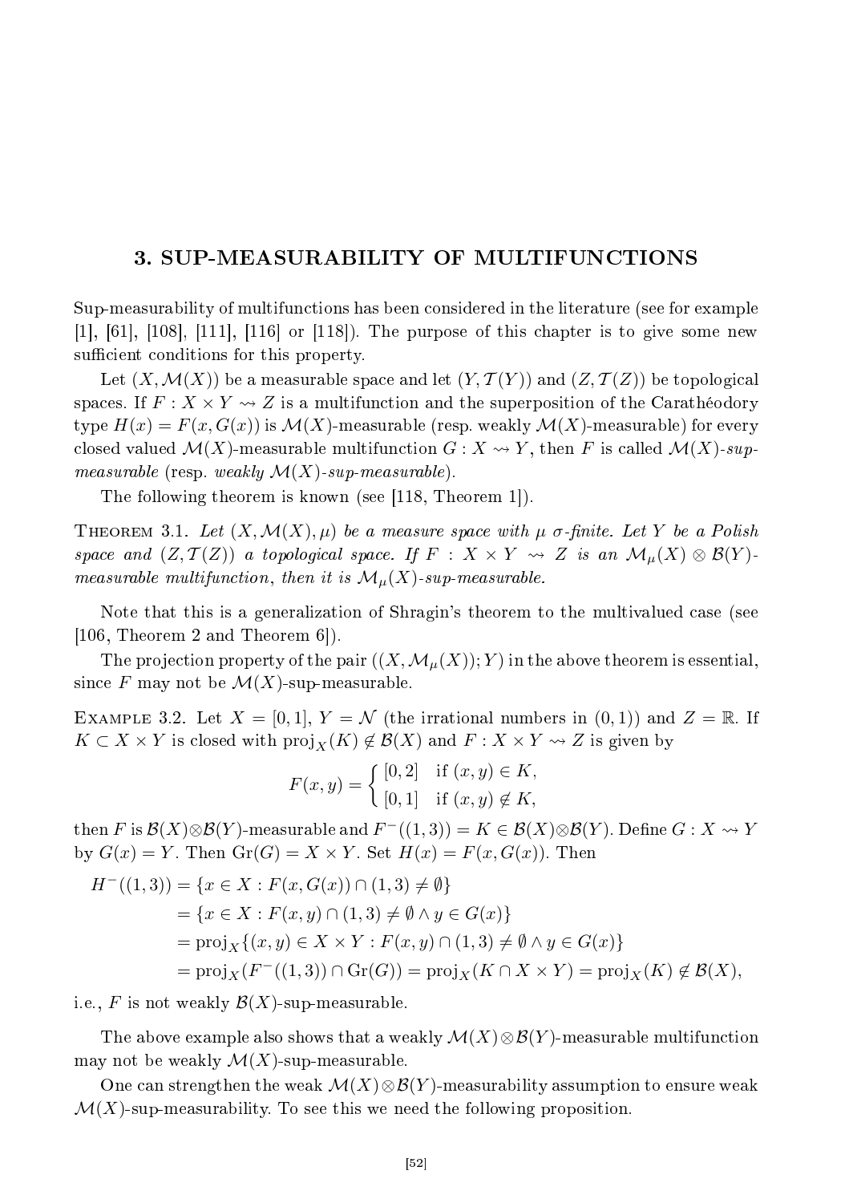# 3. SUP-MEASURABILITY OF MULTIFUNCTIONS

Sup-measurability of multifunctions has been considered in the literature (see for example [1], [61], [108], [111], [116] or [118]). The purpose of this chapter is to give some new sufficient conditions for this property.

Let $(X, \mathcal{M}(X))$ be a measurable space and let $(Y, \mathcal{T}(Y))$ and $(Z, \mathcal{T}(Z))$ be topological spaces. If $F : X \times Y \rightsquigarrow Z$ is a multifunction and the superposition of the Carathéodory type $H(x) = F(x, G(x))$ is $\mathcal{M}(X)$-measurable (resp. weakly $\mathcal{M}(X)$-measurable) for every closed valued $\mathcal{M}(X)$-measurable multifunction $G : X \rightsquigarrow Y$, then $F$ is called *$\mathcal{M}(X)$-sup-measurable* (resp. *weakly $\mathcal{M}(X)$-sup-measurable*).

The following theorem is known (see [118, Theorem 1]).

THEOREM 3.1. *Let $(X, \mathcal{M}(X), \mu)$ be a measure space with $\mu$ $\sigma$-finite. Let $Y$ be a Polish space and $(Z, \mathcal{T}(Z))$ a topological space. If $F : X \times Y \rightsquigarrow Z$ is an $\mathcal{M}_\mu(X) \otimes \mathcal{B}(Y)$-measurable multifunction, then it is $\mathcal{M}_\mu(X)$-sup-measurable.*

Note that this is a generalization of Shragin's theorem to the multivalued case (see [106, Theorem 2 and Theorem 6]).

The projection property of the pair $((X, \mathcal{M}_\mu(X)); Y)$ in the above theorem is essential, since $F$ may not be $\mathcal{M}(X)$-sup-measurable.

EXAMPLE 3.2. Let $X = [0, 1]$, $Y = \mathcal{N}$ (the irrational numbers in $(0, 1)$) and $Z = \mathbb{R}$. If $K \subset X \times Y$ is closed with $\mathrm{proj}_X(K) \notin \mathcal{B}(X)$ and $F : X \times Y \rightsquigarrow Z$ is given by

$$F(x, y) = \begin{cases} [0, 2] & \text{if } (x, y) \in K, \\ [0, 1] & \text{if } (x, y) \notin K, \end{cases}$$

then $F$ is $\mathcal{B}(X) \otimes \mathcal{B}(Y)$-measurable and $F^-((1, 3)) = K \in \mathcal{B}(X) \otimes \mathcal{B}(Y)$. Define $G : X \rightsquigarrow Y$ by $G(x) = Y$. Then $\mathrm{Gr}(G) = X \times Y$. Set $H(x) = F(x, G(x))$. Then

$$\begin{aligned} H^-((1, 3)) &= \{x \in X : F(x, G(x)) \cap (1, 3) \neq \emptyset\} \\ &= \{x \in X : F(x, y) \cap (1, 3) \neq \emptyset \wedge y \in G(x)\} \\ &= \mathrm{proj}_X\{(x, y) \in X \times Y : F(x, y) \cap (1, 3) \neq \emptyset \wedge y \in G(x)\} \\ &= \mathrm{proj}_X(F^-((1, 3)) \cap \mathrm{Gr}(G)) = \mathrm{proj}_X(K \cap X \times Y) = \mathrm{proj}_X(K) \notin \mathcal{B}(X), \end{aligned}$$

i.e., $F$ is not weakly $\mathcal{B}(X)$-sup-measurable.

The above example also shows that a weakly $\mathcal{M}(X) \otimes \mathcal{B}(Y)$-measurable multifunction may not be weakly $\mathcal{M}(X)$-sup-measurable.

One can strengthen the weak $\mathcal{M}(X) \otimes \mathcal{B}(Y)$-measurability assumption to ensure weak $\mathcal{M}(X)$-sup-measurability. To see this we need the following proposition.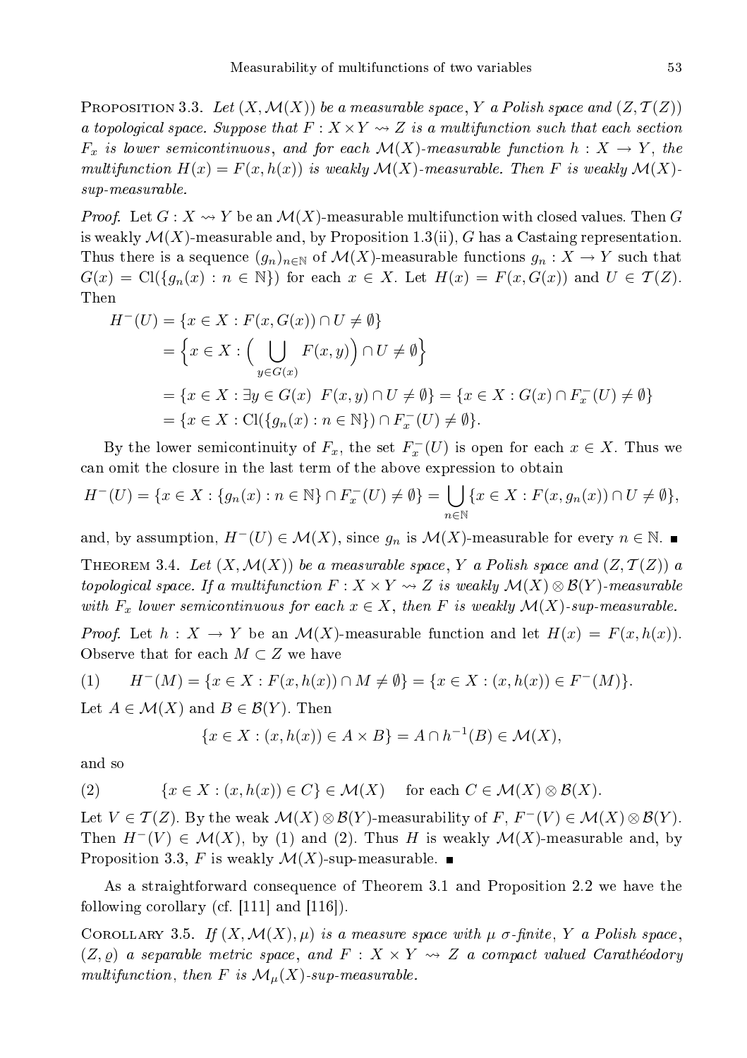PROPOSITION 3.3. *Let $(X, \mathcal{M}(X))$ be a measurable space, $Y$ a Polish space and $(Z, \mathcal{T}(Z))$ a topological space. Suppose that $F : X \times Y \rightsquigarrow Z$ is a multifunction such that each section $F_x$ is lower semicontinuous, and for each $\mathcal{M}(X)$-measurable function $h : X \to Y$, the multifunction $H(x) = F(x, h(x))$ is weakly $\mathcal{M}(X)$-measurable. Then $F$ is weakly $\mathcal{M}(X)$-sup-measurable.*

*Proof.* Let $G : X \rightsquigarrow Y$ be an $\mathcal{M}(X)$-measurable multifunction with closed values. Then $G$ is weakly $\mathcal{M}(X)$-measurable and, by Proposition 1.3(ii), $G$ has a Castaing representation. Thus there is a sequence $(g_n)_{n\in\mathbb{N}}$ of $\mathcal{M}(X)$-measurable functions $g_n : X \to Y$ such that $G(x) = \mathrm{Cl}(\{g_n(x) : n \in \mathbb{N}\})$ for each $x \in X$. Let $H(x) = F(x, G(x))$ and $U \in \mathcal{T}(Z)$. Then

$$
\begin{aligned}
H^-(U) &= \{x \in X : F(x, G(x)) \cap U \neq \emptyset\} \\
&= \Big\{x \in X : \Big(\bigcup_{y\in G(x)} F(x, y)\Big) \cap U \neq \emptyset\Big\} \\
&= \{x \in X : \exists y \in G(x)\ \ F(x, y) \cap U \neq \emptyset\} = \{x \in X : G(x) \cap F_x^-(U) \neq \emptyset\} \\
&= \{x \in X : \mathrm{Cl}(\{g_n(x) : n \in \mathbb{N}\}) \cap F_x^-(U) \neq \emptyset\}.
\end{aligned}
$$

By the lower semicontinuity of $F_x$, the set $F_x^-(U)$ is open for each $x \in X$. Thus we can omit the closure in the last term of the above expression to obtain

$$
H^-(U) = \{x \in X : \{g_n(x) : n \in \mathbb{N}\} \cap F_x^-(U) \neq \emptyset\} = \bigcup_{n\in\mathbb{N}} \{x \in X : F(x, g_n(x)) \cap U \neq \emptyset\},
$$

and, by assumption, $H^-(U) \in \mathcal{M}(X)$, since $g_n$ is $\mathcal{M}(X)$-measurable for every $n \in \mathbb{N}$. ∎

THEOREM 3.4. *Let $(X, \mathcal{M}(X))$ be a measurable space, $Y$ a Polish space and $(Z, \mathcal{T}(Z))$ a topological space. If a multifunction $F : X \times Y \rightsquigarrow Z$ is weakly $\mathcal{M}(X) \otimes \mathcal{B}(Y)$-measurable with $F_x$ lower semicontinuous for each $x \in X$, then $F$ is weakly $\mathcal{M}(X)$-sup-measurable.*

*Proof.* Let $h : X \to Y$ be an $\mathcal{M}(X)$-measurable function and let $H(x) = F(x, h(x))$. Observe that for each $M \subset Z$ we have

$$
(1) \qquad H^-(M) = \{x \in X : F(x, h(x)) \cap M \neq \emptyset\} = \{x \in X : (x, h(x)) \in F^-(M)\}.
$$

Let $A \in \mathcal{M}(X)$ and $B \in \mathcal{B}(Y)$. Then

$$
\{x \in X : (x, h(x)) \in A \times B\} = A \cap h^{-1}(B) \in \mathcal{M}(X),
$$

and so

$$
(2) \qquad \{x \in X : (x, h(x)) \in C\} \in \mathcal{M}(X) \quad \text{ for each } C \in \mathcal{M}(X) \otimes \mathcal{B}(X).
$$

Let $V \in \mathcal{T}(Z)$. By the weak $\mathcal{M}(X) \otimes \mathcal{B}(Y)$-measurability of $F$, $F^-(V) \in \mathcal{M}(X) \otimes \mathcal{B}(Y)$. Then $H^-(V) \in \mathcal{M}(X)$, by (1) and (2). Thus $H$ is weakly $\mathcal{M}(X)$-measurable and, by Proposition 3.3, $F$ is weakly $\mathcal{M}(X)$-sup-measurable. ∎

As a straightforward consequence of Theorem 3.1 and Proposition 2.2 we have the following corollary (cf. [111] and [116]).

COROLLARY 3.5. *If $(X, \mathcal{M}(X), \mu)$ is a measure space with $\mu$ $\sigma$-finite, $Y$ a Polish space, $(Z, \varrho)$ a separable metric space, and $F : X \times Y \rightsquigarrow Z$ a compact valued Carathéodory multifunction, then $F$ is $\mathcal{M}_\mu(X)$-sup-measurable.*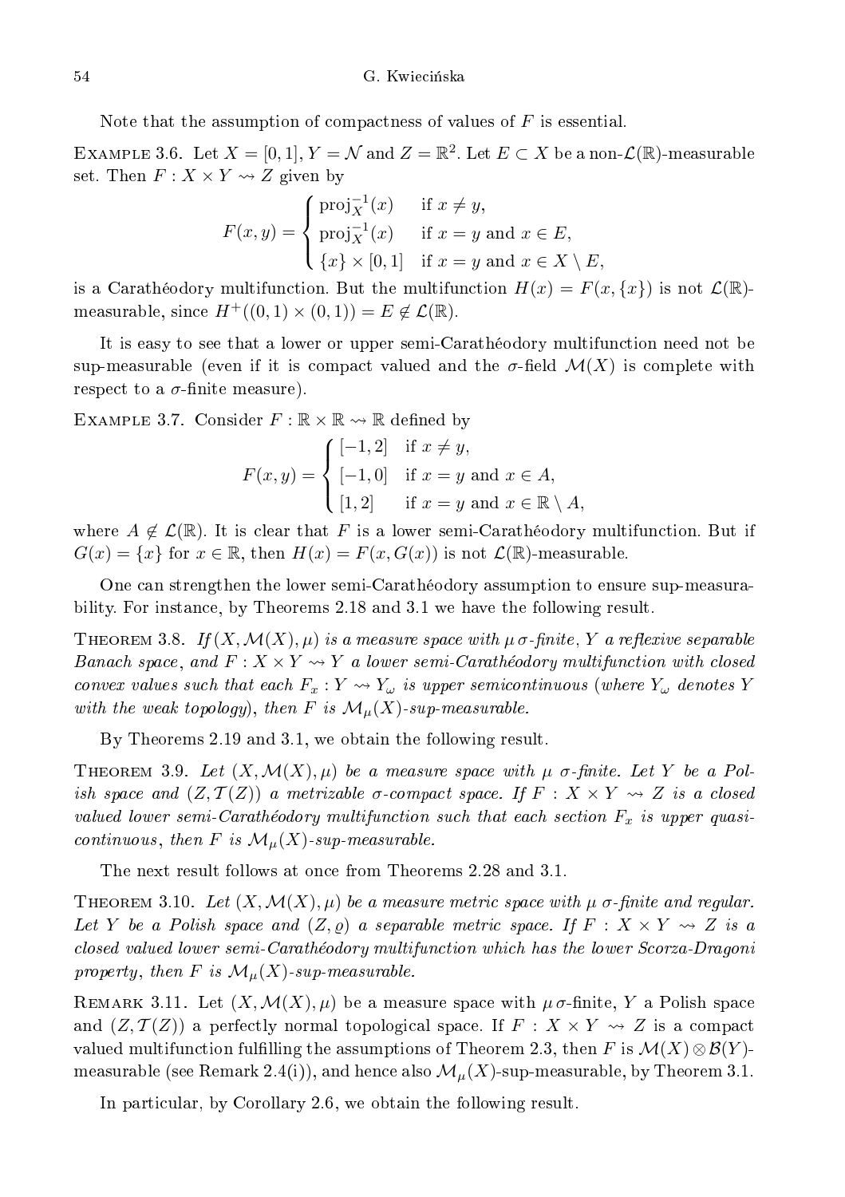Note that the assumption of compactness of values of $F$ is essential.

EXAMPLE 3.6. Let $X = [0,1]$, $Y = \mathcal{N}$ and $Z = \mathbb{R}^2$. Let $E \subset X$ be a non-$\mathcal{L}(\mathbb{R})$-measurable set. Then $F : X \times Y \rightsquigarrow Z$ given by

$$F(x,y) = \begin{cases} \operatorname{proj}_X^{-1}(x) & \text{if } x \neq y, \\ \operatorname{proj}_X^{-1}(x) & \text{if } x = y \text{ and } x \in E, \\ \{x\} \times [0,1] & \text{if } x = y \text{ and } x \in X \setminus E, \end{cases}$$

is a Carathéodory multifunction. But the multifunction $H(x) = F(x, \{x\})$ is not $\mathcal{L}(\mathbb{R})$-measurable, since $H^+((0,1) \times (0,1)) = E \notin \mathcal{L}(\mathbb{R})$.

It is easy to see that a lower or upper semi-Carathéodory multifunction need not be sup-measurable (even if it is compact valued and the $\sigma$-field $\mathcal{M}(X)$ is complete with respect to a $\sigma$-finite measure).

EXAMPLE 3.7. Consider $F : \mathbb{R} \times \mathbb{R} \rightsquigarrow \mathbb{R}$ defined by

$$F(x,y) = \begin{cases} [-1,2] & \text{if } x \neq y, \\ [-1,0] & \text{if } x = y \text{ and } x \in A, \\ [1,2] & \text{if } x = y \text{ and } x \in \mathbb{R} \setminus A, \end{cases}$$

where $A \notin \mathcal{L}(\mathbb{R})$. It is clear that $F$ is a lower semi-Carathéodory multifunction. But if $G(x) = \{x\}$ for $x \in \mathbb{R}$, then $H(x) = F(x, G(x))$ is not $\mathcal{L}(\mathbb{R})$-measurable.

One can strengthen the lower semi-Carathéodory assumption to ensure sup-measurability. For instance, by Theorems 2.18 and 3.1 we have the following result.

THEOREM 3.8. *If $(X, \mathcal{M}(X), \mu)$ is a measure space with $\mu$ $\sigma$-finite, $Y$ a reflexive separable Banach space, and $F : X \times Y \rightsquigarrow Y$ a lower semi-Carathéodory multifunction with closed convex values such that each $F_x : Y \rightsquigarrow Y_\omega$ is upper semicontinuous (where $Y_\omega$ denotes $Y$ with the weak topology), then $F$ is $\mathcal{M}_\mu(X)$-sup-measurable.*

By Theorems 2.19 and 3.1, we obtain the following result.

THEOREM 3.9. *Let $(X, \mathcal{M}(X), \mu)$ be a measure space with $\mu$ $\sigma$-finite. Let $Y$ be a Polish space and $(Z, \mathcal{T}(Z))$ a metrizable $\sigma$-compact space. If $F : X \times Y \rightsquigarrow Z$ is a closed valued lower semi-Carathéodory multifunction such that each section $F_x$ is upper quasi-continuous, then $F$ is $\mathcal{M}_\mu(X)$-sup-measurable.*

The next result follows at once from Theorems 2.28 and 3.1.

THEOREM 3.10. *Let $(X, \mathcal{M}(X), \mu)$ be a measure metric space with $\mu$ $\sigma$-finite and regular. Let $Y$ be a Polish space and $(Z, \varrho)$ a separable metric space. If $F : X \times Y \rightsquigarrow Z$ is a closed valued lower semi-Carathéodory multifunction which has the lower Scorza-Dragoni property, then $F$ is $\mathcal{M}_\mu(X)$-sup-measurable.*

REMARK 3.11. Let $(X, \mathcal{M}(X), \mu)$ be a measure space with $\mu$ $\sigma$-finite, $Y$ a Polish space and $(Z, \mathcal{T}(Z))$ a perfectly normal topological space. If $F : X \times Y \rightsquigarrow Z$ is a compact valued multifunction fulfilling the assumptions of Theorem 2.3, then $F$ is $\mathcal{M}(X) \otimes \mathcal{B}(Y)$-measurable (see Remark 2.4(i)), and hence also $\mathcal{M}_\mu(X)$-sup-measurable, by Theorem 3.1.

In particular, by Corollary 2.6, we obtain the following result.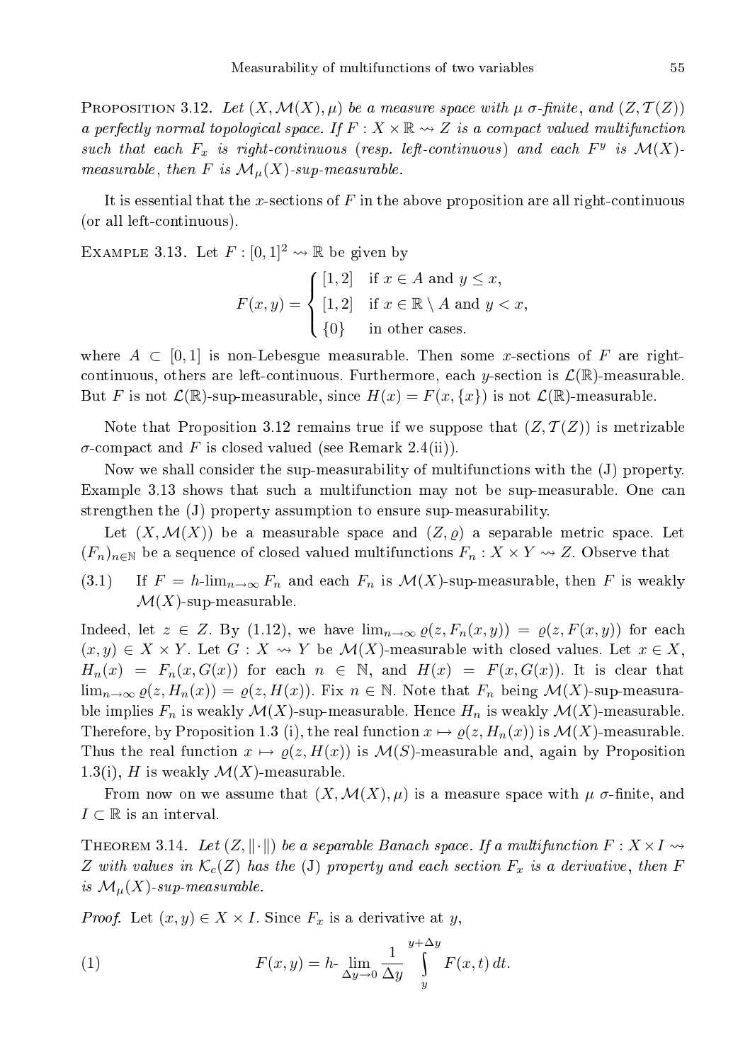PROPOSITION 3.12. *Let $(X, \mathcal{M}(X), \mu)$ be a measure space with $\mu$ $\sigma$-finite, and $(Z, \mathcal{T}(Z))$ a perfectly normal topological space. If $F : X \times \mathbb{R} \rightsquigarrow Z$ is a compact valued multifunction such that each $F_x$ is right-continuous (resp. left-continuous) and each $F^y$ is $\mathcal{M}(X)$-measurable, then $F$ is $\mathcal{M}_\mu(X)$-sup-measurable.*

It is essential that the $x$-sections of $F$ in the above proposition are all right-continuous (or all left-continuous).

EXAMPLE 3.13. Let $F : [0,1]^2 \rightsquigarrow \mathbb{R}$ be given by

$$F(x,y) = \begin{cases} [1,2] & \text{if } x \in A \text{ and } y \le x, \\ [1,2] & \text{if } x \in \mathbb{R} \setminus A \text{ and } y < x, \\ \{0\} & \text{in other cases.} \end{cases}$$

where $A \subset [0,1]$ is non-Lebesgue measurable. Then some $x$-sections of $F$ are right-continuous, others are left-continuous. Furthermore, each $y$-section is $\mathcal{L}(\mathbb{R})$-measurable. But $F$ is not $\mathcal{L}(\mathbb{R})$-sup-measurable, since $H(x) = F(x, \{x\})$ is not $\mathcal{L}(\mathbb{R})$-measurable.

Note that Proposition 3.12 remains true if we suppose that $(Z, \mathcal{T}(Z))$ is metrizable $\sigma$-compact and $F$ is closed valued (see Remark 2.4(ii)).

Now we shall consider the sup-measurability of multifunctions with the (J) property. Example 3.13 shows that such a multifunction may not be sup-measurable. One can strengthen the (J) property assumption to ensure sup-measurability.

Let $(X, \mathcal{M}(X))$ be a measurable space and $(Z, \varrho)$ a separable metric space. Let $(F_n)_{n\in\mathbb{N}}$ be a sequence of closed valued multifunctions $F_n : X \times Y \rightsquigarrow Z$. Observe that

(3.1) If $F = h\text{-}\lim_{n\to\infty} F_n$ and each $F_n$ is $\mathcal{M}(X)$-sup-measurable, then $F$ is weakly $\mathcal{M}(X)$-sup-measurable.

Indeed, let $z \in Z$. By (1.12), we have $\lim_{n\to\infty} \varrho(z, F_n(x,y)) = \varrho(z, F(x,y))$ for each $(x,y) \in X \times Y$. Let $G : X \rightsquigarrow Y$ be $\mathcal{M}(X)$-measurable with closed values. Let $x \in X$, $H_n(x) = F_n(x, G(x))$ for each $n \in \mathbb{N}$, and $H(x) = F(x, G(x))$. It is clear that $\lim_{n\to\infty} \varrho(z, H_n(x)) = \varrho(z, H(x))$. Fix $n \in \mathbb{N}$. Note that $F_n$ being $\mathcal{M}(X)$-sup-measurable implies $F_n$ is weakly $\mathcal{M}(X)$-sup-measurable. Hence $H_n$ is weakly $\mathcal{M}(X)$-measurable. Therefore, by Proposition 1.3 (i), the real function $x \mapsto \varrho(z, H_n(x))$ is $\mathcal{M}(X)$-measurable. Thus the real function $x \mapsto \varrho(z, H(x))$ is $\mathcal{M}(S)$-measurable and, again by Proposition 1.3(i), $H$ is weakly $\mathcal{M}(X)$-measurable.

From now on we assume that $(X, \mathcal{M}(X), \mu)$ is a measure space with $\mu$ $\sigma$-finite, and $I \subset \mathbb{R}$ is an interval.

THEOREM 3.14. *Let $(Z, \|\cdot\|)$ be a separable Banach space. If a multifunction $F : X \times I \rightsquigarrow Z$ with values in $\mathcal{K}_c(Z)$ has the* (J) *property and each section $F_x$ is a derivative, then $F$ is $\mathcal{M}_\mu(X)$-sup-measurable.*

*Proof.* Let $(x,y) \in X \times I$. Since $F_x$ is a derivative at $y$,

$$F(x,y) = h\text{-}\lim_{\Delta y \to 0} \frac{1}{\Delta y} \int_{y}^{y+\Delta y} F(x,t)\, dt. \tag{1}$$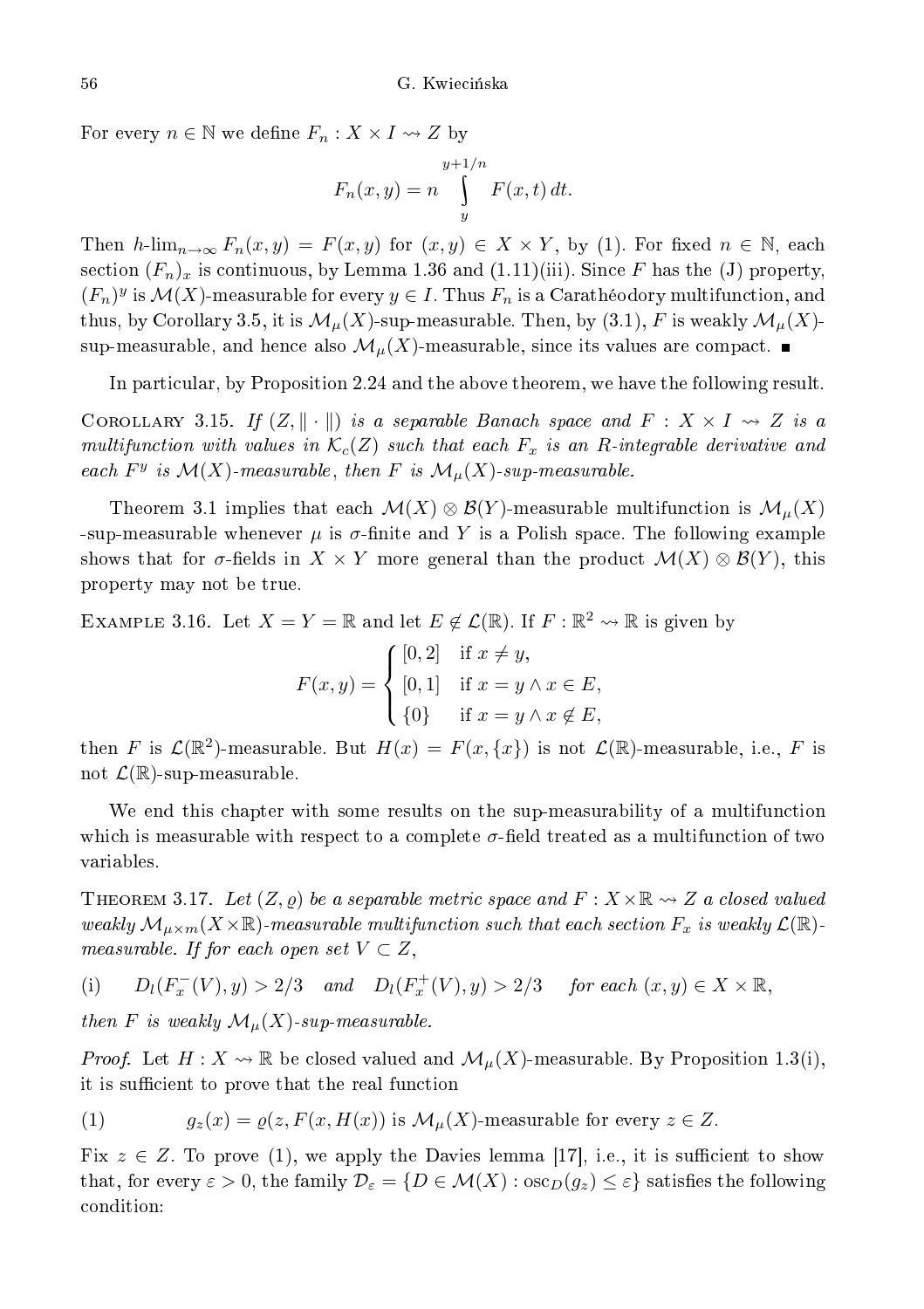For every $n \in \mathbb{N}$ we define $F_n : X \times I \rightsquigarrow Z$ by

$$F_n(x, y) = n \int\limits_{y}^{y+1/n} F(x, t)\, dt.$$

Then $h\text{-}\lim_{n\to\infty} F_n(x, y) = F(x, y)$ for $(x, y) \in X \times Y$, by (1). For fixed $n \in \mathbb{N}$, each section $(F_n)_x$ is continuous, by Lemma 1.36 and (1.11)(iii). Since $F$ has the (J) property, $(F_n)^y$ is $\mathcal{M}(X)$-measurable for every $y \in I$. Thus $F_n$ is a Carathéodory multifunction, and thus, by Corollary 3.5, it is $\mathcal{M}_\mu(X)$-sup-measurable. Then, by (3.1), $F$ is weakly $\mathcal{M}_\mu(X)$-sup-measurable, and hence also $\mathcal{M}_\mu(X)$-measurable, since its values are compact. ∎

In particular, by Proposition 2.24 and the above theorem, we have the following result.

**Corollary 3.15.** *If $(Z, \|\cdot\|)$ is a separable Banach space and $F : X \times I \rightsquigarrow Z$ is a multifunction with values in $\mathcal{K}_c(Z)$ such that each $F_x$ is an R-integrable derivative and each $F^y$ is $\mathcal{M}(X)$-measurable, then $F$ is $\mathcal{M}_\mu(X)$-sup-measurable.*

Theorem 3.1 implies that each $\mathcal{M}(X) \otimes \mathcal{B}(Y)$-measurable multifunction is $\mathcal{M}_\mu(X)$-sup-measurable whenever $\mu$ is $\sigma$-finite and $Y$ is a Polish space. The following example shows that for $\sigma$-fields in $X \times Y$ more general than the product $\mathcal{M}(X) \otimes \mathcal{B}(Y)$, this property may not be true.

**Example 3.16.** Let $X = Y = \mathbb{R}$ and let $E \notin \mathcal{L}(\mathbb{R})$. If $F : \mathbb{R}^2 \rightsquigarrow \mathbb{R}$ is given by

$$F(x, y) = \begin{cases} [0, 2] & \text{if } x \neq y, \\ [0, 1] & \text{if } x = y \wedge x \in E, \\ \{0\} & \text{if } x = y \wedge x \notin E, \end{cases}$$

then $F$ is $\mathcal{L}(\mathbb{R}^2)$-measurable. But $H(x) = F(x, \{x\})$ is not $\mathcal{L}(\mathbb{R})$-measurable, i.e., $F$ is not $\mathcal{L}(\mathbb{R})$-sup-measurable.

We end this chapter with some results on the sup-measurability of a multifunction which is measurable with respect to a complete $\sigma$-field treated as a multifunction of two variables.

**Theorem 3.17.** *Let $(Z, \varrho)$ be a separable metric space and $F : X \times \mathbb{R} \rightsquigarrow Z$ a closed valued weakly $\mathcal{M}_{\mu\times m}(X\times\mathbb{R})$-measurable multifunction such that each section $F_x$ is weakly $\mathcal{L}(\mathbb{R})$-measurable. If for each open set $V \subset Z$,*

(i) $\quad D_l(F_x^-(V), y) > 2/3$ *and* $D_l(F_x^+(V), y) > 2/3$ *for each* $(x, y) \in X \times \mathbb{R}$,

*then $F$ is weakly $\mathcal{M}_\mu(X)$-sup-measurable.*

*Proof.* Let $H : X \rightsquigarrow \mathbb{R}$ be closed valued and $\mathcal{M}_\mu(X)$-measurable. By Proposition 1.3(i), it is sufficient to prove that the real function

(1) $\quad g_z(x) = \varrho(z, F(x, H(x))$ is $\mathcal{M}_\mu(X)$-measurable for every $z \in Z$.

Fix $z \in Z$. To prove (1), we apply the Davies lemma [17], i.e., it is sufficient to show that, for every $\varepsilon > 0$, the family $\mathcal{D}_\varepsilon = \{D \in \mathcal{M}(X) : \operatorname{osc}_D(g_z) \leq \varepsilon\}$ satisfies the following condition: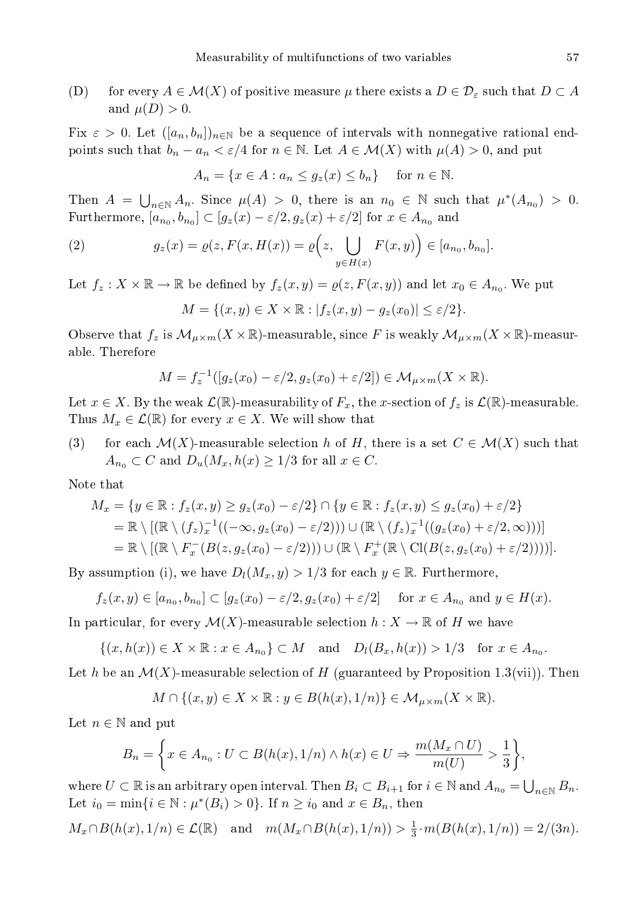(D) for every $A \in \mathcal{M}(X)$ of positive measure $\mu$ there exists a $D \in \mathcal{D}_\varepsilon$ such that $D \subset A$ and $\mu(D) > 0$.

Fix $\varepsilon > 0$. Let $([a_n, b_n])_{n\in\mathbb{N}}$ be a sequence of intervals with nonnegative rational endpoints such that $b_n - a_n < \varepsilon/4$ for $n \in \mathbb{N}$. Let $A \in \mathcal{M}(X)$ with $\mu(A) > 0$, and put

$$A_n = \{x \in A : a_n \le g_z(x) \le b_n\} \quad \text{ for } n \in \mathbb{N}.$$

Then $A = \bigcup_{n\in\mathbb{N}} A_n$. Since $\mu(A) > 0$, there is an $n_0 \in \mathbb{N}$ such that $\mu^*(A_{n_0}) > 0$. Furthermore, $[a_{n_0}, b_{n_0}] \subset [g_z(x) - \varepsilon/2, g_z(x) + \varepsilon/2]$ for $x \in A_{n_0}$ and

$$g_z(x) = \varrho(z, F(x, H(x)) = \varrho\Big(z, \bigcup_{y\in H(x)} F(x, y)\Big) \in [a_{n_0}, b_{n_0}]. \tag{2}$$

Let $f_z : X \times \mathbb{R} \to \mathbb{R}$ be defined by $f_z(x, y) = \varrho(z, F(x, y))$ and let $x_0 \in A_{n_0}$. We put

$$M = \{(x, y) \in X \times \mathbb{R} : |f_z(x, y) - g_z(x_0)| \le \varepsilon/2\}.$$

Observe that $f_z$ is $\mathcal{M}_{\mu\times m}(X \times \mathbb{R})$-measurable, since $F$ is weakly $\mathcal{M}_{\mu\times m}(X\times\mathbb{R})$-measurable. Therefore

$$M = f_z^{-1}([g_z(x_0) - \varepsilon/2, g_z(x_0) + \varepsilon/2]) \in \mathcal{M}_{\mu\times m}(X \times \mathbb{R}).$$

Let $x \in X$. By the weak $\mathcal{L}(\mathbb{R})$-measurability of $F_x$, the $x$-section of $f_z$ is $\mathcal{L}(\mathbb{R})$-measurable. Thus $M_x \in \mathcal{L}(\mathbb{R})$ for every $x \in X$. We will show that

(3) for each $\mathcal{M}(X)$-measurable selection $h$ of $H$, there is a set $C \in \mathcal{M}(X)$ such that $A_{n_0} \subset C$ and $D_u(M_x, h(x) \ge 1/3$ for all $x \in C$.

Note that

$$\begin{aligned}
M_x &= \{y \in \mathbb{R} : f_z(x, y) \ge g_z(x_0) - \varepsilon/2\} \cap \{y \in \mathbb{R} : f_z(x, y) \le g_z(x_0) + \varepsilon/2\}\\
&= \mathbb{R} \setminus [(\mathbb{R} \setminus (f_z)_x^{-1}((-\infty, g_z(x_0) - \varepsilon/2))) \cup (\mathbb{R} \setminus (f_z)_x^{-1}((g_z(x_0) + \varepsilon/2, \infty)))]\\
&= \mathbb{R} \setminus [(\mathbb{R} \setminus F_x^-(B(z, g_z(x_0) - \varepsilon/2))) \cup (\mathbb{R} \setminus F_x^+(\mathbb{R} \setminus \mathrm{Cl}(B(z, g_z(x_0) + \varepsilon/2))))].
\end{aligned}$$

By assumption (i), we have $D_l(M_x, y) > 1/3$ for each $y \in \mathbb{R}$. Furthermore,

$$f_z(x, y) \in [a_{n_0}, b_{n_0}] \subset [g_z(x_0) - \varepsilon/2, g_z(x_0) + \varepsilon/2] \quad \text{ for } x \in A_{n_0} \text{ and } y \in H(x).$$

In particular, for every $\mathcal{M}(X)$-measurable selection $h : X \to \mathbb{R}$ of $H$ we have

$$\{(x, h(x)) \in X \times \mathbb{R} : x \in A_{n_0}\} \subset M \quad \text{and} \quad D_l(B_x, h(x)) > 1/3 \quad \text{for } x \in A_{n_0}.$$

Let $h$ be an $\mathcal{M}(X)$-measurable selection of $H$ (guaranteed by Proposition 1.3(vii)). Then

$$M \cap \{(x, y) \in X \times \mathbb{R} : y \in B(h(x), 1/n)\} \in \mathcal{M}_{\mu\times m}(X \times \mathbb{R}).$$

Let $n \in \mathbb{N}$ and put

$$B_n = \Big\{x \in A_{n_0} : U \subset B(h(x), 1/n) \wedge h(x) \in U \Rightarrow \frac{m(M_x \cap U)}{m(U)} > \frac{1}{3}\Big\},$$

where $U \subset \mathbb{R}$ is an arbitrary open interval. Then $B_i \subset B_{i+1}$ for $i \in \mathbb{N}$ and $A_{n_0} = \bigcup_{n\in\mathbb{N}} B_n$. Let $i_0 = \min\{i \in \mathbb{N} : \mu^*(B_i) > 0\}$. If $n \ge i_0$ and $x \in B_n$, then

$$M_x \cap B(h(x), 1/n) \in \mathcal{L}(\mathbb{R}) \quad \text{and} \quad m(M_x \cap B(h(x), 1/n)) > \tfrac{1}{3} \cdot m(B(h(x), 1/n)) = 2/(3n).$$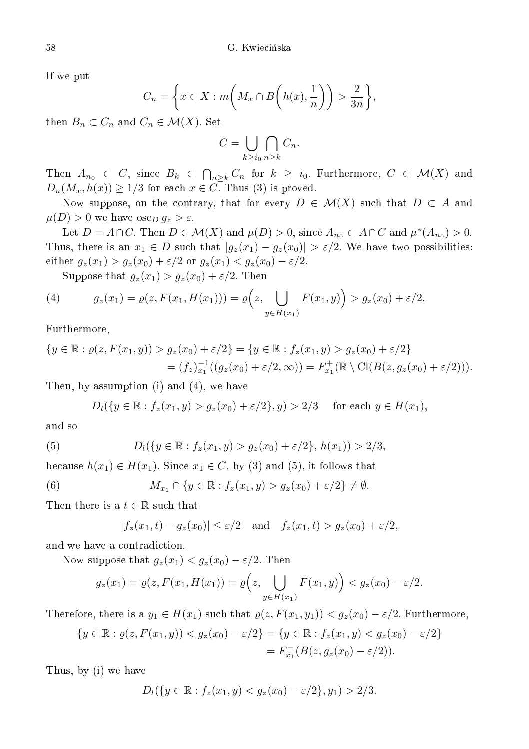If we put

$$C_n = \left\{ x \in X : m\left( M_x \cap B\left( h(x), \frac{1}{n} \right) \right) > \frac{2}{3n} \right\},$$

then $B_n \subset C_n$ and $C_n \in \mathcal{M}(X)$. Set

$$C = \bigcup_{k \geq i_0} \bigcap_{n \geq k} C_n.$$

Then $A_{n_0} \subset C$, since $B_k \subset \bigcap_{n \geq k} C_n$ for $k \geq i_0$. Furthermore, $C \in \mathcal{M}(X)$ and $D_u(M_x, h(x)) \geq 1/3$ for each $x \in C$. Thus (3) is proved.

Now suppose, on the contrary, that for every $D \in \mathcal{M}(X)$ such that $D \subset A$ and $\mu(D) > 0$ we have $\operatorname{osc}_D g_z > \varepsilon$.

Let $D = A \cap C$. Then $D \in \mathcal{M}(X)$ and $\mu(D) > 0$, since $A_{n_0} \subset A \cap C$ and $\mu^*(A_{n_0}) > 0$. Thus, there is an $x_1 \in D$ such that $|g_z(x_1) - g_z(x_0)| > \varepsilon/2$. We have two possibilities: either $g_z(x_1) > g_z(x_0) + \varepsilon/2$ or $g_z(x_1) < g_z(x_0) - \varepsilon/2$.

Suppose that $g_z(x_1) > g_z(x_0) + \varepsilon/2$. Then

$$g_z(x_1) = \varrho(z, F(x_1, H(x_1))) = \varrho\Big(z, \bigcup_{y \in H(x_1)} F(x_1, y)\Big) > g_z(x_0) + \varepsilon/2. \tag{4}$$

Furthermore,

$$\begin{aligned}\{y \in \mathbb{R} : \varrho(z, F(x_1, y)) > g_z(x_0) + \varepsilon/2\} &= \{y \in \mathbb{R} : f_z(x_1, y) > g_z(x_0) + \varepsilon/2\} \\ &= (f_z)_{x_1}^{-1}((g_z(x_0) + \varepsilon/2, \infty)) = F_{x_1}^{+}(\mathbb{R} \setminus \mathrm{Cl}(B(z, g_z(x_0) + \varepsilon/2))).\end{aligned}$$

Then, by assumption (i) and (4), we have

$$D_l(\{y \in \mathbb{R} : f_z(x_1, y) > g_z(x_0) + \varepsilon/2\}, y) > 2/3 \quad \text{for each } y \in H(x_1),$$

and so

$$D_l(\{y \in \mathbb{R} : f_z(x_1, y) > g_z(x_0) + \varepsilon/2\},\, h(x_1)) > 2/3, \tag{5}$$

because $h(x_1) \in H(x_1)$. Since $x_1 \in C$, by (3) and (5), it follows that

$$M_{x_1} \cap \{y \in \mathbb{R} : f_z(x_1, y) > g_z(x_0) + \varepsilon/2\} \neq \emptyset. \tag{6}$$

Then there is a $t \in \mathbb{R}$ such that

$$|f_z(x_1, t) - g_z(x_0)| \leq \varepsilon/2 \quad \text{and} \quad f_z(x_1, t) > g_z(x_0) + \varepsilon/2,$$

and we have a contradiction.

Now suppose that $g_z(x_1) < g_z(x_0) - \varepsilon/2$. Then

$$g_z(x_1) = \varrho(z, F(x_1, H(x_1))) = \varrho\Big(z, \bigcup_{y \in H(x_1)} F(x_1, y)\Big) < g_z(x_0) - \varepsilon/2.$$

Therefore, there is a $y_1 \in H(x_1)$ such that $\varrho(z, F(x_1, y_1)) < g_z(x_0) - \varepsilon/2$. Furthermore,

$$\begin{aligned}\{y \in \mathbb{R} : \varrho(z, F(x_1, y)) < g_z(x_0) - \varepsilon/2\} &= \{y \in \mathbb{R} : f_z(x_1, y) < g_z(x_0) - \varepsilon/2\} \\ &= F_{x_1}^{-}(B(z, g_z(x_0) - \varepsilon/2)).\end{aligned}$$

Thus, by (i) we have

$$D_l(\{y \in \mathbb{R} : f_z(x_1, y) < g_z(x_0) - \varepsilon/2\}, y_1) > 2/3.$$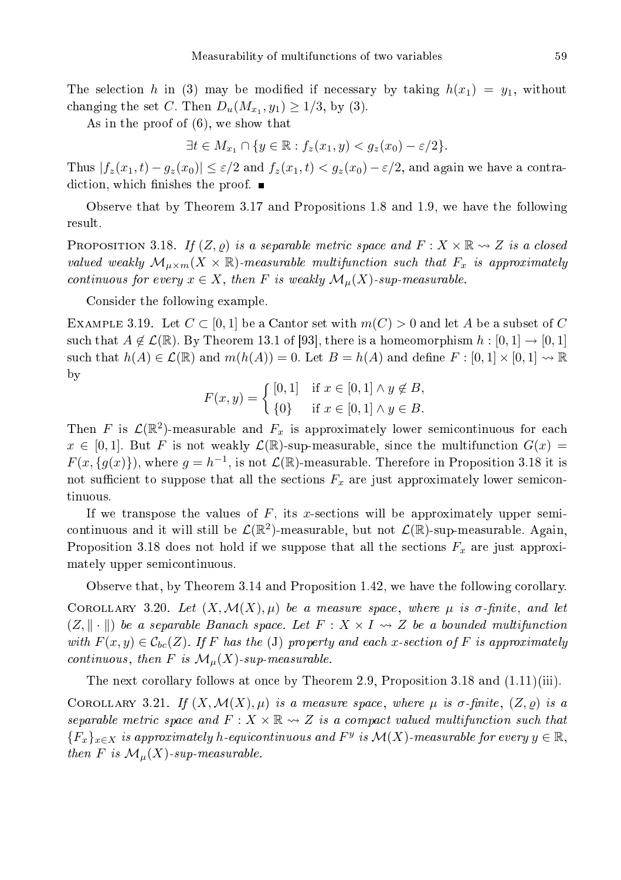The selection $h$ in (3) may be modified if necessary by taking $h(x_1) = y_1$, without changing the set $C$. Then $D_u(M_{x_1}, y_1) \geq 1/3$, by (3).

As in the proof of (6), we show that

$$\exists t \in M_{x_1} \cap \{y \in \mathbb{R} : f_z(x_1, y) < g_z(x_0) - \varepsilon/2\}.$$

Thus $|f_z(x_1, t) - g_z(x_0)| \leq \varepsilon/2$ and $f_z(x_1, t) < g_z(x_0) - \varepsilon/2$, and again we have a contradiction, which finishes the proof. ∎

Observe that by Theorem 3.17 and Propositions 1.8 and 1.9, we have the following result.

Proposition 3.18. *If $(Z, \varrho)$ is a separable metric space and $F : X \times \mathbb{R} \rightsquigarrow Z$ is a closed valued weakly $\mathcal{M}_{\mu\times m}(X \times \mathbb{R})$-measurable multifunction such that $F_x$ is approximately continuous for every $x \in X$, then $F$ is weakly $\mathcal{M}_\mu(X)$-sup-measurable.*

Consider the following example.

Example 3.19. Let $C \subset [0, 1]$ be a Cantor set with $m(C) > 0$ and let $A$ be a subset of $C$ such that $A \notin \mathcal{L}(\mathbb{R})$. By Theorem 13.1 of [93], there is a homeomorphism $h : [0, 1] \to [0, 1]$ such that $h(A) \in \mathcal{L}(\mathbb{R})$ and $m(h(A)) = 0$. Let $B = h(A)$ and define $F : [0, 1] \times [0, 1] \rightsquigarrow \mathbb{R}$ by

$$F(x, y) = \begin{cases} [0, 1] & \text{if } x \in [0, 1] \wedge y \notin B, \\ \{0\} & \text{if } x \in [0, 1] \wedge y \in B. \end{cases}$$

Then $F$ is $\mathcal{L}(\mathbb{R}^2)$-measurable and $F_x$ is approximately lower semicontinuous for each $x \in [0, 1]$. But $F$ is not weakly $\mathcal{L}(\mathbb{R})$-sup-measurable, since the multifunction $G(x) = F(x, \{g(x)\})$, where $g = h^{-1}$, is not $\mathcal{L}(\mathbb{R})$-measurable. Therefore in Proposition 3.18 it is not sufficient to suppose that all the sections $F_x$ are just approximately lower semicontinuous.

If we transpose the values of $F$, its $x$-sections will be approximately upper semicontinuous and it will still be $\mathcal{L}(\mathbb{R}^2)$-measurable, but not $\mathcal{L}(\mathbb{R})$-sup-measurable. Again, Proposition 3.18 does not hold if we suppose that all the sections $F_x$ are just approximately upper semicontinuous.

Observe that, by Theorem 3.14 and Proposition 1.42, we have the following corollary.

Corollary 3.20. *Let $(X, \mathcal{M}(X), \mu)$ be a measure space, where $\mu$ is $\sigma$-finite, and let $(Z, \|\cdot\|)$ be a separable Banach space. Let $F : X \times I \rightsquigarrow Z$ be a bounded multifunction with $F(x, y) \in \mathcal{C}_{bc}(Z)$. If $F$ has the* (J) *property and each $x$-section of $F$ is approximately continuous, then $F$ is $\mathcal{M}_\mu(X)$-sup-measurable.*

The next corollary follows at once by Theorem 2.9, Proposition 3.18 and (1.11)(iii).

Corollary 3.21. *If $(X, \mathcal{M}(X), \mu)$ is a measure space, where $\mu$ is $\sigma$-finite, $(Z, \varrho)$ is a separable metric space and $F : X \times \mathbb{R} \rightsquigarrow Z$ is a compact valued multifunction such that $\{F_x\}_{x\in X}$ is approximately $h$-equicontinuous and $F^y$ is $\mathcal{M}(X)$-measurable for every $y \in \mathbb{R}$, then $F$ is $\mathcal{M}_\mu(X)$-sup-measurable.*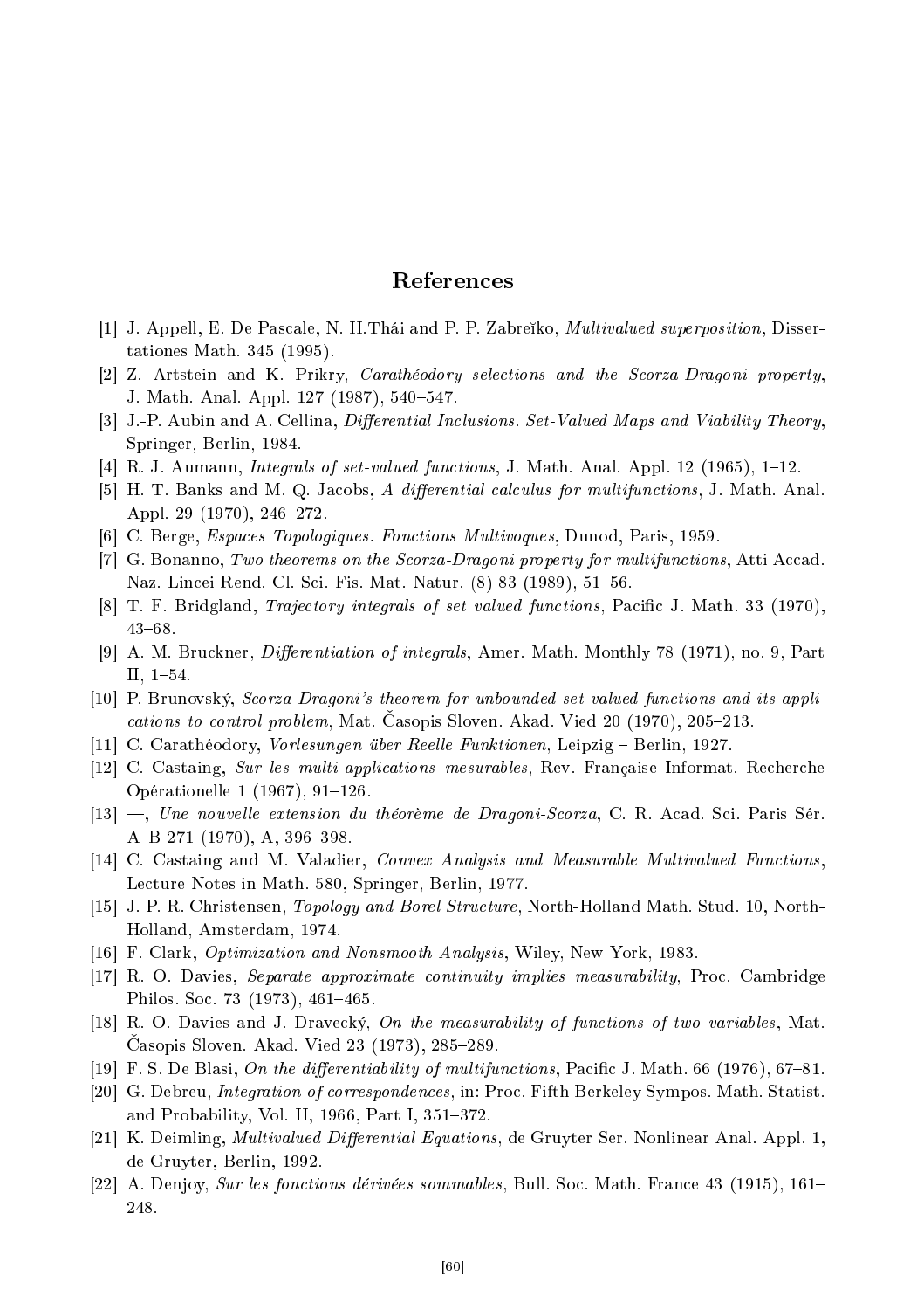## References

[1] J. Appell, E. De Pascale, N. H.Thái and P. P. Zabreĭko, *Multivalued superposition*, Dissertationes Math. 345 (1995).

[2] Z. Artstein and K. Prikry, *Carathéodory selections and the Scorza-Dragoni property*, J. Math. Anal. Appl. 127 (1987), 540–547.

[3] J.-P. Aubin and A. Cellina, *Differential Inclusions. Set-Valued Maps and Viability Theory*, Springer, Berlin, 1984.

[4] R. J. Aumann, *Integrals of set-valued functions*, J. Math. Anal. Appl. 12 (1965), 1–12.

[5] H. T. Banks and M. Q. Jacobs, *A differential calculus for multifunctions*, J. Math. Anal. Appl. 29 (1970), 246–272.

[6] C. Berge, *Espaces Topologiques. Fonctions Multivoques*, Dunod, Paris, 1959.

[7] G. Bonanno, *Two theorems on the Scorza-Dragoni property for multifunctions*, Atti Accad. Naz. Lincei Rend. Cl. Sci. Fis. Mat. Natur. (8) 83 (1989), 51–56.

[8] T. F. Bridgland, *Trajectory integrals of set valued functions*, Pacific J. Math. 33 (1970), 43–68.

[9] A. M. Bruckner, *Differentiation of integrals*, Amer. Math. Monthly 78 (1971), no. 9, Part II, 1–54.

[10] P. Brunovský, *Scorza-Dragoni's theorem for unbounded set-valued functions and its applications to control problem*, Mat. Časopis Sloven. Akad. Vied 20 (1970), 205–213.

[11] C. Carathéodory, *Vorlesungen über Reelle Funktionen*, Leipzig – Berlin, 1927.

[12] C. Castaing, *Sur les multi-applications mesurables*, Rev. Française Informat. Recherche Opérationelle 1 (1967), 91–126.

[13] —, *Une nouvelle extension du théorème de Dragoni-Scorza*, C. R. Acad. Sci. Paris Sér. A–B 271 (1970), A, 396–398.

[14] C. Castaing and M. Valadier, *Convex Analysis and Measurable Multivalued Functions*, Lecture Notes in Math. 580, Springer, Berlin, 1977.

[15] J. P. R. Christensen, *Topology and Borel Structure*, North-Holland Math. Stud. 10, North-Holland, Amsterdam, 1974.

[16] F. Clark, *Optimization and Nonsmooth Analysis*, Wiley, New York, 1983.

[17] R. O. Davies, *Separate approximate continuity implies measurability*, Proc. Cambridge Philos. Soc. 73 (1973), 461–465.

[18] R. O. Davies and J. Dravecký, *On the measurability of functions of two variables*, Mat. Časopis Sloven. Akad. Vied 23 (1973), 285–289.

[19] F. S. De Blasi, *On the differentiability of multifunctions*, Pacific J. Math. 66 (1976), 67–81.

[20] G. Debreu, *Integration of correspondences*, in: Proc. Fifth Berkeley Sympos. Math. Statist. and Probability, Vol. II, 1966, Part I, 351–372.

[21] K. Deimling, *Multivalued Differential Equations*, de Gruyter Ser. Nonlinear Anal. Appl. 1, de Gruyter, Berlin, 1992.

[22] A. Denjoy, *Sur les fonctions dérivées sommables*, Bull. Soc. Math. France 43 (1915), 161–248.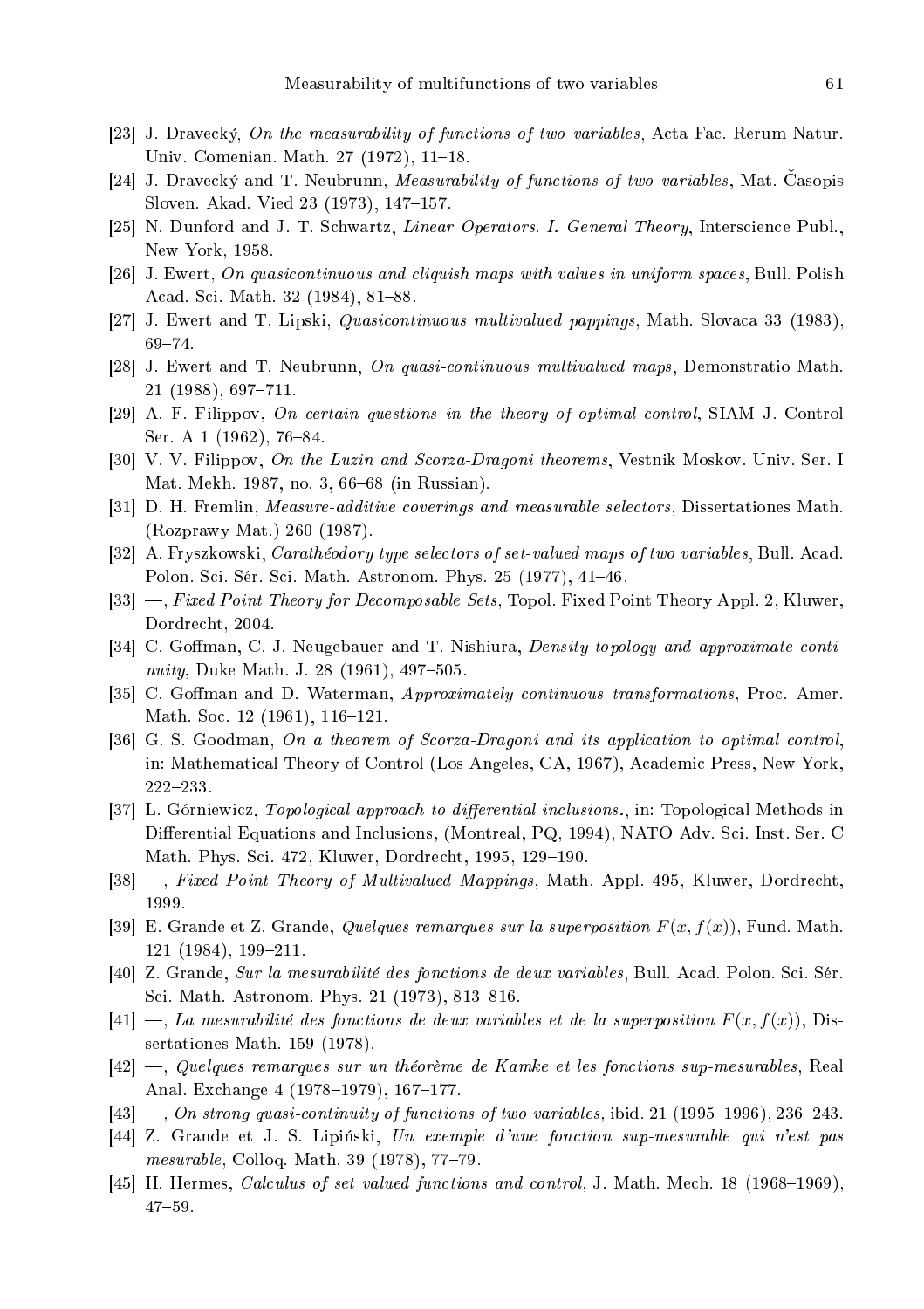[23] J. Dravecký, *On the measurability of functions of two variables*, Acta Fac. Rerum Natur. Univ. Comenian. Math. 27 (1972), 11–18.

[24] J. Dravecký and T. Neubrunn, *Measurability of functions of two variables*, Mat. Časopis Sloven. Akad. Vied 23 (1973), 147–157.

[25] N. Dunford and J. T. Schwartz, *Linear Operators. I. General Theory*, Interscience Publ., New York, 1958.

[26] J. Ewert, *On quasicontinuous and cliquish maps with values in uniform spaces*, Bull. Polish Acad. Sci. Math. 32 (1984), 81–88.

[27] J. Ewert and T. Lipski, *Quasicontinuous multivalued pappings*, Math. Slovaca 33 (1983), 69–74.

[28] J. Ewert and T. Neubrunn, *On quasi-continuous multivalued maps*, Demonstratio Math. 21 (1988), 697–711.

[29] A. F. Filippov, *On certain questions in the theory of optimal control*, SIAM J. Control Ser. A 1 (1962), 76–84.

[30] V. V. Filippov, *On the Luzin and Scorza-Dragoni theorems*, Vestnik Moskov. Univ. Ser. I Mat. Mekh. 1987, no. 3, 66–68 (in Russian).

[31] D. H. Fremlin, *Measure-additive coverings and measurable selectors*, Dissertationes Math. (Rozprawy Mat.) 260 (1987).

[32] A. Fryszkowski, *Carathéodory type selectors of set-valued maps of two variables*, Bull. Acad. Polon. Sci. Sér. Sci. Math. Astronom. Phys. 25 (1977), 41–46.

[33] —, *Fixed Point Theory for Decomposable Sets*, Topol. Fixed Point Theory Appl. 2, Kluwer, Dordrecht, 2004.

[34] C. Goffman, C. J. Neugebauer and T. Nishiura, *Density topology and approximate continuity*, Duke Math. J. 28 (1961), 497–505.

[35] C. Goffman and D. Waterman, *Approximately continuous transformations*, Proc. Amer. Math. Soc. 12 (1961), 116–121.

[36] G. S. Goodman, *On a theorem of Scorza-Dragoni and its application to optimal control*, in: Mathematical Theory of Control (Los Angeles, CA, 1967), Academic Press, New York, 222–233.

[37] L. Górniewicz, *Topological approach to differential inclusions.*, in: Topological Methods in Differential Equations and Inclusions, (Montreal, PQ, 1994), NATO Adv. Sci. Inst. Ser. C Math. Phys. Sci. 472, Kluwer, Dordrecht, 1995, 129–190.

[38] —, *Fixed Point Theory of Multivalued Mappings*, Math. Appl. 495, Kluwer, Dordrecht, 1999.

[39] E. Grande et Z. Grande, *Quelques remarques sur la superposition $F(x, f(x))$*, Fund. Math. 121 (1984), 199–211.

[40] Z. Grande, *Sur la mesurabilité des fonctions de deux variables*, Bull. Acad. Polon. Sci. Sér. Sci. Math. Astronom. Phys. 21 (1973), 813–816.

[41] —, *La mesurabilité des fonctions de deux variables et de la superposition $F(x, f(x))$*, Dissertationes Math. 159 (1978).

[42] —, *Quelques remarques sur un théorème de Kamke et les fonctions sup-mesurables*, Real Anal. Exchange 4 (1978–1979), 167–177.

[43] —, *On strong quasi-continuity of functions of two variables*, ibid. 21 (1995–1996), 236–243.

[44] Z. Grande et J. S. Lipiński, *Un exemple d'une fonction sup-mesurable qui n'est pas mesurable*, Colloq. Math. 39 (1978), 77–79.

[45] H. Hermes, *Calculus of set valued functions and control*, J. Math. Mech. 18 (1968–1969), 47–59.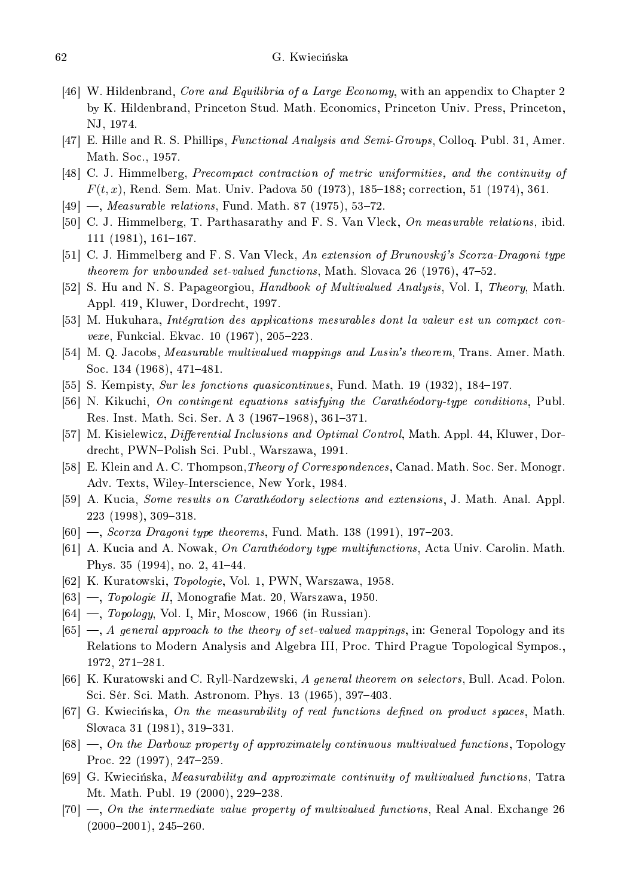[46] W. Hildenbrand, *Core and Equilibria of a Large Economy*, with an appendix to Chapter 2 by K. Hildenbrand, Princeton Stud. Math. Economics, Princeton Univ. Press, Princeton, NJ, 1974.

[47] E. Hille and R. S. Phillips, *Functional Analysis and Semi-Groups*, Colloq. Publ. 31, Amer. Math. Soc., 1957.

[48] C. J. Himmelberg, *Precompact contraction of metric uniformities, and the continuity of $F(t, x)$*, Rend. Sem. Mat. Univ. Padova 50 (1973), 185–188; correction, 51 (1974), 361.

[49] —, *Measurable relations*, Fund. Math. 87 (1975), 53–72.

[50] C. J. Himmelberg, T. Parthasarathy and F. S. Van Vleck, *On measurable relations*, ibid. 111 (1981), 161–167.

[51] C. J. Himmelberg and F. S. Van Vleck, *An extension of Brunovský's Scorza-Dragoni type theorem for unbounded set-valued functions*, Math. Slovaca 26 (1976), 47–52.

[52] S. Hu and N. S. Papageorgiou, *Handbook of Multivalued Analysis*, Vol. I, *Theory*, Math. Appl. 419, Kluwer, Dordrecht, 1997.

[53] M. Hukuhara, *Intégration des applications mesurables dont la valeur est un compact convexe*, Funkcial. Ekvac. 10 (1967), 205–223.

[54] M. Q. Jacobs, *Measurable multivalued mappings and Lusin's theorem*, Trans. Amer. Math. Soc. 134 (1968), 471–481.

[55] S. Kempisty, *Sur les fonctions quasicontinues*, Fund. Math. 19 (1932), 184–197.

[56] N. Kikuchi, *On contingent equations satisfying the Carathéodory-type conditions*, Publ. Res. Inst. Math. Sci. Ser. A 3 (1967–1968), 361–371.

[57] M. Kisielewicz, *Differential Inclusions and Optimal Control*, Math. Appl. 44, Kluwer, Dordrecht, PWN–Polish Sci. Publ., Warszawa, 1991.

[58] E. Klein and A. C. Thompson, *Theory of Correspondences*, Canad. Math. Soc. Ser. Monogr. Adv. Texts, Wiley-Interscience, New York, 1984.

[59] A. Kucia, *Some results on Carathéodory selections and extensions*, J. Math. Anal. Appl. 223 (1998), 309–318.

[60] —, *Scorza Dragoni type theorems*, Fund. Math. 138 (1991), 197–203.

[61] A. Kucia and A. Nowak, *On Carathéodory type multifunctions*, Acta Univ. Carolin. Math. Phys. 35 (1994), no. 2, 41–44.

[62] K. Kuratowski, *Topologie*, Vol. 1, PWN, Warszawa, 1958.

[63] —, *Topologie II*, Monografie Mat. 20, Warszawa, 1950.

[64] —, *Topology*, Vol. I, Mir, Moscow, 1966 (in Russian).

[65] —, *A general approach to the theory of set-valued mappings*, in: General Topology and its Relations to Modern Analysis and Algebra III, Proc. Third Prague Topological Sympos., 1972, 271–281.

[66] K. Kuratowski and C. Ryll-Nardzewski, *A general theorem on selectors*, Bull. Acad. Polon. Sci. Sér. Sci. Math. Astronom. Phys. 13 (1965), 397–403.

[67] G. Kwiecińska, *On the measurability of real functions defined on product spaces*, Math. Slovaca 31 (1981), 319–331.

[68] —, *On the Darboux property of approximately continuous multivalued functions*, Topology Proc. 22 (1997), 247–259.

[69] G. Kwiecińska, *Measurability and approximate continuity of multivalued functions*, Tatra Mt. Math. Publ. 19 (2000), 229–238.

[70] —, *On the intermediate value property of multivalued functions*, Real Anal. Exchange 26 (2000–2001), 245–260.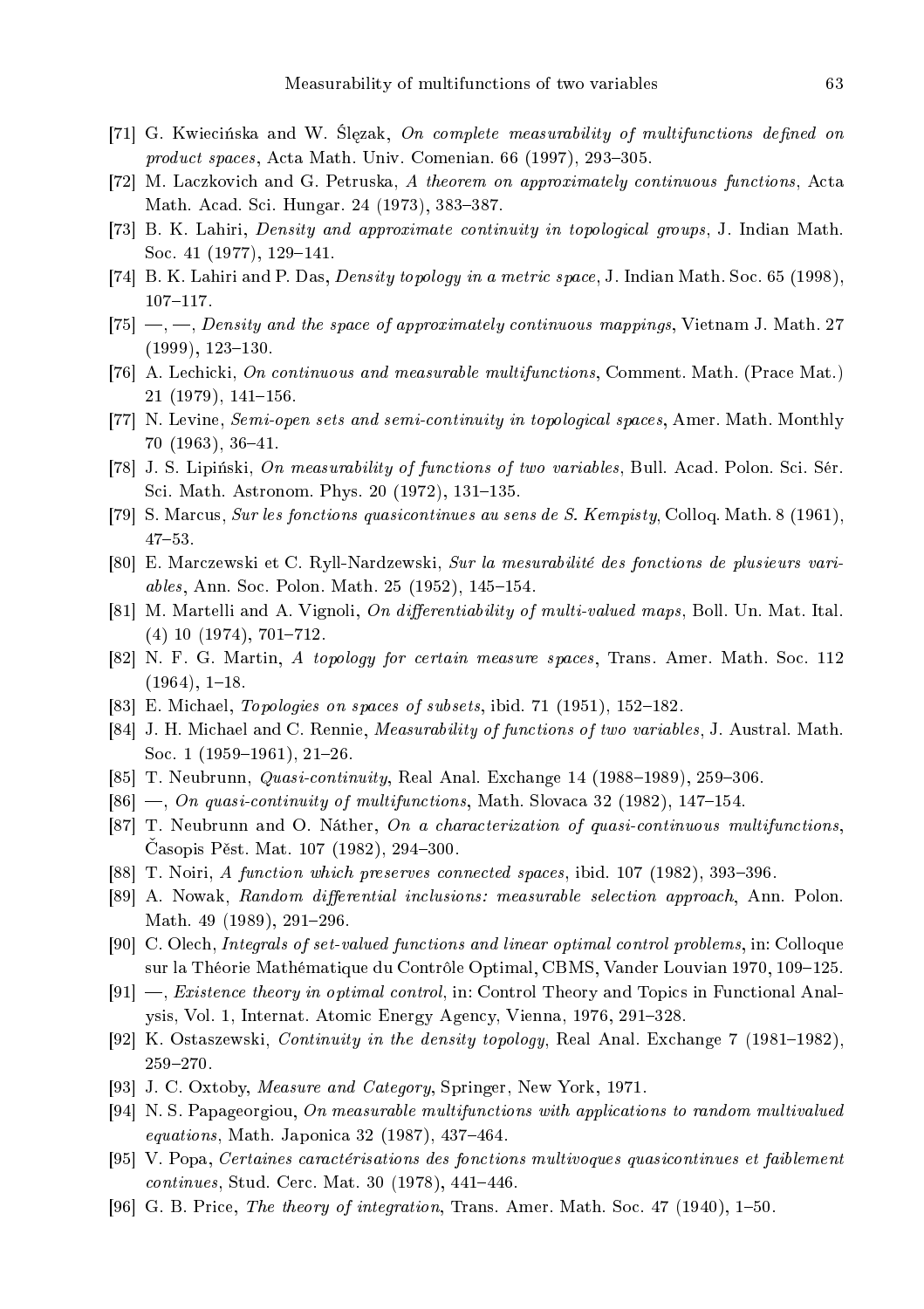[71] G. Kwiecińska and W. Ślęzak, *On complete measurability of multifunctions defined on product spaces*, Acta Math. Univ. Comenian. 66 (1997), 293–305.

[72] M. Laczkovich and G. Petruska, *A theorem on approximately continuous functions*, Acta Math. Acad. Sci. Hungar. 24 (1973), 383–387.

[73] B. K. Lahiri, *Density and approximate continuity in topological groups*, J. Indian Math. Soc. 41 (1977), 129–141.

[74] B. K. Lahiri and P. Das, *Density topology in a metric space*, J. Indian Math. Soc. 65 (1998), 107–117.

[75] —, —, *Density and the space of approximately continuous mappings*, Vietnam J. Math. 27 (1999), 123–130.

[76] A. Lechicki, *On continuous and measurable multifunctions*, Comment. Math. (Prace Mat.) 21 (1979), 141–156.

[77] N. Levine, *Semi-open sets and semi-continuity in topological spaces*, Amer. Math. Monthly 70 (1963), 36–41.

[78] J. S. Lipiński, *On measurability of functions of two variables*, Bull. Acad. Polon. Sci. Sér. Sci. Math. Astronom. Phys. 20 (1972), 131–135.

[79] S. Marcus, *Sur les fonctions quasicontinues au sens de S. Kempisty*, Colloq. Math. 8 (1961), 47–53.

[80] E. Marczewski et C. Ryll-Nardzewski, *Sur la mesurabilité des fonctions de plusieurs variables*, Ann. Soc. Polon. Math. 25 (1952), 145–154.

[81] M. Martelli and A. Vignoli, *On differentiability of multi-valued maps*, Boll. Un. Mat. Ital. (4) 10 (1974), 701–712.

[82] N. F. G. Martin, *A topology for certain measure spaces*, Trans. Amer. Math. Soc. 112 (1964), 1–18.

[83] E. Michael, *Topologies on spaces of subsets*, ibid. 71 (1951), 152–182.

[84] J. H. Michael and C. Rennie, *Measurability of functions of two variables*, J. Austral. Math. Soc. 1 (1959–1961), 21–26.

[85] T. Neubrunn, *Quasi-continuity*, Real Anal. Exchange 14 (1988–1989), 259–306.

[86] —, *On quasi-continuity of multifunctions*, Math. Slovaca 32 (1982), 147–154.

[87] T. Neubrunn and O. Náther, *On a characterization of quasi-continuous multifunctions*, Časopis Pěst. Mat. 107 (1982), 294–300.

[88] T. Noiri, *A function which preserves connected spaces*, ibid. 107 (1982), 393–396.

[89] A. Nowak, *Random differential inclusions: measurable selection approach*, Ann. Polon. Math. 49 (1989), 291–296.

[90] C. Olech, *Integrals of set-valued functions and linear optimal control problems*, in: Colloque sur la Théorie Mathématique du Contrôle Optimal, CBMS, Vander Louvian 1970, 109–125.

[91] —, *Existence theory in optimal control*, in: Control Theory and Topics in Functional Analysis, Vol. 1, Internat. Atomic Energy Agency, Vienna, 1976, 291–328.

[92] K. Ostaszewski, *Continuity in the density topology*, Real Anal. Exchange 7 (1981–1982), 259–270.

[93] J. C. Oxtoby, *Measure and Category*, Springer, New York, 1971.

[94] N. S. Papageorgiou, *On measurable multifunctions with applications to random multivalued equations*, Math. Japonica 32 (1987), 437–464.

[95] V. Popa, *Certaines caractérisations des fonctions multivoques quasicontinues et faiblement continues*, Stud. Cerc. Mat. 30 (1978), 441–446.

[96] G. B. Price, *The theory of integration*, Trans. Amer. Math. Soc. 47 (1940), 1–50.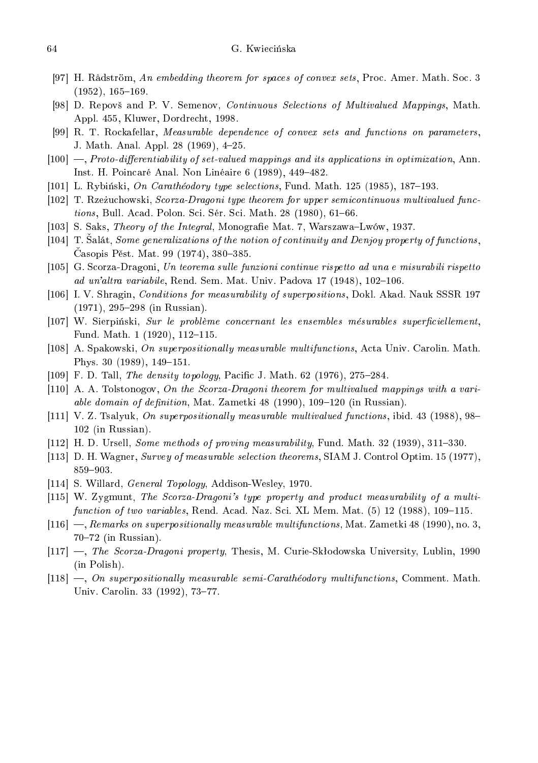[97] H. Rådström, *An embedding theorem for spaces of convex sets*, Proc. Amer. Math. Soc. 3 (1952), 165–169.

[98] D. Repovš and P. V. Semenov, *Continuous Selections of Multivalued Mappings*, Math. Appl. 455, Kluwer, Dordrecht, 1998.

[99] R. T. Rockafellar, *Measurable dependence of convex sets and functions on parameters*, J. Math. Anal. Appl. 28 (1969), 4–25.

[100] —, *Proto-differentiability of set-valued mappings and its applications in optimization*, Ann. Inst. H. Poincaré Anal. Non Linéaire 6 (1989), 449–482.

[101] L. Rybiński, *On Carathéodory type selections*, Fund. Math. 125 (1985), 187–193.

[102] T. Rzeżuchowski, *Scorza-Dragoni type theorem for upper semicontinuous multivalued functions*, Bull. Acad. Polon. Sci. Sér. Sci. Math. 28 (1980), 61–66.

[103] S. Saks, *Theory of the Integral*, Monografie Mat. 7, Warszawa–Lwów, 1937.

[104] T. Šalát, *Some generalizations of the notion of continuity and Denjoy property of functions*, Časopis Pěst. Mat. 99 (1974), 380–385.

[105] G. Scorza-Dragoni, *Un teorema sulle funzioni continue rispetto ad una e misurabili rispetto ad un'altra variabile*, Rend. Sem. Mat. Univ. Padova 17 (1948), 102–106.

[106] I. V. Shragin, *Conditions for measurability of superpositions*, Dokl. Akad. Nauk SSSR 197 (1971), 295–298 (in Russian).

[107] W. Sierpiński, *Sur le problème concernant les ensembles mésurables superficiellement*, Fund. Math. 1 (1920), 112–115.

[108] A. Spakowski, *On superpositionally measurable multifunctions*, Acta Univ. Carolin. Math. Phys. 30 (1989), 149–151.

[109] F. D. Tall, *The density topology*, Pacific J. Math. 62 (1976), 275–284.

[110] A. A. Tolstonogov, *On the Scorza-Dragoni theorem for multivalued mappings with a variable domain of definition*, Mat. Zametki 48 (1990), 109–120 (in Russian).

[111] V. Z. Tsalyuk, *On superpositionally measurable multivalued functions*, ibid. 43 (1988), 98–102 (in Russian).

[112] H. D. Ursell, *Some methods of proving measurability*, Fund. Math. 32 (1939), 311–330.

[113] D. H. Wagner, *Survey of measurable selection theorems*, SIAM J. Control Optim. 15 (1977), 859–903.

[114] S. Willard, *General Topology*, Addison-Wesley, 1970.

[115] W. Zygmunt, *The Scorza-Dragoni's type property and product measurability of a multifunction of two variables*, Rend. Acad. Naz. Sci. XL Mem. Mat. (5) 12 (1988), 109–115.

[116] —, *Remarks on superpositionally measurable multifunctions*, Mat. Zametki 48 (1990), no. 3, 70–72 (in Russian).

[117] —, *The Scorza-Dragoni property*, Thesis, M. Curie-Skłodowska University, Lublin, 1990 (in Polish).

[118] —, *On superpositionally measurable semi-Carathéodory multifunctions*, Comment. Math. Univ. Carolin. 33 (1992), 73–77.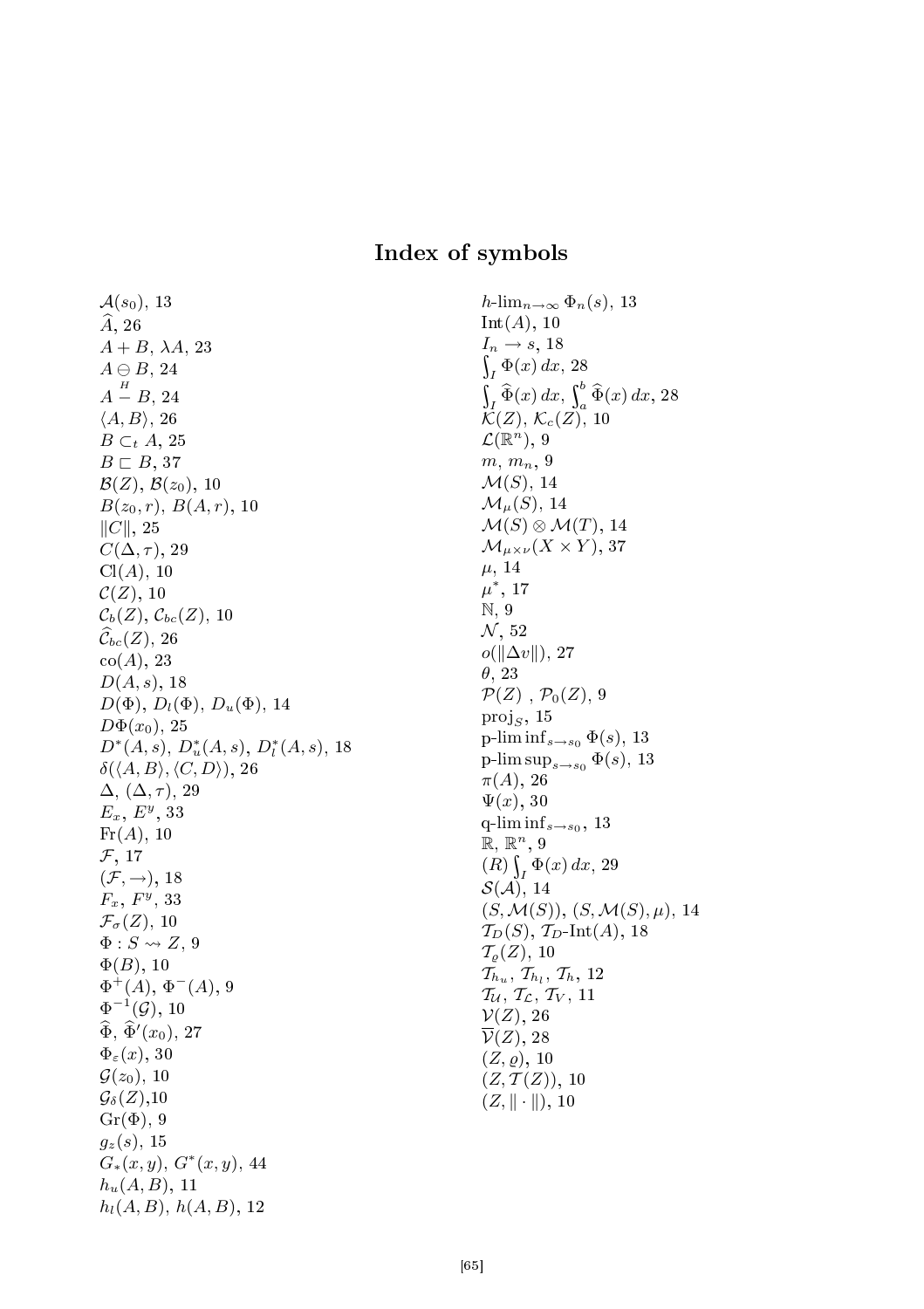# Index of symbols

$\mathcal{A}(s_0)$, 13
$\widehat{A}$, 26
$A+B$, $\lambda A$, 23
$A \ominus B$, 24
$A \overset{H}{-} B$, 24
$\langle A, B\rangle$, 26
$B \subset_t A$, 25
$B \sqsubset B$, 37
$\mathcal{B}(Z)$, $\mathcal{B}(z_0)$, 10
$B(z_0, r)$, $B(A, r)$, 10
$\|C\|$, 25
$C(\Delta, \tau)$, 29
$\mathrm{Cl}(A)$, 10
$\mathcal{C}(Z)$, 10
$\mathcal{C}_b(Z)$, $\mathcal{C}_{bc}(Z)$, 10
$\widehat{\mathcal{C}}_{bc}(Z)$, 26
$\mathrm{co}(A)$, 23
$D(A, s)$, 18
$D(\Phi)$, $D_l(\Phi)$, $D_u(\Phi)$, 14
$D\Phi(x_0)$, 25
$D^*(A, s)$, $D^*_u(A, s)$, $D^*_l(A, s)$, 18
$\delta(\langle A, B\rangle, \langle C, D\rangle)$, 26
$\Delta$, $(\Delta, \tau)$, 29
$E_x$, $E^y$, 33
$\mathrm{Fr}(A)$, 10
$\mathcal{F}$, 17
$(\mathcal{F}, \rightarrow)$, 18
$F_x$, $F^y$, 33
$\mathcal{F}_\sigma(Z)$, 10
$\Phi : S \rightsquigarrow Z$, 9
$\Phi(B)$, 10
$\Phi^+(A)$, $\Phi^-(A)$, 9
$\Phi^{-1}(\mathcal{G})$, 10
$\widehat{\Phi}$, $\widehat{\Phi}'(x_0)$, 27
$\Phi_\varepsilon(x)$, 30
$\mathcal{G}(z_0)$, 10
$\mathcal{G}_\delta(Z)$,10
$\mathrm{Gr}(\Phi)$, 9
$g_z(s)$, 15
$G_*(x, y)$, $G^*(x, y)$, 44
$h_u(A, B)$, 11
$h_l(A, B)$, $h(A, B)$, 12
$h\text{-}\lim_{n\to\infty} \Phi_n(s)$, 13
$\mathrm{Int}(A)$, 10
$I_n \to s$, 18
$\int_I \Phi(x)\,dx$, 28
$\int_I \widehat{\Phi}(x)\,dx$, $\int_a^b \widehat{\Phi}(x)\,dx$, 28
$\mathcal{K}(Z)$, $\mathcal{K}_c(Z)$, 10
$\mathcal{L}(\mathbb{R}^n)$, 9
$m$, $m_n$, 9
$\mathcal{M}(S)$, 14
$\mathcal{M}_\mu(S)$, 14
$\mathcal{M}(S) \otimes \mathcal{M}(T)$, 14
$\mathcal{M}_{\mu\times\nu}(X \times Y)$, 37
$\mu$, 14
$\mu^*$, 17
$\mathbb{N}$, 9
$\mathcal{N}$, 52
$o(\|\Delta v\|)$, 27
$\theta$, 23
$\mathcal{P}(Z)$ , $\mathcal{P}_0(Z)$, 9
$\mathrm{proj}_S$, 15
$\text{p-}\liminf_{s\to s_0} \Phi(s)$, 13
$\text{p-}\limsup_{s\to s_0} \Phi(s)$, 13
$\pi(A)$, 26
$\Psi(x)$, 30
$\text{q-}\liminf_{s\to s_0}$, 13
$\mathbb{R}$, $\mathbb{R}^n$, 9
$(R)\int_I \Phi(x)\,dx$, 29
$\mathcal{S}(\mathcal{A})$, 14
$(S, \mathcal{M}(S))$, $(S, \mathcal{M}(S), \mu)$, 14
$\mathcal{T}_D(S)$, $\mathcal{T}_D$-$\mathrm{Int}(A)$, 18
$\mathcal{T}_\varrho(Z)$, 10
$\mathcal{T}_{h_u}$, $\mathcal{T}_{h_l}$, $\mathcal{T}_h$, 12
$\mathcal{T}_\mathcal{U}$, $\mathcal{T}_\mathcal{L}$, $\mathcal{T}_V$, 11
$\mathcal{V}(Z)$, 26
$\overline{\mathcal{V}}(Z)$, 28
$(Z, \varrho)$, 10
$(Z, \mathcal{T}(Z))$, 10
$(Z, \|\cdot\|)$, 10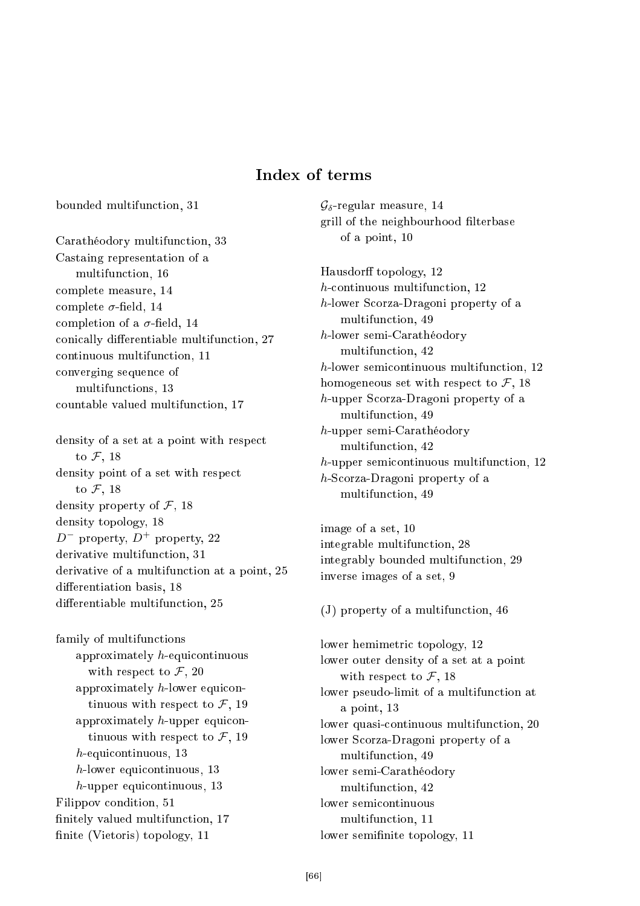# Index of terms

bounded multifunction, 31

Carathéodory multifunction, 33
Castaing representation of a multifunction, 16
complete measure, 14
complete $\sigma$-field, 14
completion of a $\sigma$-field, 14
conically differentiable multifunction, 27
continuous multifunction, 11
converging sequence of multifunctions, 13
countable valued multifunction, 17

density of a set at a point with respect to $\mathcal{F}$, 18
density point of a set with respect to $\mathcal{F}$, 18
density property of $\mathcal{F}$, 18
density topology, 18
$D^-$ property, $D^+$ property, 22
derivative multifunction, 31
derivative of a multifunction at a point, 25
differentiation basis, 18
differentiable multifunction, 25

family of multifunctions
- approximately $h$-equicontinuous with respect to $\mathcal{F}$, 20
- approximately $h$-lower equicontinuous with respect to $\mathcal{F}$, 19
- approximately $h$-upper equicontinuous with respect to $\mathcal{F}$, 19
- $h$-equicontinuous, 13
- $h$-lower equicontinuous, 13
- $h$-upper equicontinuous, 13

Filippov condition, 51
finitely valued multifunction, 17
finite (Vietoris) topology, 11

$\mathcal{G}_\delta$-regular measure, 14
grill of the neighbourhood filterbase of a point, 10

Hausdorff topology, 12
$h$-continuous multifunction, 12
$h$-lower Scorza-Dragoni property of a multifunction, 49
$h$-lower semi-Carathéodory multifunction, 42
$h$-lower semicontinuous multifunction, 12
homogeneous set with respect to $\mathcal{F}$, 18
$h$-upper Scorza-Dragoni property of a multifunction, 49
$h$-upper semi-Carathéodory multifunction, 42
$h$-upper semicontinuous multifunction, 12
$h$-Scorza-Dragoni property of a multifunction, 49

image of a set, 10
integrable multifunction, 28
integrably bounded multifunction, 29
inverse images of a set, 9

(J) property of a multifunction, 46

lower hemimetric topology, 12
lower outer density of a set at a point with respect to $\mathcal{F}$, 18
lower pseudo-limit of a multifunction at a point, 13
lower quasi-continuous multifunction, 20
lower Scorza-Dragoni property of a multifunction, 49
lower semi-Carathéodory multifunction, 42
lower semicontinuous multifunction, 11
lower semifinite topology, 11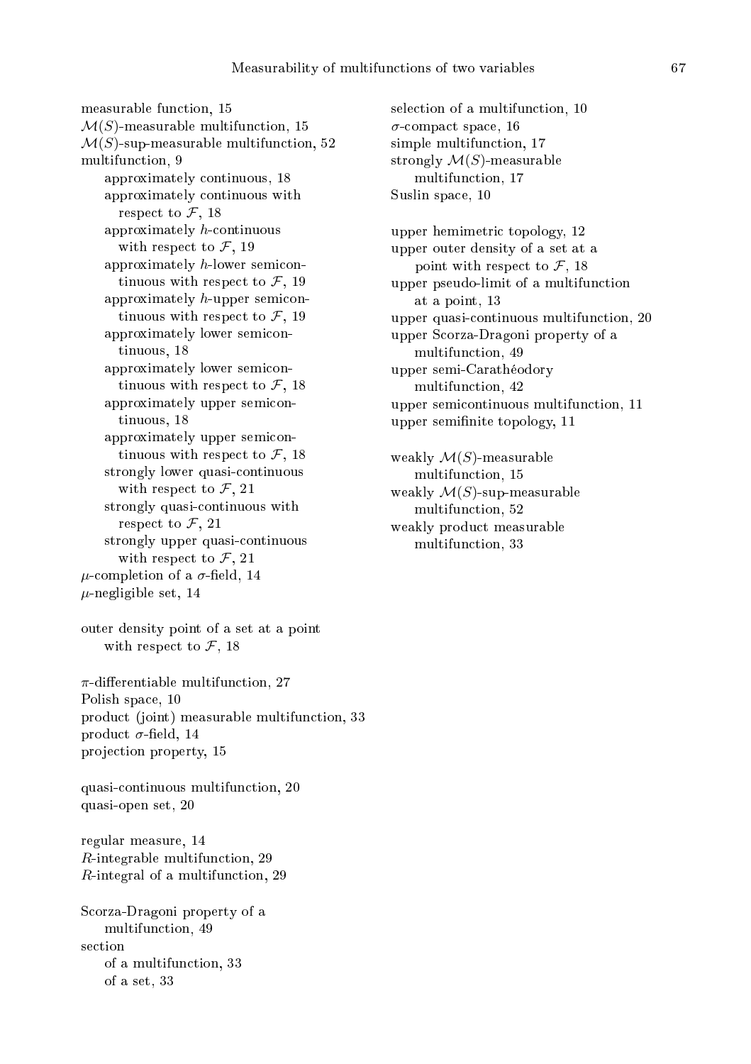measurable function, 15
$\mathcal{M}(S)$-measurable multifunction, 15
$\mathcal{M}(S)$-sup-measurable multifunction, 52
multifunction, 9
- approximately continuous, 18
- approximately continuous with respect to $\mathcal{F}$, 18
- approximately $h$-continuous with respect to $\mathcal{F}$, 19
- approximately $h$-lower semicontinuous with respect to $\mathcal{F}$, 19
- approximately $h$-upper semicontinuous with respect to $\mathcal{F}$, 19
- approximately lower semicontinuous, 18
- approximately lower semicontinuous with respect to $\mathcal{F}$, 18
- approximately upper semicontinuous, 18
- approximately upper semicontinuous with respect to $\mathcal{F}$, 18
- strongly lower quasi-continuous with respect to $\mathcal{F}$, 21
- strongly quasi-continuous with respect to $\mathcal{F}$, 21
- strongly upper quasi-continuous with respect to $\mathcal{F}$, 21

$\mu$-completion of a $\sigma$-field, 14
$\mu$-negligible set, 14

outer density point of a set at a point with respect to $\mathcal{F}$, 18

$\pi$-differentiable multifunction, 27
Polish space, 10
product (joint) measurable multifunction, 33
product $\sigma$-field, 14
projection property, 15

quasi-continuous multifunction, 20
quasi-open set, 20

regular measure, 14
$R$-integrable multifunction, 29
$R$-integral of a multifunction, 29

Scorza-Dragoni property of a multifunction, 49
section
- of a multifunction, 33
- of a set, 33

selection of a multifunction, 10
$\sigma$-compact space, 16
simple multifunction, 17
strongly $\mathcal{M}(S)$-measurable multifunction, 17
Suslin space, 10

upper hemimetric topology, 12
upper outer density of a set at a point with respect to $\mathcal{F}$, 18
upper pseudo-limit of a multifunction at a point, 13
upper quasi-continuous multifunction, 20
upper Scorza-Dragoni property of a multifunction, 49
upper semi-Carathéodory multifunction, 42
upper semicontinuous multifunction, 11
upper semifinite topology, 11

weakly $\mathcal{M}(S)$-measurable multifunction, 15
weakly $\mathcal{M}(S)$-sup-measurable multifunction, 52
weakly product measurable multifunction, 33